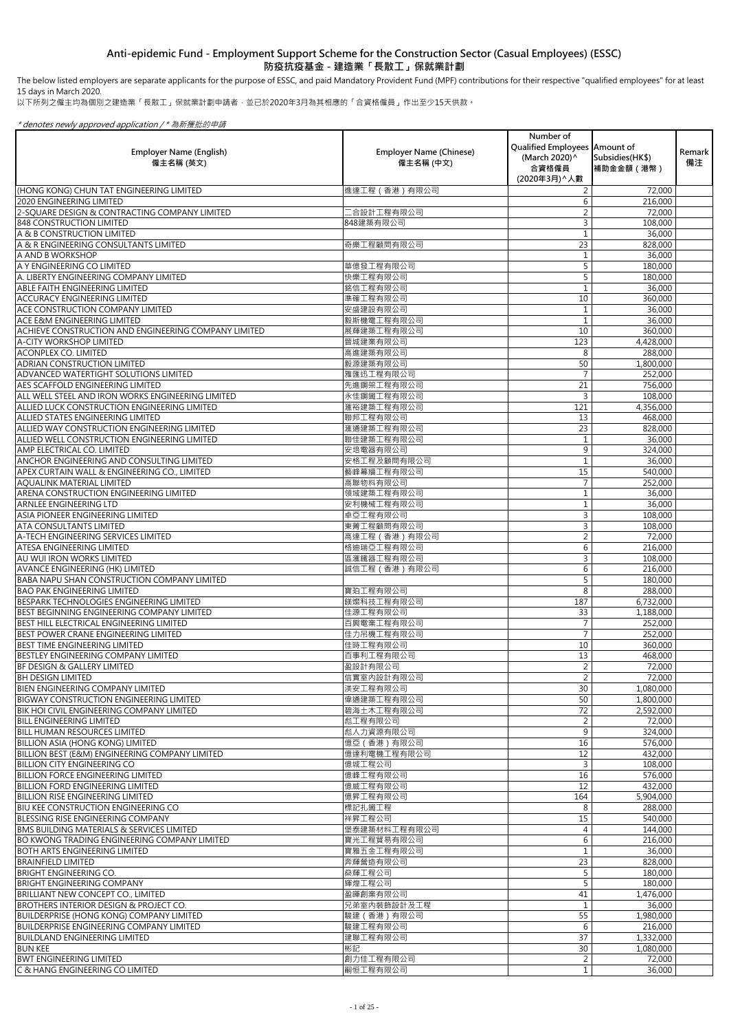## Anti-epidemic Fund - Employment Support Scheme for the Construction Sector (Casual Employees) (ESSC)
## 防疫抗疫基金 - 建造業「長散工」保就業計劃

The below listed employers are separate applicants for the purpose of ESSC, and paid Mandatory Provident Fund (MPF) contributions for their respective "qualified employees" for at least 15 days in March 2020.

以下所列之僱主均為個別之建造業「長散工」保就業計劃申請者，並已於2020年3月為其相應的「合資格僱員」作出至少15天供款。

*\* denotes newly approved application / \* 為新獲批的申請*

| Employer Name (English) 僱主名稱 (英文) | Employer Name (Chinese) 僱主名稱 (中文) | Number of Qualified Employees (March 2020)^ 合資格僱員 (2020年3月)^人數 | Amount of Subsidies(HK$) 補助金金額（港幣） | Remark 備注 |
|---|---|---|---|---|
| (HONG KONG) CHUN TAT ENGINEERING LIMITED | 進達工程（香港）有限公司 | 2 | 72,000 | |
| 2020 ENGINEERING LIMITED | | 6 | 216,000 | |
| 2-SQUARE DESIGN & CONTRACTING COMPANY LIMITED | 二合設計工程有限公司 | 2 | 72,000 | |
| 848 CONSTRUCTION LIMITED | 848建築有限公司 | 3 | 108,000 | |
| A & B CONSTRUCTION LIMITED | | 1 | 36,000 | |
| A & R ENGINEERING CONSULTANTS LIMITED | 奇樂工程顧問有限公司 | 23 | 828,000 | |
| A AND B WORKSHOP | | 1 | 36,000 | |
| A Y ENGINEERING CO LIMITED | 華億發工程有限公司 | 5 | 180,000 | |
| A. LIBERTY ENGINEERING COMPANY LIMITED | 快樂工程有限公司 | 5 | 180,000 | |
| ABLE FAITH ENGINEERING LIMITED | 銘信工程有限公司 | 1 | 36,000 | |
| ACCURACY ENGINEERING LIMITED | 準確工程有限公司 | 10 | 360,000 | |
| ACE CONSTRUCTION COMPANY LIMITED | 安盛建設有限公司 | 1 | 36,000 | |
| ACE E&M ENGINEERING LIMITED | 毅斯機電工程有限公司 | 1 | 36,000 | |
| ACHIEVE CONSTRUCTION AND ENGINEERING COMPANY LIMITED | 展輝建築工程有限公司 | 10 | 360,000 | |
| A-CITY WORKSHOP LIMITED | 晉城建業有限公司 | 123 | 4,428,000 | |
| ACONPLEX CO. LIMITED | 高進建築有限公司 | 8 | 288,000 | |
| ADRIAN CONSTRUCTION LIMITED | 毅源建築有限公司 | 50 | 1,800,000 | |
| ADVANCED WATERTIGHT SOLUTIONS LIMITED | 雅匯迅工程有限公司 | 7 | 252,000 | |
| AES SCAFFOLD ENGINEERING LIMITED | 先進鋼架工程有限公司 | 21 | 756,000 | |
| ALL WELL STEEL AND IRON WORKS ENGINEERING LIMITED | 永佳鋼鐵工程有限公司 | 3 | 108,000 | |
| ALLIED LUCK CONSTRUCTION ENGINEERING LIMITED | 滙裕建築工程有限公司 | 121 | 4,356,000 | |
| ALLIED STATES ENGINEERING LIMITED | 聯邦工程有限公司 | 13 | 468,000 | |
| ALLIED WAY CONSTRUCTION ENGINEERING LIMITED | 滙通建築工程有限公司 | 23 | 828,000 | |
| ALLIED WELL CONSTRUCTION ENGINEERING LIMITED | 聯佳建築工程有限公司 | 1 | 36,000 | |
| AMP ELECTRICAL CO. LIMITED | 安培電器有限公司 | 9 | 324,000 | |
| ANCHOR ENGINEERING AND CONSULTING LIMITED | 安格工程及顧問有限公司 | 1 | 36,000 | |
| APEX CURTAIN WALL & ENGINEERING CO., LIMITED | 藝峰幕牆工程有限公司 | 15 | 540,000 | |
| AQUALINK MATERIAL LIMITED | 高聯物料有限公司 | 7 | 252,000 | |
| ARENA CONSTRUCTION ENGINEERING LIMITED | 領域建築工程有限公司 | 1 | 36,000 | |
| ARNLEE ENGINEERING LTD | 安利機械工程有限公司 | 1 | 36,000 | |
| ASIA PIONEER ENGINEERING LIMITED | 卓亞工程有限公司 | 3 | 108,000 | |
| ATA CONSULTANTS LIMITED | 東菁工程顧問有限公司 | 3 | 108,000 | |
| A-TECH ENGINEERING SERVICES LIMITED | 高達工程（香港）有限公司 | 2 | 72,000 | |
| ATESA ENGINEERING LIMITED | 格迪瑞亞工程有限公司 | 6 | 216,000 | |
| AU WUI IRON WORKS LIMITED | 區滙鐵器工程有限公司 | 3 | 108,000 | |
| AVANCE ENGINEERING (HK) LIMITED | 誠信工程（香港）有限公司 | 6 | 216,000 | |
| BABA NAPU SHAN CONSTRUCTION COMPANY LIMITED | | 5 | 180,000 | |
| BAO PAK ENGINEERING LIMITED | 寶珀工程有限公司 | 8 | 288,000 | |
| BESPARK TECHNOLOGIES ENGINEERING LIMITED | 鎂燦科技工程有限公司 | 187 | 6,732,000 | |
| BEST BEGINNING ENGINEERING COMPANY LIMITED | 佳源工程有限公司 | 33 | 1,188,000 | |
| BEST HILL ELECTRICAL ENGINEERING LIMITED | 百興電業工程有限公司 | 7 | 252,000 | |
| BEST POWER CRANE ENGINEERING LIMITED | 佳力吊機工程有限公司 | 7 | 252,000 | |
| BEST TIME ENGINEERING LIMITED | 佳時工程有限公司 | 10 | 360,000 | |
| BESTLEY ENGINEERING COMPANY LIMITED | 百事利工程有限公司 | 13 | 468,000 | |
| BF DESIGN & GALLERY LIMITED | 盈設計有限公司 | 2 | 72,000 | |
| BH DESIGN LIMITED | 信實室內設計有限公司 | 2 | 72,000 | |
| BIEN ENGINEERING COMPANY LIMITED | 漢安工程有限公司 | 30 | 1,080,000 | |
| BIGWAY CONSTRUCTION ENGINEERING LIMITED | 偉通建築工程有限公司 | 50 | 1,800,000 | |
| BIK HOI CIVIL ENGINEERING COMPANY LIMITED | 碧海土木工程有限公司 | 72 | 2,592,000 | |
| BILL ENGINEERING LIMITED | 彪工程有限公司 | 2 | 72,000 | |
| BILL HUMAN RESOURCES LIMITED | 彪人力資源有限公司 | 9 | 324,000 | |
| BILLION ASIA (HONG KONG) LIMITED | 億亞（香港）有限公司 | 16 | 576,000 | |
| BILLION BEST (E&M) ENGINEERING COMPANY LIMITED | 億達利電機工程有限公司 | 12 | 432,000 | |
| BILLION CITY ENGINEERING CO | 億城工程公司 | 3 | 108,000 | |
| BILLION FORCE ENGINEERING LIMITED | 億峰工程有限公司 | 16 | 576,000 | |
| BILLION FORD ENGINEERING LIMITED | 億威工程有限公司 | 12 | 432,000 | |
| BILLION RISE ENGINEERING LIMITED | 億昇工程有限公司 | 164 | 5,904,000 | |
| BIU KEE CONSTRUCTION ENGINEERING CO | 標記扎鐵工程 | 8 | 288,000 | |
| BLESSING RISE ENGINEERING COMPANY | 祥昇工程公司 | 15 | 540,000 | |
| BMS BUILDING MATERIALS & SERVICES LIMITED | 堡泰建築材料工程有限公司 | 4 | 144,000 | |
| BO KWONG TRADING ENGINEERING COMPANY LIMITED | 寶光工程貿易有限公司 | 6 | 216,000 | |
| BOTH ARTS ENGINEERING LIMITED | 寶雅五金工程有限公司 | 1 | 36,000 | |
| BRAINFIELD LIMITED | 奔輝營造有限公司 | 23 | 828,000 | |
| BRIGHT ENGINEERING CO. | 燊輝工程公司 | 5 | 180,000 | |
| BRIGHT ENGINEERING COMPANY | 輝煌工程公司 | 5 | 180,000 | |
| BRILLIANT NEW CONCEPT CO., LIMITED | 盈暉創業有限公司 | 41 | 1,476,000 | |
| BROTHERS INTERIOR DESIGN & PROJECT CO. | 兄弟室內裝飾設計及工程 | 1 | 36,000 | |
| BUILDERPRISE (HONG KONG) COMPANY LIMITED | 駿建（香港）有限公司 | 55 | 1,980,000 | |
| BUILDERPRISE ENGINEERING COMPANY LIMITED | 駿建工程有限公司 | 6 | 216,000 | |
| BUILDLAND ENGINEERING LIMITED | 建聯工程有限公司 | 37 | 1,332,000 | |
| BUN KEE | 彬記 | 30 | 1,080,000 | |
| BWT ENGINEERING LIMITED | 創力佳工程有限公司 | 2 | 72,000 | |
| C & HANG ENGINEERING CO LIMITED | 嗣恒工程有限公司 | 1 | 36,000 | |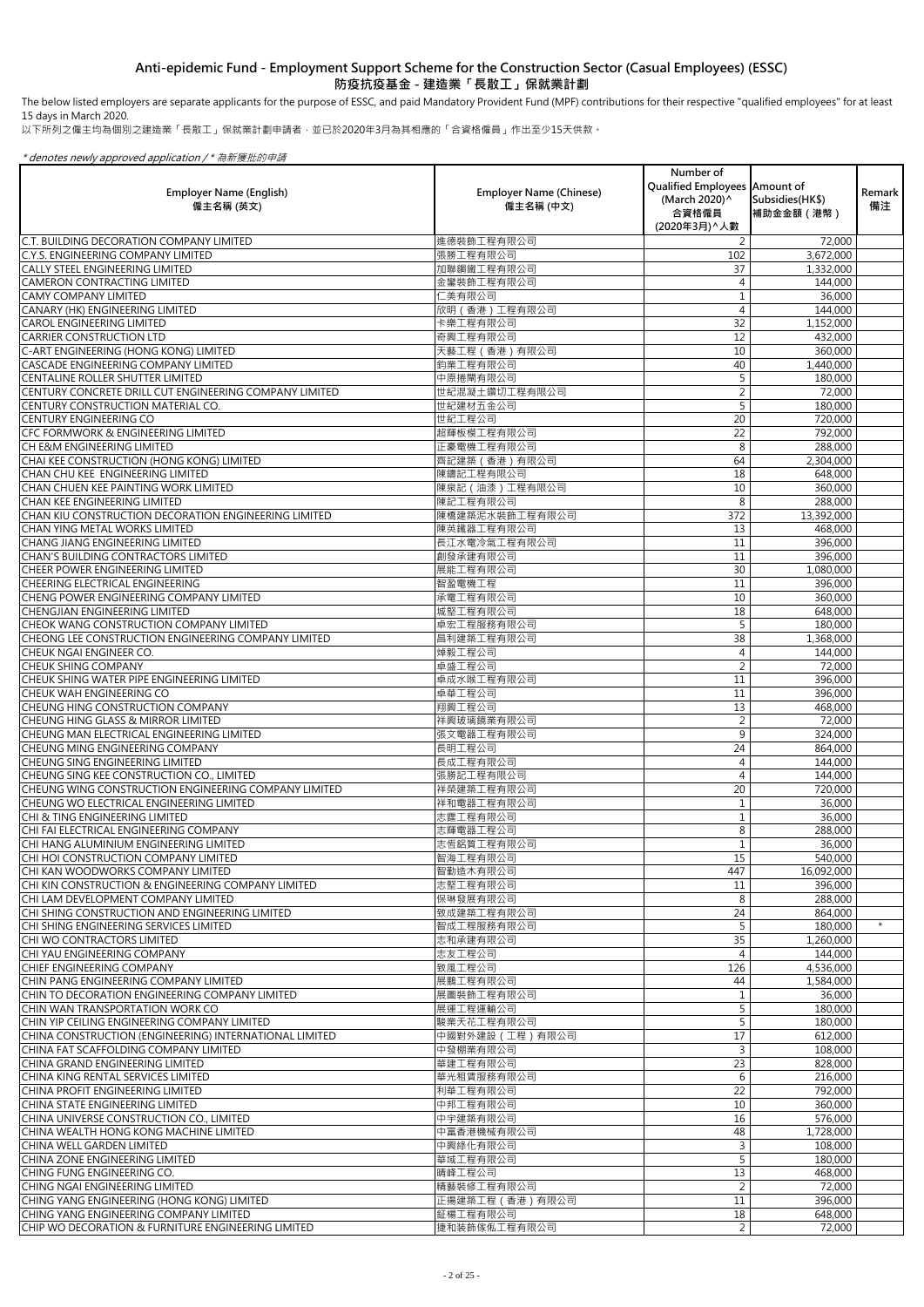# Anti-epidemic Fund - Employment Support Scheme for the Construction Sector (Casual Employees) (ESSC)
# 防疫抗疫基金 - 建造業「長散工」保就業計劃

The below listed employers are separate applicants for the purpose of ESSC, and paid Mandatory Provident Fund (MPF) contributions for their respective "qualified employees" for at least 15 days in March 2020.

以下所列之僱主均為個別之建造業「長散工」保就業計劃申請者，並已於2020年3月為其相應的「合資格僱員」作出至少15天供款。

*\* denotes newly approved application / \* 為新獲批的申請*

| Employer Name (English) 僱主名稱 (英文) | Employer Name (Chinese) 僱主名稱 (中文) | Number of Qualified Employees (March 2020)^ 合資格僱員 (2020年3月)^人數 | Amount of Subsidies(HK$) 補助金金額（港幣） | Remark 備注 |
|---|---|---|---|---|
| C.T. BUILDING DECORATION COMPANY LIMITED | 進德裝飾工程有限公司 | 2 | 72,000 | |
| C.Y.S. ENGINEERING COMPANY LIMITED | 張勝工程有限公司 | 102 | 3,672,000 | |
| CALLY STEEL ENGINEERING LIMITED | 加聯鋼鐵工程有限公司 | 37 | 1,332,000 | |
| CAMERON CONTRACTING LIMITED | 金鑾裝飾工程有限公司 | 4 | 144,000 | |
| CAMY COMPANY LIMITED | 仁美有限公司 | 1 | 36,000 | |
| CANARY (HK) ENGINEERING LIMITED | 欣明（香港）工程有限公司 | 4 | 144,000 | |
| CAROL ENGINEERING LIMITED | 卡樂工程有限公司 | 32 | 1,152,000 | |
| CARRIER CONSTRUCTION LTD | 奇興工程有限公司 | 12 | 432,000 | |
| C-ART ENGINEERING (HONG KONG) LIMITED | 天藝工程（香港）有限公司 | 10 | 360,000 | |
| CASCADE ENGINEERING COMPANY LIMITED | 鈞業工程有限公司 | 40 | 1,440,000 | |
| CENTALINE ROLLER SHUTTER LIMITED | 中原捲閘有限公司 | 5 | 180,000 | |
| CENTURY CONCRETE DRILL CUT ENGINEERING COMPANY LIMITED | 世紀混凝土鑽切工程有限公司 | 2 | 72,000 | |
| CENTURY CONSTRUCTION MATERIAL CO. | 世紀建材五金公司 | 5 | 180,000 | |
| CENTURY ENGINEERING CO | 世紀工程公司 | 20 | 720,000 | |
| CFC FORMWORK & ENGINEERING LIMITED | 超輝板模工程有限公司 | 22 | 792,000 | |
| CH E&M ENGINEERING LIMITED | 正豪電機工程有限公司 | 8 | 288,000 | |
| CHAI KEE CONSTRUCTION (HONG KONG) LIMITED | 齊記建築（香港）有限公司 | 64 | 2,304,000 | |
| CHAN CHU KEE ENGINEERING LIMITED | 陳鑄記工程有限公司 | 18 | 648,000 | |
| CHAN CHUEN KEE PAINTING WORK LIMITED | 陳泉記（油漆）工程有限公司 | 10 | 360,000 | |
| CHAN KEE ENGINEERING LIMITED | 陳記工程有限公司 | 8 | 288,000 | |
| CHAN KIU CONSTRUCTION DECORATION ENGINEERING LIMITED | 陳橋建築泥水裝飾工程有限公司 | 372 | 13,392,000 | |
| CHAN YING METAL WORKS LIMITED | 陳英鐵器工程有限公司 | 13 | 468,000 | |
| CHANG JIANG ENGINEERING LIMITED | 長江水電冷氣工程有限公司 | 11 | 396,000 | |
| CHAN'S BUILDING CONTRACTORS LIMITED | 創發承建有限公司 | 11 | 396,000 | |
| CHEER POWER ENGINEERING LIMITED | 展能工程有限公司 | 30 | 1,080,000 | |
| CHEERING ELECTRICAL ENGINEERING | 智盈電機工程 | 11 | 396,000 | |
| CHENG POWER ENGINEERING COMPANY LIMITED | 承電工程有限公司 | 10 | 360,000 | |
| CHENGJIAN ENGINEERING LIMITED | 城堅工程有限公司 | 18 | 648,000 | |
| CHEOK WANG CONSTRUCTION COMPANY LIMITED | 卓宏工程服務有限公司 | 5 | 180,000 | |
| CHEONG LEE CONSTRUCTION ENGINEERING COMPANY LIMITED | 昌利建築工程有限公司 | 38 | 1,368,000 | |
| CHEUK NGAI ENGINEER CO. | 焯毅工程公司 | 4 | 144,000 | |
| CHEUK SHING COMPANY | 卓盛工程公司 | 2 | 72,000 | |
| CHEUK SHING WATER PIPE ENGINEERING LIMITED | 卓成水喉工程有限公司 | 11 | 396,000 | |
| CHEUK WAH ENGINEERING CO | 卓華工程公司 | 11 | 396,000 | |
| CHEUNG HING CONSTRUCTION COMPANY | 翔興工程公司 | 13 | 468,000 | |
| CHEUNG HING GLASS & MIRROR LIMITED | 祥興玻璃鏡業有限公司 | 2 | 72,000 | |
| CHEUNG MAN ELECTRICAL ENGINEERING LIMITED | 張文電器工程有限公司 | 9 | 324,000 | |
| CHEUNG MING ENGINEERING COMPANY | 長明工程公司 | 24 | 864,000 | |
| CHEUNG SING ENGINEERING LIMITED | 長成工程有限公司 | 4 | 144,000 | |
| CHEUNG SING KEE CONSTRUCTION CO., LIMITED | 張勝記工程有限公司 | 4 | 144,000 | |
| CHEUNG WING CONSTRUCTION ENGINEERING COMPANY LIMITED | 祥榮建築工程有限公司 | 20 | 720,000 | |
| CHEUNG WO ELECTRICAL ENGINEERING LIMITED | 祥和電器工程有限公司 | 1 | 36,000 | |
| CHI & TING ENGINEERING LIMITED | 志霆工程有限公司 | 1 | 36,000 | |
| CHI FAI ELECTRICAL ENGINEERING COMPANY | 志輝電器工程公司 | 8 | 288,000 | |
| CHI HANG ALUMINIUM ENGINEERING LIMITED | 志恆鋁質工程有限公司 | 1 | 36,000 | |
| CHI HOI CONSTRUCTION COMPANY LIMITED | 智海工程有限公司 | 15 | 540,000 | |
| CHI KAN WOODWORKS COMPANY LIMITED | 智勤造木有限公司 | 447 | 16,092,000 | |
| CHI KIN CONSTRUCTION & ENGINEERING COMPANY LIMITED | 志堅工程有限公司 | 11 | 396,000 | |
| CHI LAM DEVELOPMENT COMPANY LIMITED | 保琳發展有限公司 | 8 | 288,000 | |
| CHI SHING CONSTRUCTION AND ENGINEERING LIMITED | 致成建築工程有限公司 | 24 | 864,000 | |
| CHI SHING ENGINEERING SERVICES LIMITED | 智成工程服務有限公司 | 5 | 180,000 | * |
| CHI WO CONTRACTORS LIMITED | 志和承建有限公司 | 35 | 1,260,000 | |
| CHI YAU ENGINEERING COMPANY | 志友工程公司 | 4 | 144,000 | |
| CHIEF ENGINEERING COMPANY | 致風工程公司 | 126 | 4,536,000 | |
| CHIN PANG ENGINEERING COMPANY LIMITED | 展鵬工程有限公司 | 44 | 1,584,000 | |
| CHIN TO DECORATION ENGINEERING COMPANY LIMITED | 展圖裝飾工程有限公司 | 1 | 36,000 | |
| CHIN WAN TRANSPORTATION WORK CO | 展運工程運輸公司 | 5 | 180,000 | |
| CHIN YIP CEILING ENGINEERING COMPANY LIMITED | 駿業天花工程有限公司 | 5 | 180,000 | |
| CHINA CONSTRUCTION (ENGINEERING) INTERNATIONAL LIMITED | 中國對外建設（工程）有限公司 | 17 | 612,000 | |
| CHINA FAT SCAFFOLDING COMPANY LIMITED | 中發棚業有限公司 | 3 | 108,000 | |
| CHINA GRAND ENGINEERING LIMITED | 華建工程有限公司 | 23 | 828,000 | |
| CHINA KING RENTAL SERVICES LIMITED | 華光租賃服務有限公司 | 6 | 216,000 | |
| CHINA PROFIT ENGINEERING LIMITED | 利華工程有限公司 | 22 | 792,000 | |
| CHINA STATE ENGINEERING LIMITED | 中邦工程有限公司 | 10 | 360,000 | |
| CHINA UNIVERSE CONSTRUCTION CO., LIMITED | 中宇建築有限公司 | 16 | 576,000 | |
| CHINA WEALTH HONG KONG MACHINE LIMITED | 中富香港機械有限公司 | 48 | 1,728,000 | |
| CHINA WELL GARDEN LIMITED | 中興綠化有限公司 | 3 | 108,000 | |
| CHINA ZONE ENGINEERING LIMITED | 華域工程有限公司 | 5 | 180,000 | |
| CHING FUNG ENGINEERING CO. | 晴峰工程公司 | 13 | 468,000 | |
| CHING NGAI ENGINEERING LIMITED | 精藝裝修工程有限公司 | 2 | 72,000 | |
| CHING YANG ENGINEERING (HONG KONG) LIMITED | 正揚建築工程（香港）有限公司 | 11 | 396,000 | |
| CHING YANG ENGINEERING COMPANY LIMITED | 鉦楊工程有限公司 | 18 | 648,000 | |
| CHIP WO DECORATION & FURNITURE ENGINEERING LIMITED | 捷和裝飾傢俬工程有限公司 | 2 | 72,000 | |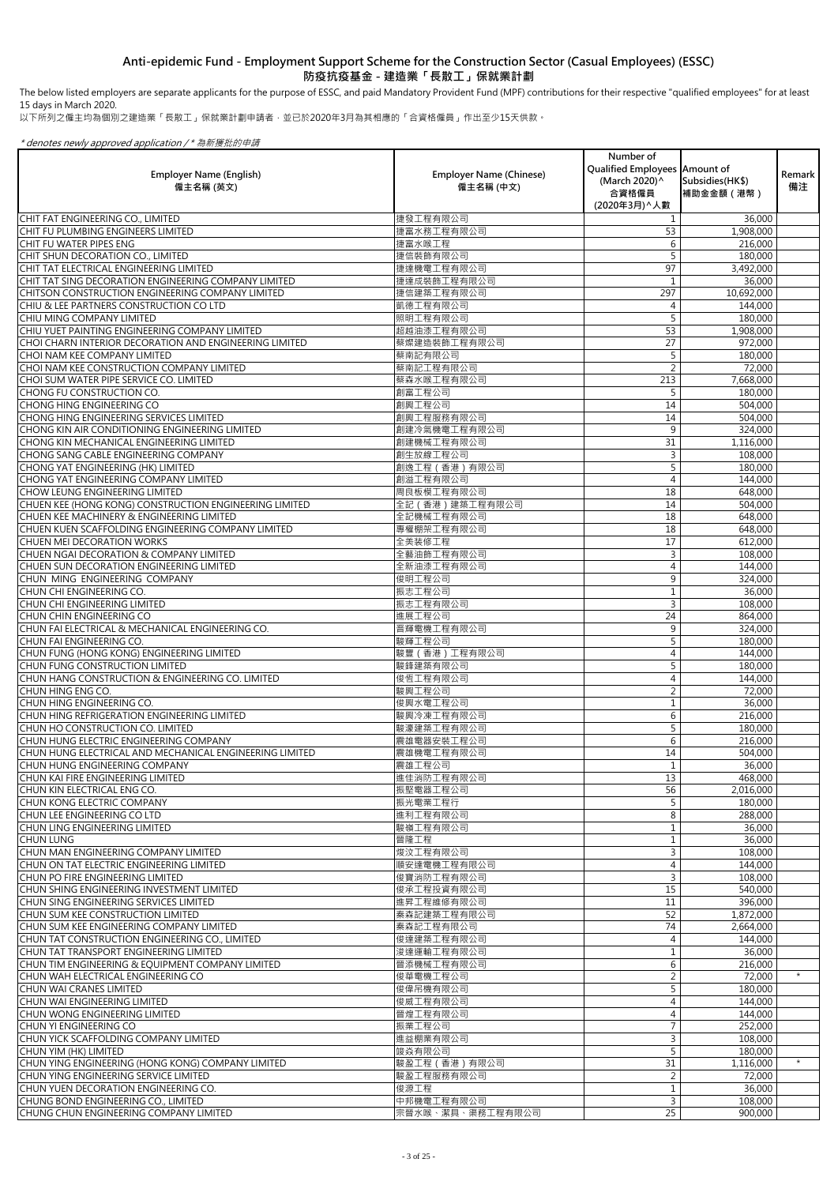# Anti-epidemic Fund - Employment Support Scheme for the Construction Sector (Casual Employees) (ESSC)
# 防疫抗疫基金 - 建造業「長散工」保就業計劃

The below listed employers are separate applicants for the purpose of ESSC, and paid Mandatory Provident Fund (MPF) contributions for their respective "qualified employees" for at least 15 days in March 2020.

以下所列之僱主均為個別之建造業「長散工」保就業計劃申請者，並已於2020年3月為其相應的「合資格僱員」作出至少15天供款。

*\* denotes newly approved application / \* 為新獲批的申請*

| Employer Name (English) 僱主名稱 (英文) | Employer Name (Chinese) 僱主名稱 (中文) | Number of Qualified Employees (March 2020)^ 合資格僱員 (2020年3月)^人數 | Amount of Subsidies(HK$) 補助金金額（港幣） | Remark 備注 |
|---|---|---|---|---|
| CHIT FAT ENGINEERING CO., LIMITED | 捷發工程有限公司 | 1 | 36,000 | |
| CHIT FU PLUMBING ENGINEERS LIMITED | 捷富水務工程有限公司 | 53 | 1,908,000 | |
| CHIT FU WATER PIPES ENG | 捷富水喉工程 | 6 | 216,000 | |
| CHIT SHUN DECORATION CO., LIMITED | 捷信裝飾有限公司 | 5 | 180,000 | |
| CHIT TAT ELECTRICAL ENGINEERING LIMITED | 捷達機電工程有限公司 | 97 | 3,492,000 | |
| CHIT TAT SING DECORATION ENGINEERING COMPANY LIMITED | 捷達成裝飾工程有限公司 | 1 | 36,000 | |
| CHITSON CONSTRUCTION ENGINEERING COMPANY LIMITED | 捷信建築工程有限公司 | 297 | 10,692,000 | |
| CHIU & LEE PARTNERS CONSTRUCTION CO LTD | 凱德工程有限公司 | 4 | 144,000 | |
| CHIU MING COMPANY LIMITED | 照明工程有限公司 | 5 | 180,000 | |
| CHIU YUET PAINTING ENGINEERING COMPANY LIMITED | 超越油漆工程有限公司 | 53 | 1,908,000 | |
| CHOI CHARN INTERIOR DECORATION AND ENGINEERING LIMITED | 蔡燦建造裝飾工程有限公司 | 27 | 972,000 | |
| CHOI NAM KEE COMPANY LIMITED | 蔡南記有限公司 | 5 | 180,000 | |
| CHOI NAM KEE CONSTRUCTION COMPANY LIMITED | 蔡南記工程有限公司 | 2 | 72,000 | |
| CHOI SUM WATER PIPE SERVICE CO. LIMITED | 蔡森水喉工程有限公司 | 213 | 7,668,000 | |
| CHONG FU CONSTRUCTION CO. | 創富工程公司 | 5 | 180,000 | |
| CHONG HING ENGINEERING CO | 創興工程公司 | 14 | 504,000 | |
| CHONG HING ENGINEERING SERVICES LIMITED | 創興工程服務有限公司 | 14 | 504,000 | |
| CHONG KIN AIR CONDITIONING ENGINEERING LIMITED | 創建冷氣機電工程有限公司 | 9 | 324,000 | |
| CHONG KIN MECHANICAL ENGINEERING LIMITED | 創建機械工程有限公司 | 31 | 1,116,000 | |
| CHONG SANG CABLE ENGINEERING COMPANY | 創生放線工程公司 | 3 | 108,000 | |
| CHONG YAT ENGINEERING (HK) LIMITED | 創逸工程（香港）有限公司 | 5 | 180,000 | |
| CHONG YAT ENGINEERING COMPANY LIMITED | 創溢工程有限公司 | 4 | 144,000 | |
| CHOW LEUNG ENGINEERING LIMITED | 周良板模工程有限公司 | 18 | 648,000 | |
| CHUEN KEE (HONG KONG) CONSTRUCTION ENGINEERING LIMITED | 全記（香港）建築工程有限公司 | 14 | 504,000 | |
| CHUEN KEE MACHINERY & ENGINEERING LIMITED | 全記機械工程有限公司 | 18 | 648,000 | |
| CHUEN KUEN SCAFFOLDING ENGINEERING COMPANY LIMITED | 專權棚架工程有限公司 | 18 | 648,000 | |
| CHUEN MEI DECORATION WORKS | 全美裝修工程 | 17 | 612,000 | |
| CHUEN NGAI DECORATION & COMPANY LIMITED | 全藝油飾工程有限公司 | 3 | 108,000 | |
| CHUEN SUN DECORATION ENGINEERING LIMITED | 全新油漆工程有限公司 | 4 | 144,000 | |
| CHUN MING ENGINEERING COMPANY | 俊明工程公司 | 9 | 324,000 | |
| CHUN CHI ENGINEERING CO. | 振志工程公司 | 1 | 36,000 | |
| CHUN CHI ENGINEERING LIMITED | 振志工程有限公司 | 3 | 108,000 | |
| CHUN CHIN ENGINEERING CO | 進展工程公司 | 24 | 864,000 | |
| CHUN FAI ELECTRICAL & MECHANICAL ENGINEERING CO. | 晉輝電機工程有限公司 | 9 | 324,000 | |
| CHUN FAI ENGINEERING CO. | 駿輝工程公司 | 5 | 180,000 | |
| CHUN FUNG (HONG KONG) ENGINEERING LIMITED | 駿豐（香港）工程有限公司 | 4 | 144,000 | |
| CHUN FUNG CONSTRUCTION LIMITED | 駿鋒建築有限公司 | 5 | 180,000 | |
| CHUN HANG CONSTRUCTION & ENGINEERING CO. LIMITED | 俊恆工程有限公司 | 4 | 144,000 | |
| CHUN HING ENG CO. | 駿興工程公司 | 2 | 72,000 | |
| CHUN HING ENGINEERING CO. | 俊興水電工程公司 | 1 | 36,000 | |
| CHUN HING REFRIGERATION ENGINEERING LIMITED | 駿興冷凍工程有限公司 | 6 | 216,000 | |
| CHUN HO CONSTRUCTION CO. LIMITED | 駿濠建築工程有限公司 | 5 | 180,000 | |
| CHUN HUNG ELECTRIC ENGINEERING COMPANY | 震雄電器安裝工程公司 | 6 | 216,000 | |
| CHUN HUNG ELECTRICAL AND MECHANICAL ENGINEERING LIMITED | 震雄機電工程有限公司 | 14 | 504,000 | |
| CHUN HUNG ENGINEERING COMPANY | 震雄工程公司 | 1 | 36,000 | |
| CHUN KAI FIRE ENGINEERING LIMITED | 進佳消防工程有限公司 | 13 | 468,000 | |
| CHUN KIN ELECTRICAL ENG CO. | 振堅電器工程公司 | 56 | 2,016,000 | |
| CHUN KONG ELECTRIC COMPANY | 振光電業工程行 | 5 | 180,000 | |
| CHUN LEE ENGINEERING CO LTD | 進利工程有限公司 | 8 | 288,000 | |
| CHUN LING ENGINEERING LIMITED | 駿嶺工程有限公司 | 1 | 36,000 | |
| CHUN LUNG | 晉隆工程 | 1 | 36,000 | |
| CHUN MAN ENGINEERING COMPANY LIMITED | 俊汶工程有限公司 | 3 | 108,000 | |
| CHUN ON TAT ELECTRIC ENGINEERING LIMITED | 順安達電機工程有限公司 | 4 | 144,000 | |
| CHUN PO FIRE ENGINEERING LIMITED | 俊寶消防工程有限公司 | 3 | 108,000 | |
| CHUN SHING ENGINEERING INVESTMENT LIMITED | 俊承工程投資有限公司 | 15 | 540,000 | |
| CHUN SING ENGINEERING SERVICES LIMITED | 進昇工程維修有限公司 | 11 | 396,000 | |
| CHUN SUM KEE CONSTRUCTION LIMITED | 秦森記建築工程有限公司 | 52 | 1,872,000 | |
| CHUN SUM KEE ENGINEERING COMPANY LIMITED | 秦森記工程有限公司 | 74 | 2,664,000 | |
| CHUN TAT CONSTRUCTION ENGINEERING CO., LIMITED | 俊達建築工程有限公司 | 4 | 144,000 | |
| CHUN TAT TRANSPORT ENGINEERING LIMITED | 浚達運輸工程有限公司 | 1 | 36,000 | |
| CHUN TIM ENGINEERING & EQUIPMENT COMPANY LIMITED | 晉添機械工程有限公司 | 6 | 216,000 | |
| CHUN WAH ELECTRICAL ENGINEERING CO | 俊華電機工程公司 | 2 | 72,000 | * |
| CHUN WAI CRANES LIMITED | 俊偉吊機有限公司 | 5 | 180,000 | |
| CHUN WAI ENGINEERING LIMITED | 俊威工程有限公司 | 4 | 144,000 | |
| CHUN WONG ENGINEERING LIMITED | 晉煌工程有限公司 | 4 | 144,000 | |
| CHUN YI ENGINEERING CO | 振業工程公司 | 7 | 252,000 | |
| CHUN YICK SCAFFOLDING COMPANY LIMITED | 進益棚業有限公司 | 3 | 108,000 | |
| CHUN YIM (HK) LIMITED | 竣焱有限公司 | 5 | 180,000 | |
| CHUN YING ENGINEERING (HONG KONG) COMPANY LIMITED | 駿盈工程（香港）有限公司 | 31 | 1,116,000 | * |
| CHUN YING ENGINEERING SERVICE LIMITED | 駿盈工程服務有限公司 | 2 | 72,000 | |
| CHUN YUEN DECORATION ENGINEERING CO. | 俊源工程 | 1 | 36,000 | |
| CHUNG BOND ENGINEERING CO., LIMITED | 中邦機電工程有限公司 | 3 | 108,000 | |
| CHUNG CHUN ENGINEERING COMPANY LIMITED | 宗晉水喉、潔具、渠務工程有限公司 | 25 | 900,000 | |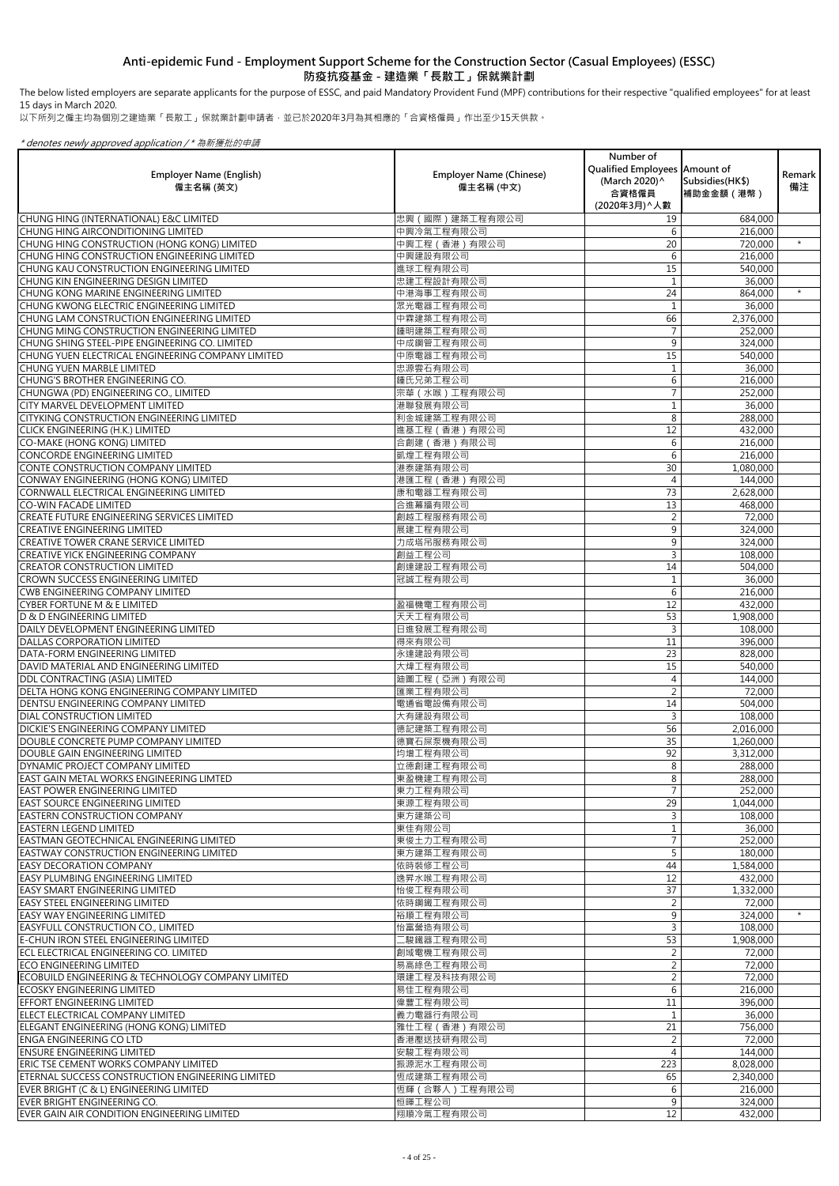# Anti-epidemic Fund - Employment Support Scheme for the Construction Sector (Casual Employees) (ESSC)
# 防疫抗疫基金 - 建造業「長散工」保就業計劃

The below listed employers are separate applicants for the purpose of ESSC, and paid Mandatory Provident Fund (MPF) contributions for their respective "qualified employees" for at least 15 days in March 2020.

以下所列之僱主均為個別之建造業「長散工」保就業計劃申請者，並已於2020年3月為其相應的「合資格僱員」作出至少15天供款。

*\* denotes newly approved application / \* 為新獲批的申請*

| Employer Name (English) 僱主名稱 (英文) | Employer Name (Chinese) 僱主名稱 (中文) | Number of Qualified Employees (March 2020)^ 合資格僱員 (2020年3月)^人數 | Amount of Subsidies(HK$) 補助金金額（港幣） | Remark 備注 |
|---|---|---|---|---|
| CHUNG HING (INTERNATIONAL) E&C LIMITED | 忠興（國際）建築工程有限公司 | 19 | 684,000 | |
| CHUNG HING AIRCONDITIONING LIMITED | 中興冷氣工程有限公司 | 6 | 216,000 | |
| CHUNG HING CONSTRUCTION (HONG KONG) LIMITED | 中興工程（香港）有限公司 | 20 | 720,000 | * |
| CHUNG HING CONSTRUCTION ENGINEERING LIMITED | 中興建設有限公司 | 6 | 216,000 | |
| CHUNG KAU CONSTRUCTION ENGINEERING LIMITED | 進球工程有限公司 | 15 | 540,000 | |
| CHUNG KIN ENGINEERING DESIGN LIMITED | 忠建工程設計有限公司 | 1 | 36,000 | |
| CHUNG KONG MARINE ENGINEERING LIMITED | 中港海事工程有限公司 | 24 | 864,000 | * |
| CHUNG KWONG ELECTRIC ENGINEERING LIMITED | 眾光電器工程有限公司 | 1 | 36,000 | |
| CHUNG LAM CONSTRUCTION ENGINEERING LIMITED | 中霖建築工程有限公司 | 66 | 2,376,000 | |
| CHUNG MING CONSTRUCTION ENGINEERING LIMITED | 鍾明建築工程有限公司 | 7 | 252,000 | |
| CHUNG SHING STEEL-PIPE ENGINEERING CO. LIMITED | 中成鋼管工程有限公司 | 9 | 324,000 | |
| CHUNG YUEN ELECTRICAL ENGINEERING COMPANY LIMITED | 中原電器工程有限公司 | 15 | 540,000 | |
| CHUNG YUEN MARBLE LIMITED | 忠源雲石有限公司 | 1 | 36,000 | |
| CHUNG'S BROTHER ENGINEERING CO. | 鍾氏兄弟工程公司 | 6 | 216,000 | |
| CHUNGWA (PD) ENGINEERING CO., LIMITED | 宗華（水喉）工程有限公司 | 7 | 252,000 | |
| CITY MARVEL DEVELOPMENT LIMITED | 港聯發展有限公司 | 1 | 36,000 | |
| CITYKING CONSTRUCTION ENGINEERING LIMITED | 利金城建築工程有限公司 | 8 | 288,000 | |
| CLICK ENGINEERING (H.K.) LIMITED | 進基工程（香港）有限公司 | 12 | 432,000 | |
| CO-MAKE (HONG KONG) LIMITED | 合創建（香港）有限公司 | 6 | 216,000 | |
| CONCORDE ENGINEERING LIMITED | 凱煌工程有限公司 | 6 | 216,000 | |
| CONTE CONSTRUCTION COMPANY LIMITED | 港泰建築有限公司 | 30 | 1,080,000 | |
| CONWAY ENGINEERING (HONG KONG) LIMITED | 港匯工程（香港）有限公司 | 4 | 144,000 | |
| CORNWALL ELECTRICAL ENGINEERING LIMITED | 康和電器工程有限公司 | 73 | 2,628,000 | |
| CO-WIN FACADE LIMITED | 合進幕牆有限公司 | 13 | 468,000 | |
| CREATE FUTURE ENGINEERING SERVICES LIMITED | 創越工程服務有限公司 | 2 | 72,000 | |
| CREATIVE ENGINEERING LIMITED | 展建工程有限公司 | 9 | 324,000 | |
| CREATIVE TOWER CRANE SERVICE LIMITED | 力成塔吊服務有限公司 | 9 | 324,000 | |
| CREATIVE YICK ENGINEERING COMPANY | 創益工程公司 | 3 | 108,000 | |
| CREATOR CONSTRUCTION LIMITED | 創運建設工程有限公司 | 14 | 504,000 | |
| CROWN SUCCESS ENGINEERING LIMITED | 冠誠工程有限公司 | 1 | 36,000 | |
| CWB ENGINEERING COMPANY LIMITED | | 6 | 216,000 | |
| CYBER FORTUNE M & E LIMITED | 盈福機電工程有限公司 | 12 | 432,000 | |
| D & D ENGINEERING LIMITED | 天天工程有限公司 | 53 | 1,908,000 | |
| DAILY DEVELOPMENT ENGINEERING LIMITED | 日進發展工程有限公司 | 3 | 108,000 | |
| DALLAS CORPORATION LIMITED | 得來有限公司 | 11 | 396,000 | |
| DATA-FORM ENGINEERING LIMITED | 永達建設有限公司 | 23 | 828,000 | |
| DAVID MATERIAL AND ENGINEERING LIMITED | 大煒工程有限公司 | 15 | 540,000 | |
| DDL CONTRACTING (ASIA) LIMITED | 廸圖工程（亞洲）有限公司 | 4 | 144,000 | |
| DELTA HONG KONG ENGINEERING COMPANY LIMITED | 匯業工程有限公司 | 2 | 72,000 | |
| DENTSU ENGINEERING COMPANY LIMITED | 電通省電設備有限公司 | 14 | 504,000 | |
| DIAL CONSTRUCTION LIMITED | 大有建設有限公司 | 3 | 108,000 | |
| DICKIE'S ENGINEERING COMPANY LIMITED | 德記建築工程有限公司 | 56 | 2,016,000 | |
| DOUBLE CONCRETE PUMP COMPANY LIMITED | 德寶石屎泵機有限公司 | 35 | 1,260,000 | |
| DOUBLE GAIN ENGINEERING LIMITED | 均增工程有限公司 | 92 | 3,312,000 | |
| DYNAMIC PROJECT COMPANY LIMITED | 立德創建工程有限公司 | 8 | 288,000 | |
| EAST GAIN METAL WORKS ENGINEERING LIMTED | 東盈機建工程有限公司 | 8 | 288,000 | |
| EAST POWER ENGINEERING LIMITED | 東力工程有限公司 | 7 | 252,000 | |
| EAST SOURCE ENGINEERING LIMITED | 東源工程有限公司 | 29 | 1,044,000 | |
| EASTERN CONSTRUCTION COMPANY | 東方建築公司 | 3 | 108,000 | |
| EASTERN LEGEND LIMITED | 東佳有限公司 | 1 | 36,000 | |
| EASTMAN GEOTECHNICAL ENGINEERING LIMITED | 東俊土力工程有限公司 | 7 | 252,000 | |
| EASTWAY CONSTRUCTION ENGINEERING LIMITED | 東方建築工程有限公司 | 5 | 180,000 | |
| EASY DECORATION COMPANY | 依時裝修工程公司 | 44 | 1,584,000 | |
| EASY PLUMBING ENGINEERING LIMITED | 逸昇水喉工程有限公司 | 12 | 432,000 | |
| EASY SMART ENGINEERING LIMITED | 怡俊工程有限公司 | 37 | 1,332,000 | |
| EASY STEEL ENGINEERING LIMITED | 依時鋼鐵工程有限公司 | 2 | 72,000 | |
| EASY WAY ENGINEERING LIMITED | 裕順工程有限公司 | 9 | 324,000 | * |
| EASYFULL CONSTRUCTION CO., LIMITED | 怡富營造有限公司 | 3 | 108,000 | |
| E-CHUN IRON STEEL ENGINEERING LIMITED | 二駿鐵器工程有限公司 | 53 | 1,908,000 | |
| ECL ELECTRICAL ENGINEERING CO. LIMITED | 創域電機工程有限公司 | 2 | 72,000 | |
| ECO ENGINEERING LIMITED | 易高綠色工程有限公司 | 2 | 72,000 | |
| ECOBUILD ENGINEERING & TECHNOLOGY COMPANY LIMITED | 環建工程及科技有限公司 | 2 | 72,000 | |
| ECOSKY ENGINEERING LIMITED | 易佳工程有限公司 | 6 | 216,000 | |
| EFFORT ENGINEERING LIMITED | 偉豐工程有限公司 | 11 | 396,000 | |
| ELECT ELECTRICAL COMPANY LIMITED | 義力電器行有限公司 | 1 | 36,000 | |
| ELEGANT ENGINEERING (HONG KONG) LIMITED | 雅仕工程（香港）有限公司 | 21 | 756,000 | |
| ENGA ENGINEERING CO LTD | 香港壓送技研有限公司 | 2 | 72,000 | |
| ENSURE ENGINEERING LIMITED | 安駿工程有限公司 | 4 | 144,000 | |
| ERIC TSE CEMENT WORKS COMPANY LIMITED | 振源泥水工程有限公司 | 223 | 8,028,000 | |
| ETERNAL SUCCESS CONSTRUCTION ENGINEERING LIMITED | 恆成建築工程有限公司 | 65 | 2,340,000 | |
| EVER BRIGHT (C & L) ENGINEERING LIMITED | 恆輝（合夥人）工程有限公司 | 6 | 216,000 | |
| EVER BRIGHT ENGINEERING CO. | 恒暉工程公司 | 9 | 324,000 | |
| EVER GAIN AIR CONDITION ENGINEERING LIMITED | 翔順冷氣工程有限公司 | 12 | 432,000 | |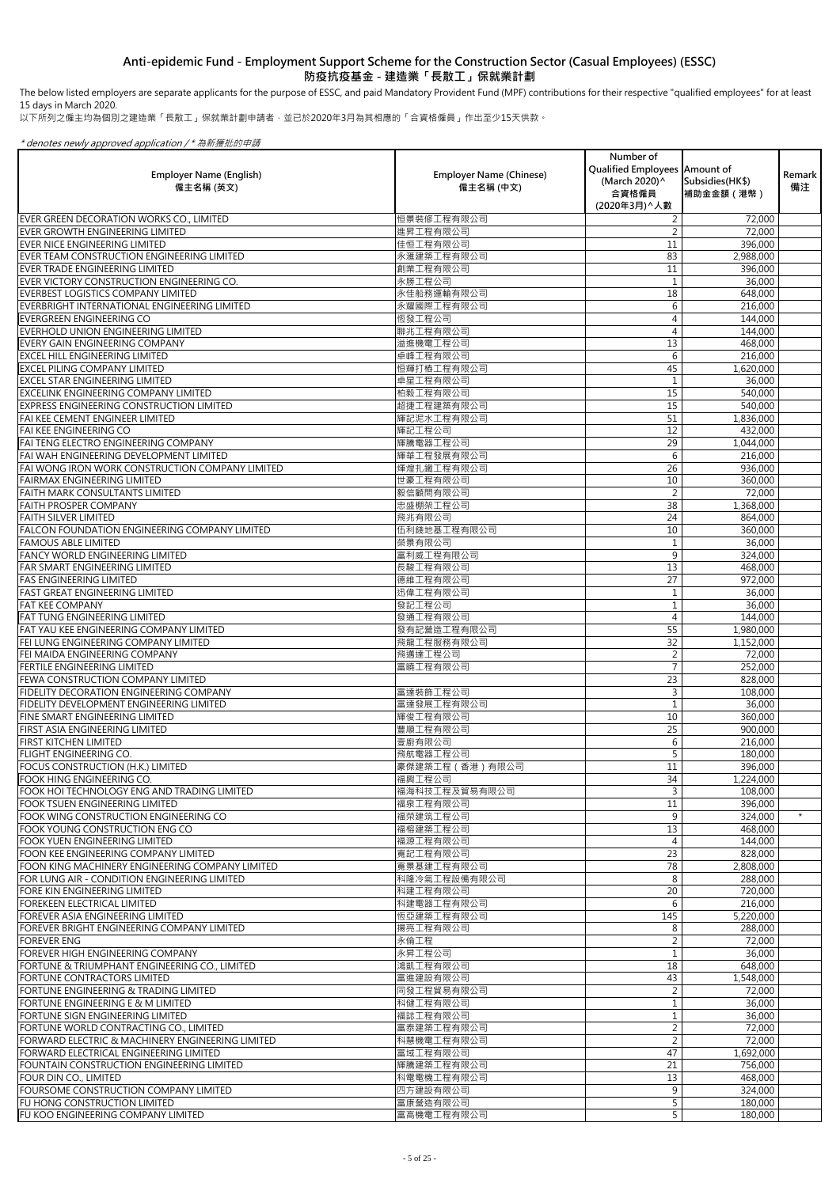# Anti-epidemic Fund - Employment Support Scheme for the Construction Sector (Casual Employees) (ESSC)
# 防疫抗疫基金 - 建造業「長散工」保就業計劃

The below listed employers are separate applicants for the purpose of ESSC, and paid Mandatory Provident Fund (MPF) contributions for their respective "qualified employees" for at least 15 days in March 2020.

以下所列之僱主均為個別之建造業「長散工」保就業計劃申請者，並已於2020年3月為其相應的「合資格僱員」作出至少15天供款。

*\* denotes newly approved application / \* 為新獲批的申請*

| Employer Name (English) 僱主名稱 (英文) | Employer Name (Chinese) 僱主名稱 (中文) | Number of Qualified Employees (March 2020)^ 合資格僱員 (2020年3月)^人數 | Amount of Subsidies(HK$) 補助金金額（港幣） | Remark 備注 |
|---|---|---|---|---|
| EVER GREEN DECORATION WORKS CO., LIMITED | 恒景裝修工程有限公司 | 2 | 72,000 | |
| EVER GROWTH ENGINEERING LIMITED | 進昇工程有限公司 | 2 | 72,000 | |
| EVER NICE ENGINEERING LIMITED | 佳恒工程有限公司 | 11 | 396,000 | |
| EVER TEAM CONSTRUCTION ENGINEERING LIMITED | 永滙建築工程有限公司 | 83 | 2,988,000 | |
| EVER TRADE ENGINEERING LIMITED | 創業工程有限公司 | 11 | 396,000 | |
| EVER VICTORY CONSTRUCTION ENGINEERING CO. | 永勝工程公司 | 1 | 36,000 | |
| EVERBEST LOGISTICS COMPANY LIMITED | 永佳船務運輸有限公司 | 18 | 648,000 | |
| EVERBRIGHT INTERNATIONAL ENGINEERING LIMITED | 永耀國際工程有限公司 | 6 | 216,000 | |
| EVERGREEN ENGINEERING CO | 恆發工程公司 | 4 | 144,000 | |
| EVERHOLD UNION ENGINEERING LIMITED | 聯兆工程有限公司 | 4 | 144,000 | |
| EVERY GAIN ENGINEERING COMPANY | 溢進機電工程公司 | 13 | 468,000 | |
| EXCEL HILL ENGINEERING LIMITED | 卓峰工程有限公司 | 6 | 216,000 | |
| EXCEL PILING COMPANY LIMITED | 恒輝打樁工程有限公司 | 45 | 1,620,000 | |
| EXCEL STAR ENGINEERING LIMITED | 卓星工程有限公司 | 1 | 36,000 | |
| EXCELINK ENGINEERING COMPANY LIMITED | 柏毅工程有限公司 | 15 | 540,000 | |
| EXPRESS ENGINEERING CONSTRUCTION LIMITED | 超捷工程建築有限公司 | 15 | 540,000 | |
| FAI KEE CEMENT ENGINEER LIMITED | 輝記泥水工程有限公司 | 51 | 1,836,000 | |
| FAI KEE ENGINEERING CO | 輝記工程公司 | 12 | 432,000 | |
| FAI TENG ELECTRO ENGINEERING COMPANY | 輝騰電器工程公司 | 29 | 1,044,000 | |
| FAI WAH ENGINEERING DEVELOPMENT LIMITED | 輝華工程發展有限公司 | 6 | 216,000 | |
| FAI WONG IRON WORK CONSTRUCTION COMPANY LIMITED | 煇煌扎鐵工程有限公司 | 26 | 936,000 | |
| FAIRMAX ENGINEERING LIMITED | 世豪工程有限公司 | 10 | 360,000 | |
| FAITH MARK CONSULTANTS LIMITED | 毅信顧問有限公司 | 2 | 72,000 | |
| FAITH PROSPER COMPANY | 忠盛棚架工程公司 | 38 | 1,368,000 | |
| FAITH SILVER LIMITED | 飛兆有限公司 | 24 | 864,000 | |
| FALCON FOUNDATION ENGINEERING COMPANY LIMITED | 伍利錢地基工程有限公司 | 10 | 360,000 | |
| FAMOUS ABLE LIMITED | 榮景有限公司 | 1 | 36,000 | |
| FANCY WORLD ENGINEERING LIMITED | 富利威工程有限公司 | 9 | 324,000 | |
| FAR SMART ENGINEERING LIMITED | 長駿工程有限公司 | 13 | 468,000 | |
| FAS ENGINEERING LIMITED | 德維工程有限公司 | 27 | 972,000 | |
| FAST GREAT ENGINEERING LIMITED | 迅偉工程有限公司 | 1 | 36,000 | |
| FAT KEE COMPANY | 發記工程公司 | 1 | 36,000 | |
| FAT TUNG ENGINEERING LIMITED | 發通工程有限公司 | 4 | 144,000 | |
| FAT YAU KEE ENGINEERING COMPANY LIMITED | 發有記營造工程有限公司 | 55 | 1,980,000 | |
| FEI LUNG ENGINEERING COMPANY LIMITED | 飛龍工程服務有限公司 | 32 | 1,152,000 | |
| FEI MAIDA ENGINEERING COMPANY | 飛邁達工程公司 | 2 | 72,000 | |
| FERTILE ENGINEERING LIMITED | 富曉工程有限公司 | 7 | 252,000 | |
| FEWA CONSTRUCTION COMPANY LIMITED | | 23 | 828,000 | |
| FIDELITY DECORATION ENGINEERING COMPANY | 富達裝飾工程公司 | 3 | 108,000 | |
| FIDELITY DEVELOPMENT ENGINEERING LIMITED | 富達發展工程有限公司 | 1 | 36,000 | |
| FINE SMART ENGINEERING LIMITED | 輝俊工程有限公司 | 10 | 360,000 | |
| FIRST ASIA ENGINEERING LIMITED | 豐順工程有限公司 | 25 | 900,000 | |
| FIRST KITCHEN LIMITED | 壹廚有限公司 | 6 | 216,000 | |
| FLIGHT ENGINEERING CO. | 飛航電器工程公司 | 5 | 180,000 | |
| FOCUS CONSTRUCTION (H.K.) LIMITED | 豪傑建築工程（香港）有限公司 | 11 | 396,000 | |
| FOOK HING ENGINEERING CO. | 福興工程公司 | 34 | 1,224,000 | |
| FOOK HOI TECHNOLOGY ENG AND TRADING LIMITED | 福海科技工程及貿易有限公司 | 3 | 108,000 | |
| FOOK TSUEN ENGINEERING LIMITED | 福泉工程有限公司 | 11 | 396,000 | |
| FOOK WING CONSTRUCTION ENGINEERING CO | 福榮建筑工程公司 | 9 | 324,000 | * |
| FOOK YOUNG CONSTRUCTION ENG CO | 福榕建築工程公司 | 13 | 468,000 | |
| FOOK YUEN ENGINEERING LIMITED | 福源工程有限公司 | 4 | 144,000 | |
| FOON KEE ENGINEERING COMPANY LIMITED | 寬記工程有限公司 | 23 | 828,000 | |
| FOON KING MACHINERY ENGINEERING COMPANY LIMITED | 寬景基建工程有限公司 | 78 | 2,808,000 | |
| FOR LUNG AIR - CONDITION ENGINEERING LIMITED | 科隆冷氣工程設備有限公司 | 8 | 288,000 | |
| FORE KIN ENGINEERING LIMITED | 科建工程有限公司 | 20 | 720,000 | |
| FOREKEEN ELECTRICAL LIMITED | 科建電器工程有限公司 | 6 | 216,000 | |
| FOREVER ASIA ENGINEERING LIMITED | 恆亞建築工程有限公司 | 145 | 5,220,000 | |
| FOREVER BRIGHT ENGINEERING COMPANY LIMITED | 揚亮工程有限公司 | 8 | 288,000 | |
| FOREVER ENG | 永倫工程 | 2 | 72,000 | |
| FOREVER HIGH ENGINEERING COMPANY | 永昇工程公司 | 1 | 36,000 | |
| FORTUNE & TRIUMPHANT ENGINEERING CO., LIMITED | 鴻凱工程有限公司 | 18 | 648,000 | |
| FORTUNE CONTRACTORS LIMITED | 富進建設有限公司 | 43 | 1,548,000 | |
| FORTUNE ENGINEERING & TRADING LIMITED | 同發工程貿易有限公司 | 2 | 72,000 | |
| FORTUNE ENGINEERING E & M LIMITED | 科健工程有限公司 | 1 | 36,000 | |
| FORTUNE SIGN ENGINEERING LIMITED | 福誌工程有限公司 | 1 | 36,000 | |
| FORTUNE WORLD CONTRACTING CO., LIMITED | 富泰建築工程有限公司 | 2 | 72,000 | |
| FORWARD ELECTRIC & MACHINERY ENGINEERING LIMITED | 科慧機電工程有限公司 | 2 | 72,000 | |
| FORWARD ELECTRICAL ENGINEERING LIMITED | 富域工程有限公司 | 47 | 1,692,000 | |
| FOUNTAIN CONSTRUCTION ENGINEERING LIMITED | 輝騰建築工程有限公司 | 21 | 756,000 | |
| FOUR DIN CO., LIMITED | 科電電機工程有限公司 | 13 | 468,000 | |
| FOURSOME CONSTRUCTION COMPANY LIMITED | 四方建設有限公司 | 9 | 324,000 | |
| FU HONG CONSTRUCTION LIMITED | 富康營造有限公司 | 5 | 180,000 | |
| FU KOO ENGINEERING COMPANY LIMITED | 富高機電工程有限公司 | 5 | 180,000 | |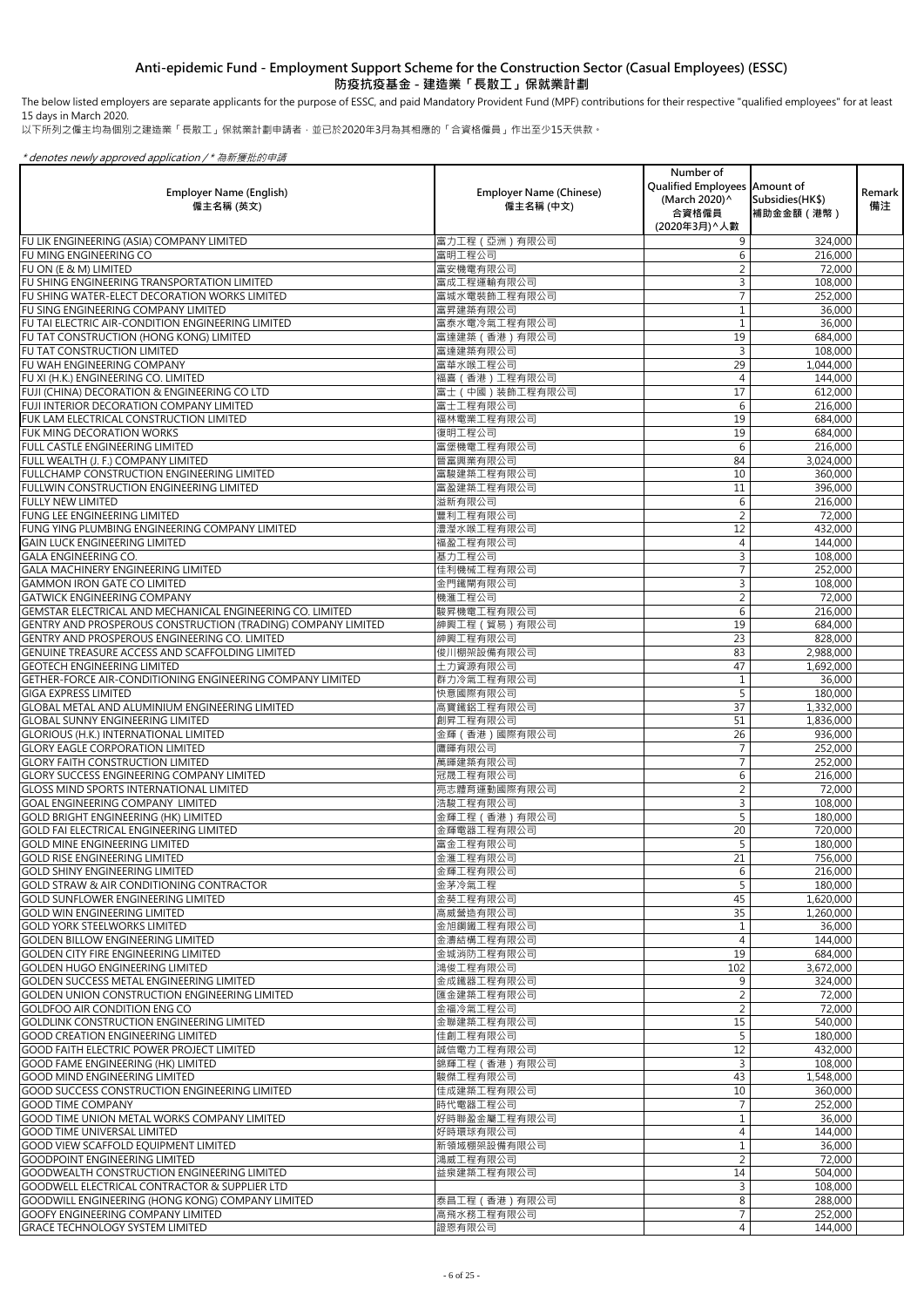# Anti-epidemic Fund - Employment Support Scheme for the Construction Sector (Casual Employees) (ESSC)
# 防疫抗疫基金 - 建造業「長散工」保就業計劃

The below listed employers are separate applicants for the purpose of ESSC, and paid Mandatory Provident Fund (MPF) contributions for their respective "qualified employees" for at least 15 days in March 2020.

以下所列之僱主均為個別之建造業「長散工」保就業計劃申請者，並已於2020年3月為其相應的「合資格僱員」作出至少15天供款。

*\* denotes newly approved application / \* 為新獲批的申請*

| Employer Name (English) 僱主名稱 (英文) | Employer Name (Chinese) 僱主名稱 (中文) | Number of Qualified Employees (March 2020)^ 合資格僱員 (2020年3月)^人數 | Amount of Subsidies(HK$) 補助金金額（港幣） | Remark 備注 |
|---|---|---|---|---|
| FU LIK ENGINEERING (ASIA) COMPANY LIMITED | 富力工程（亞洲）有限公司 | 9 | 324,000 | |
| FU MING ENGINEERING CO | 富明工程公司 | 6 | 216,000 | |
| FU ON (E & M) LIMITED | 富安機電有限公司 | 2 | 72,000 | |
| FU SHING ENGINEERING TRANSPORTATION LIMITED | 富成工程運輸有限公司 | 3 | 108,000 | |
| FU SHING WATER-ELECT DECORATION WORKS LIMITED | 富城水電裝飾工程有限公司 | 7 | 252,000 | |
| FU SING ENGINEERING COMPANY LIMITED | 富昇建築有限公司 | 1 | 36,000 | |
| FU TAI ELECTRIC AIR-CONDITION ENGINEERING LIMITED | 富泰水電冷氣工程有限公司 | 1 | 36,000 | |
| FU TAT CONSTRUCTION (HONG KONG) LIMITED | 富達建築（香港）有限公司 | 19 | 684,000 | |
| FU TAT CONSTRUCTION LIMITED | 富達建築有限公司 | 3 | 108,000 | |
| FU WAH ENGINEERING COMPANY | 富華水喉工程公司 | 29 | 1,044,000 | |
| FU XI (H.K.) ENGINEERING CO. LIMITED | 福喜（香港）工程有限公司 | 4 | 144,000 | |
| FUJI (CHINA) DECORATION & ENGINEERING CO LTD | 富士（中國）裝飾工程有限公司 | 17 | 612,000 | |
| FUJI INTERIOR DECORATION COMPANY LIMITED | 富士工程有限公司 | 6 | 216,000 | |
| FUK LAM ELECTRICAL CONSTRUCTION LIMITED | 福林電業工程有限公司 | 19 | 684,000 | |
| FUK MING DECORATION WORKS | 復明工程公司 | 19 | 684,000 | |
| FULL CASTLE ENGINEERING LIMITED | 富堡機電工程有限公司 | 6 | 216,000 | |
| FULL WEALTH (J. F.) COMPANY LIMITED | 晉富興業有限公司 | 84 | 3,024,000 | |
| FULLCHAMP CONSTRUCTION ENGINEERING LIMITED | 富駿建築工程有限公司 | 10 | 360,000 | |
| FULLWIN CONSTRUCTION ENGINEERING LIMITED | 富盈建築工程有限公司 | 11 | 396,000 | |
| FULLY NEW LIMITED | 溢新有限公司 | 6 | 216,000 | |
| FUNG LEE ENGINEERING LIMITED | 豐利工程有限公司 | 2 | 72,000 | |
| FUNG YING PLUMBING ENGINEERING COMPANY LIMITED | 灃瀅水喉工程有限公司 | 12 | 432,000 | |
| GAIN LUCK ENGINEERING LIMITED | 福盈工程有限公司 | 4 | 144,000 | |
| GALA ENGINEERING CO. | 基力工程公司 | 3 | 108,000 | |
| GALA MACHINERY ENGINEERING LIMITED | 佳利機械工程有限公司 | 7 | 252,000 | |
| GAMMON IRON GATE CO LIMITED | 金門鐵閘有限公司 | 3 | 108,000 | |
| GATWICK ENGINEERING COMPANY | 機滙工程公司 | 2 | 72,000 | |
| GEMSTAR ELECTRICAL AND MECHANICAL ENGINEERING CO. LIMITED | 駿昇機電工程有限公司 | 6 | 216,000 | |
| GENTRY AND PROSPEROUS CONSTRUCTION (TRADING) COMPANY LIMITED | 紳興工程（貿易）有限公司 | 19 | 684,000 | |
| GENTRY AND PROSPEROUS ENGINEERING CO. LIMITED | 紳興工程有限公司 | 23 | 828,000 | |
| GENUINE TREASURE ACCESS AND SCAFFOLDING LIMITED | 俊川棚架設備有限公司 | 83 | 2,988,000 | |
| GEOTECH ENGINEERING LIMITED | 土力資源有限公司 | 47 | 1,692,000 | |
| GETHER-FORCE AIR-CONDITIONING ENGINEERING COMPANY LIMITED | 群力冷氣工程有限公司 | 1 | 36,000 | |
| GIGA EXPRESS LIMITED | 快意國際有限公司 | 5 | 180,000 | |
| GLOBAL METAL AND ALUMINIUM ENGINEERING LIMITED | 高寶鐵鋁工程有限公司 | 37 | 1,332,000 | |
| GLOBAL SUNNY ENGINEERING LIMITED | 創昇工程有限公司 | 51 | 1,836,000 | |
| GLORIOUS (H.K.) INTERNATIONAL LIMITED | 金輝（香港）國際有限公司 | 26 | 936,000 | |
| GLORY EAGLE CORPORATION LIMITED | 鷹暉有限公司 | 7 | 252,000 | |
| GLORY FAITH CONSTRUCTION LIMITED | 萬暉建築有限公司 | 7 | 252,000 | |
| GLORY SUCCESS ENGINEERING COMPANY LIMITED | 冠晟工程有限公司 | 6 | 216,000 | |
| GLOSS MIND SPORTS INTERNATIONAL LIMITED | 亮志體育運動國際有限公司 | 2 | 72,000 | |
| GOAL ENGINEERING COMPANY LIMITED | 浩駿工程有限公司 | 3 | 108,000 | |
| GOLD BRIGHT ENGINEERING (HK) LIMITED | 金輝工程（香港）有限公司 | 5 | 180,000 | |
| GOLD FAI ELECTRICAL ENGINEERING LIMITED | 金輝電器工程有限公司 | 20 | 720,000 | |
| GOLD MINE ENGINEERING LIMITED | 富金工程有限公司 | 5 | 180,000 | |
| GOLD RISE ENGINEERING LIMITED | 金滙工程有限公司 | 21 | 756,000 | |
| GOLD SHINY ENGINEERING LIMITED | 金輝工程有限公司 | 6 | 216,000 | |
| GOLD STRAW & AIR CONDITIONING CONTRACTOR | 金茅冷氣工程 | 5 | 180,000 | |
| GOLD SUNFLOWER ENGINEERING LIMITED | 金葵工程有限公司 | 45 | 1,620,000 | |
| GOLD WIN ENGINEERING LIMITED | 高威營造有限公司 | 35 | 1,260,000 | |
| GOLD YORK STEELWORKS LIMITED | 金旭鋼鐵工程有限公司 | 1 | 36,000 | |
| GOLDEN BILLOW ENGINEERING LIMITED | 金濤結構工程有限公司 | 4 | 144,000 | |
| GOLDEN CITY FIRE ENGINEERING LIMITED | 金城消防工程有限公司 | 19 | 684,000 | |
| GOLDEN HUGO ENGINEERING LIMITED | 鴻俊工程有限公司 | 102 | 3,672,000 | |
| GOLDEN SUCCESS METAL ENGINEERING LIMITED | 金成鐵器工程有限公司 | 9 | 324,000 | |
| GOLDEN UNION CONSTRUCTION ENGINEERING LIMITED | 匯金建築工程有限公司 | 2 | 72,000 | |
| GOLDFOO AIR CONDITION ENG CO | 金福冷氣工程公司 | 2 | 72,000 | |
| GOLDLINK CONSTRUCTION ENGINEERING LIMITED | 金聯建築工程有限公司 | 15 | 540,000 | |
| GOOD CREATION ENGINEERING LIMITED | 佳創工程有限公司 | 5 | 180,000 | |
| GOOD FAITH ELECTRIC POWER PROJECT LIMITED | 誠信電力工程有限公司 | 12 | 432,000 | |
| GOOD FAME ENGINEERING (HK) LIMITED | 錦輝工程（香港）有限公司 | 3 | 108,000 | |
| GOOD MIND ENGINEERING LIMITED | 駿傑工程有限公司 | 43 | 1,548,000 | |
| GOOD SUCCESS CONSTRUCTION ENGINEERING LIMITED | 佳成建築工程有限公司 | 10 | 360,000 | |
| GOOD TIME COMPANY | 時代電器工程公司 | 7 | 252,000 | |
| GOOD TIME UNION METAL WORKS COMPANY LIMITED | 好時聯盈金屬工程有限公司 | 1 | 36,000 | |
| GOOD TIME UNIVERSAL LIMITED | 好時環球有限公司 | 4 | 144,000 | |
| GOOD VIEW SCAFFOLD EQUIPMENT LIMITED | 新領域棚架設備有限公司 | 1 | 36,000 | |
| GOODPOINT ENGINEERING LIMITED | 鴻威工程有限公司 | 2 | 72,000 | |
| GOODWEALTH CONSTRUCTION ENGINEERING LIMITED | 益泉建築工程有限公司 | 14 | 504,000 | |
| GOODWELL ELECTRICAL CONTRACTOR & SUPPLIER LTD | | 3 | 108,000 | |
| GOODWILL ENGINEERING (HONG KONG) COMPANY LIMITED | 泰昌工程（香港）有限公司 | 8 | 288,000 | |
| GOOFY ENGINEERING COMPANY LIMITED | 高飛水務工程有限公司 | 7 | 252,000 | |
| GRACE TECHNOLOGY SYSTEM LIMITED | 證恩有限公司 | 4 | 144,000 | |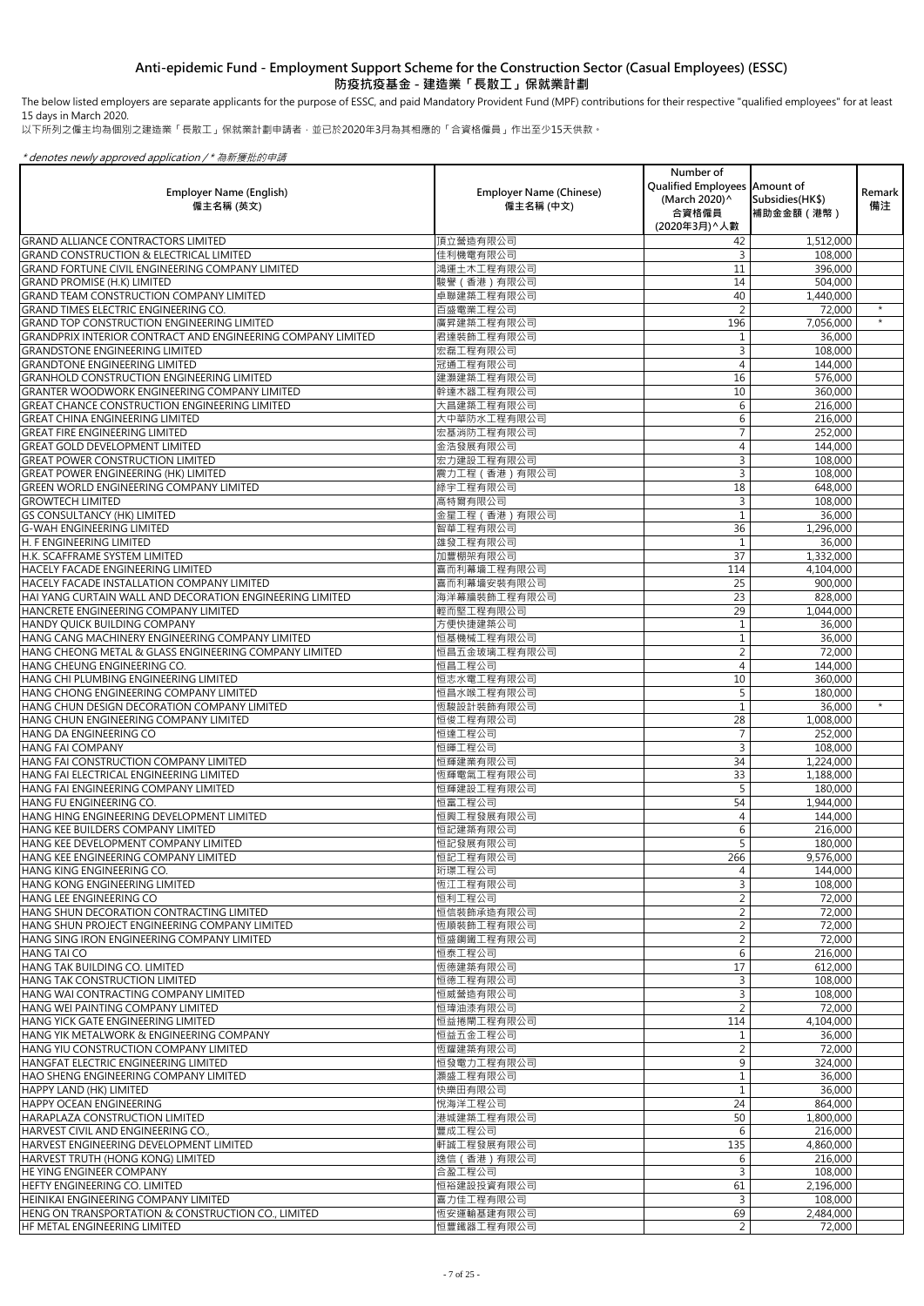# Anti-epidemic Fund - Employment Support Scheme for the Construction Sector (Casual Employees) (ESSC)
# 防疫抗疫基金 - 建造業「長散工」保就業計劃

The below listed employers are separate applicants for the purpose of ESSC, and paid Mandatory Provident Fund (MPF) contributions for their respective "qualified employees" for at least 15 days in March 2020.

以下所列之僱主均為個別之建造業「長散工」保就業計劃申請者，並已於2020年3月為其相應的「合資格僱員」作出至少15天供款。

*\* denotes newly approved application / \* 為新獲批的申請*

| Employer Name (English) 僱主名稱 (英文) | Employer Name (Chinese) 僱主名稱 (中文) | Number of Qualified Employees (March 2020)^ 合資格僱員 (2020年3月)^人數 | Amount of Subsidies(HK$) 補助金金額（港幣） | Remark 備注 |
|---|---|---|---|---|
| GRAND ALLIANCE CONTRACTORS LIMITED | 頂立營造有限公司 | 42 | 1,512,000 | |
| GRAND CONSTRUCTION & ELECTRICAL LIMITED | 佳利機電有限公司 | 3 | 108,000 | |
| GRAND FORTUNE CIVIL ENGINEERING COMPANY LIMITED | 鴻運土木工程有限公司 | 11 | 396,000 | |
| GRAND PROMISE (H.K) LIMITED | 駿譽（香港）有限公司 | 14 | 504,000 | |
| GRAND TEAM CONSTRUCTION COMPANY LIMITED | 卓聯建築工程有限公司 | 40 | 1,440,000 | |
| GRAND TIMES ELECTRIC ENGINEERING CO. | 百盛電業工程公司 | 2 | 72,000 | * |
| GRAND TOP CONSTRUCTION ENGINEERING LIMITED | 廣昇建築工程有限公司 | 196 | 7,056,000 | * |
| GRANDPRIX INTERIOR CONTRACT AND ENGINEERING COMPANY LIMITED | 君達裝飾工程有限公司 | 1 | 36,000 | |
| GRANDSTONE ENGINEERING LIMITED | 宏磊工程有限公司 | 3 | 108,000 | |
| GRANDTONE ENGINEERING LIMITED | 冠通工程有限公司 | 4 | 144,000 | |
| GRANHOLD CONSTRUCTION ENGINEERING LIMITED | 建灝建築工程有限公司 | 16 | 576,000 | |
| GRANTER WOODWORK ENGINEERING COMPANY LIMITED | 幹達木器工程有限公司 | 10 | 360,000 | |
| GREAT CHANCE CONSTRUCTION ENGINEERING LIMITED | 大昌建築工程有限公司 | 6 | 216,000 | |
| GREAT CHINA ENGINEERING LIMITED | 大中華防水工程有限公司 | 6 | 216,000 | |
| GREAT FIRE ENGINEERING LIMITED | 宏基消防工程有限公司 | 7 | 252,000 | |
| GREAT GOLD DEVELOPMENT LIMITED | 金浩發展有限公司 | 4 | 144,000 | |
| GREAT POWER CONSTRUCTION LIMITED | 宏力建設工程有限公司 | 3 | 108,000 | |
| GREAT POWER ENGINEERING (HK) LIMITED | 震力工程（香港）有限公司 | 3 | 108,000 | |
| GREEN WORLD ENGINEERING COMPANY LIMITED | 綠宇工程有限公司 | 18 | 648,000 | |
| GROWTECH LIMITED | 高特爾有限公司 | 3 | 108,000 | |
| GS CONSULTANCY (HK) LIMITED | 金星工程（香港）有限公司 | 1 | 36,000 | |
| G-WAH ENGINEERING LIMITED | 智華工程有限公司 | 36 | 1,296,000 | |
| H. F ENGINEERING LIMITED | 雄發工程有限公司 | 1 | 36,000 | |
| H.K. SCAFFRAME SYSTEM LIMITED | 加豐棚架有限公司 | 37 | 1,332,000 | |
| HACELY FACADE ENGINEERING LIMITED | 喜而利幕牆工程有限公司 | 114 | 4,104,000 | |
| HACELY FACADE INSTALLATION COMPANY LIMITED | 喜而利幕牆安裝有限公司 | 25 | 900,000 | |
| HAI YANG CURTAIN WALL AND DECORATION ENGINEERING LIMITED | 海洋幕牆裝飾工程有限公司 | 23 | 828,000 | |
| HANCRETE ENGINEERING COMPANY LIMITED | 輕而堅工程有限公司 | 29 | 1,044,000 | |
| HANDY QUICK BUILDING COMPANY | 方便快捷建築公司 | 1 | 36,000 | |
| HANG CANG MACHINERY ENGINEERING COMPANY LIMITED | 恒基機械工程有限公司 | 1 | 36,000 | |
| HANG CHEONG METAL & GLASS ENGINEERING COMPANY LIMITED | 恒昌五金玻璃工程有限公司 | 2 | 72,000 | |
| HANG CHEUNG ENGINEERING CO. | 恒昌工程公司 | 4 | 144,000 | |
| HANG CHI PLUMBING ENGINEERING LIMITED | 恒志水電工程有限公司 | 10 | 360,000 | |
| HANG CHONG ENGINEERING COMPANY LIMITED | 恒昌水喉工程有限公司 | 5 | 180,000 | |
| HANG CHUN DESIGN DECORATION COMPANY LIMITED | 恆駿設計裝飾有限公司 | 1 | 36,000 | * |
| HANG CHUN ENGINEERING COMPANY LIMITED | 恒俊工程有限公司 | 28 | 1,008,000 | |
| HANG DA ENGINEERING CO | 恒達工程公司 | 7 | 252,000 | |
| HANG FAI COMPANY | 恒暉工程公司 | 3 | 108,000 | |
| HANG FAI CONSTRUCTION COMPANY LIMITED | 恒輝建業有限公司 | 34 | 1,224,000 | |
| HANG FAI ELECTRICAL ENGINEERING LIMITED | 恆輝電氣工程有限公司 | 33 | 1,188,000 | |
| HANG FAI ENGINEERING COMPANY LIMITED | 恒輝建設工程有限公司 | 5 | 180,000 | |
| HANG FU ENGINEERING CO. | 恒富工程公司 | 54 | 1,944,000 | |
| HANG HING ENGINEERING DEVELOPMENT LIMITED | 恒興工程發展有限公司 | 4 | 144,000 | |
| HANG KEE BUILDERS COMPANY LIMITED | 恒記建築有限公司 | 6 | 216,000 | |
| HANG KEE DEVELOPMENT COMPANY LIMITED | 恒記發展有限公司 | 5 | 180,000 | |
| HANG KEE ENGINEERING COMPANY LIMITED | 恒記工程有限公司 | 266 | 9,576,000 | |
| HANG KING ENGINEERING CO. | 珩璟工程公司 | 4 | 144,000 | |
| HANG KONG ENGINEERING LIMITED | 恆江工程有限公司 | 3 | 108,000 | |
| HANG LEE ENGINEERING CO | 恒利工程公司 | 2 | 72,000 | |
| HANG SHUN DECORATION CONTRACTING LIMITED | 恒信裝飾承造有限公司 | 2 | 72,000 | |
| HANG SHUN PROJECT ENGINEERING COMPANY LIMITED | 恆順裝飾工程有限公司 | 2 | 72,000 | |
| HANG SING IRON ENGINEERING COMPANY LIMITED | 恒盛鋼鐵工程有限公司 | 2 | 72,000 | |
| HANG TAI CO | 恒泰工程公司 | 6 | 216,000 | |
| HANG TAK BUILDING CO. LIMITED | 恆德建築有限公司 | 17 | 612,000 | |
| HANG TAK CONSTRUCTION LIMITED | 恒德工程有限公司 | 3 | 108,000 | |
| HANG WAI CONTRACTING COMPANY LIMITED | 恒威營造有限公司 | 3 | 108,000 | |
| HANG WEI PAINTING COMPANY LIMITED | 恒瑋油漆有限公司 | 2 | 72,000 | |
| HANG YICK GATE ENGINEERING LIMITED | 恒益捲閘工程有限公司 | 114 | 4,104,000 | |
| HANG YIK METALWORK & ENGINEERING COMPANY | 恒益五金工程公司 | 1 | 36,000 | |
| HANG YIU CONSTRUCTION COMPANY LIMITED | 恆耀建築有限公司 | 2 | 72,000 | |
| HANGFAT ELECTRIC ENGINEERING LIMITED | 恒發電力工程有限公司 | 9 | 324,000 | |
| HAO SHENG ENGINEERING COMPANY LIMITED | 灝盛工程有限公司 | 1 | 36,000 | |
| HAPPY LAND (HK) LIMITED | 快樂田有限公司 | 1 | 36,000 | |
| HAPPY OCEAN ENGINEERING | 悅海洋工程公司 | 24 | 864,000 | |
| HARAPLAZA CONSTRUCTION LIMITED | 港城建築工程有限公司 | 50 | 1,800,000 | |
| HARVEST CIVIL AND ENGINEERING CO., | 豐成工程公司 | 6 | 216,000 | |
| HARVEST ENGINEERING DEVELOPMENT LIMITED | 軒誠工程發展有限公司 | 135 | 4,860,000 | |
| HARVEST TRUTH (HONG KONG) LIMITED | 逸信（香港）有限公司 | 6 | 216,000 | |
| HE YING ENGINEER COMPANY | 合盈工程公司 | 3 | 108,000 | |
| HEFTY ENGINEERING CO. LIMITED | 恒裕建設投資有限公司 | 61 | 2,196,000 | |
| HEINIKAI ENGINEERING COMPANY LIMITED | 喜力佳工程有限公司 | 3 | 108,000 | |
| HENG ON TRANSPORTATION & CONSTRUCTION CO., LIMITED | 恆安運輸基建有限公司 | 69 | 2,484,000 | |
| HF METAL ENGINEERING LIMITED | 恒豐鐵器工程有限公司 | 2 | 72,000 | |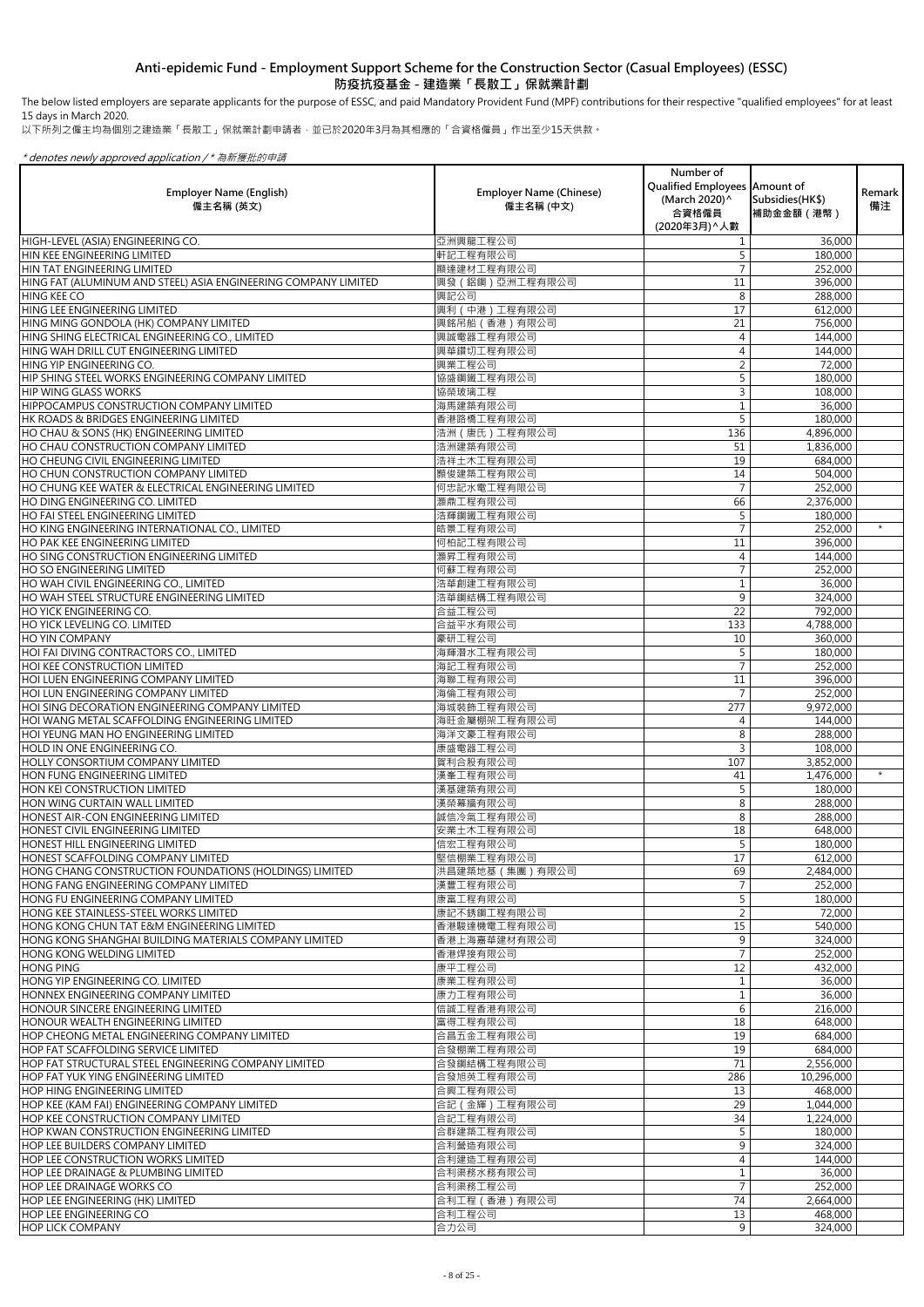# Anti-epidemic Fund - Employment Support Scheme for the Construction Sector (Casual Employees) (ESSC)
# 防疫抗疫基金 - 建造業「長散工」保就業計劃

The below listed employers are separate applicants for the purpose of ESSC, and paid Mandatory Provident Fund (MPF) contributions for their respective "qualified employees" for at least 15 days in March 2020.

以下所列之僱主均為個別之建造業「長散工」保就業計劃申請者，並已於2020年3月為其相應的「合資格僱員」作出至少15天供款。

*\* denotes newly approved application / \* 為新獲批的申請*

| Employer Name (English) 僱主名稱 (英文) | Employer Name (Chinese) 僱主名稱 (中文) | Number of Qualified Employees (March 2020)^ 合資格僱員 (2020年3月)^人數 | Amount of Subsidies(HK$) 補助金金額（港幣） | Remark 備注 |
|---|---|---|---|---|
| HIGH-LEVEL (ASIA) ENGINEERING CO. | 亞洲興龍工程公司 | 1 | 36,000 | |
| HIN KEE ENGINEERING LIMITED | 軒記工程有限公司 | 5 | 180,000 | |
| HIN TAT ENGINEERING LIMITED | 顯達建材工程有限公司 | 7 | 252,000 | |
| HING FAT (ALUMINUM AND STEEL) ASIA ENGINEERING COMPANY LIMITED | 興發（鋁鋼）亞洲工程有限公司 | 11 | 396,000 | |
| HING KEE CO | 興記公司 | 8 | 288,000 | |
| HING LEE ENGINEERING LIMITED | 興利（中港）工程有限公司 | 17 | 612,000 | |
| HING MING GONDOLA (HK) COMPANY LIMITED | 興銘吊船（香港）有限公司 | 21 | 756,000 | |
| HING SHING ELECTRICAL ENGINEERING CO., LIMITED | 興誠電器工程有限公司 | 4 | 144,000 | |
| HING WAH DRILL CUT ENGINEERING LIMITED | 興華鑽切工程有限公司 | 4 | 144,000 | |
| HING YIP ENGINEERING CO. | 興業工程公司 | 2 | 72,000 | |
| HIP SHING STEEL WORKS ENGINEERING COMPANY LIMITED | 協盛鋼鐵工程有限公司 | 5 | 180,000 | |
| HIP WING GLASS WORKS | 協榮玻璃工程 | 3 | 108,000 | |
| HIPPOCAMPUS CONSTRUCTION COMPANY LIMITED | 海馬建築有限公司 | 1 | 36,000 | |
| HK ROADS & BRIDGES ENGINEERING LIMITED | 香港路橋工程有限公司 | 5 | 180,000 | |
| HO CHAU & SONS (HK) ENGINEERING LIMITED | 浩洲（唐氏）工程有限公司 | 136 | 4,896,000 | |
| HO CHAU CONSTRUCTION COMPANY LIMITED | 浩洲建築有限公司 | 51 | 1,836,000 | |
| HO CHEUNG CIVIL ENGINEERING LIMITED | 浩祥土木工程有限公司 | 19 | 684,000 | |
| HO CHUN CONSTRUCTION COMPANY LIMITED | 灝俊建築工程有限公司 | 14 | 504,000 | |
| HO CHUNG KEE WATER & ELECTRICAL ENGINEERING LIMITED | 何忠記水電工程有限公司 | 7 | 252,000 | |
| HO DING ENGINEERING CO. LIMITED | 灝鼎工程有限公司 | 66 | 2,376,000 | |
| HO FAI STEEL ENGINEERING LIMITED | 浩輝鋼鐵工程有限公司 | 5 | 180,000 | |
| HO KING ENGINEERING INTERNATIONAL CO., LIMITED | 皓景工程有限公司 | 7 | 252,000 | * |
| HO PAK KEE ENGINEERING LIMITED | 何柏記工程有限公司 | 11 | 396,000 | |
| HO SING CONSTRUCTION ENGINEERING LIMITED | 灝昇工程有限公司 | 4 | 144,000 | |
| HO SO ENGINEERING LIMITED | 何蘇工程有限公司 | 7 | 252,000 | |
| HO WAH CIVIL ENGINEERING CO., LIMITED | 浩華創建工程有限公司 | 1 | 36,000 | |
| HO WAH STEEL STRUCTURE ENGINEERING LIMITED | 浩華鋼結構工程有限公司 | 9 | 324,000 | |
| HO YICK ENGINEERING CO. | 合益工程公司 | 22 | 792,000 | |
| HO YICK LEVELING CO. LIMITED | 合益平水有限公司 | 133 | 4,788,000 | |
| HO YIN COMPANY | 豪研工程公司 | 10 | 360,000 | |
| HOI FAI DIVING CONTRACTORS CO., LIMITED | 海輝潛水工程有限公司 | 5 | 180,000 | |
| HOI KEE CONSTRUCTION LIMITED | 海記工程有限公司 | 7 | 252,000 | |
| HOI LUEN ENGINEERING COMPANY LIMITED | 海聯工程有限公司 | 11 | 396,000 | |
| HOI LUN ENGINEERING COMPANY LIMITED | 海倫工程有限公司 | 7 | 252,000 | |
| HOI SING DECORATION ENGINEERING COMPANY LIMITED | 海城裝飾工程有限公司 | 277 | 9,972,000 | |
| HOI WANG METAL SCAFFOLDING ENGINEERING LIMITED | 海旺金屬棚架工程有限公司 | 4 | 144,000 | |
| HOI YEUNG MAN HO ENGINEERING LIMITED | 海洋文豪工程有限公司 | 8 | 288,000 | |
| HOLD IN ONE ENGINEERING CO. | 康盛電器工程公司 | 3 | 108,000 | |
| HOLLY CONSORTIUM COMPANY LIMITED | 賀利合股有限公司 | 107 | 3,852,000 | |
| HON FUNG ENGINEERING LIMITED | 漢峯工程有限公司 | 41 | 1,476,000 | * |
| HON KEI CONSTRUCTION LIMITED | 漢基建築有限公司 | 5 | 180,000 | |
| HON WING CURTAIN WALL LIMITED | 漢榮幕牆有限公司 | 8 | 288,000 | |
| HONEST AIR-CON ENGINEERING LIMITED | 誠信冷氣工程有限公司 | 8 | 288,000 | |
| HONEST CIVIL ENGINEERING LIMITED | 安業土木工程有限公司 | 18 | 648,000 | |
| HONEST HILL ENGINEERING LIMITED | 信宏工程有限公司 | 5 | 180,000 | |
| HONEST SCAFFOLDING COMPANY LIMITED | 堅信棚業工程有限公司 | 17 | 612,000 | |
| HONG CHANG CONSTRUCTION FOUNDATIONS (HOLDINGS) LIMITED | 洪昌建築地基（集團）有限公司 | 69 | 2,484,000 | |
| HONG FANG ENGINEERING COMPANY LIMITED | 漢豐工程有限公司 | 7 | 252,000 | |
| HONG FU ENGINEERING COMPANY LIMITED | 康富工程有限公司 | 5 | 180,000 | |
| HONG KEE STAINLESS-STEEL WORKS LIMITED | 康記不銹鋼工程有限公司 | 2 | 72,000 | |
| HONG KONG CHUN TAT E&M ENGINEERING LIMITED | 香港駿達機電工程有限公司 | 15 | 540,000 | |
| HONG KONG SHANGHAI BUILDING MATERIALS COMPANY LIMITED | 香港上海嘉華建材有限公司 | 9 | 324,000 | |
| HONG KONG WELDING LIMITED | 香港焊接有限公司 | 7 | 252,000 | |
| HONG PING | 康平工程公司 | 12 | 432,000 | |
| HONG YIP ENGINEERING CO. LIMITED | 康業工程有限公司 | 1 | 36,000 | |
| HONNEX ENGINEERING COMPANY LIMITED | 康力工程有限公司 | 1 | 36,000 | |
| HONOUR SINCERE ENGINEERING LIMITED | 信誠工程香港有限公司 | 6 | 216,000 | |
| HONOUR WEALTH ENGINEERING LIMITED | 富得工程有限公司 | 18 | 648,000 | |
| HOP CHEONG METAL ENGINEERING COMPANY LIMITED | 合昌五金工程有限公司 | 19 | 684,000 | |
| HOP FAT SCAFFOLDING SERVICE LIMITED | 合發棚業工程有限公司 | 19 | 684,000 | |
| HOP FAT STRUCTURAL STEEL ENGINEERING COMPANY LIMITED | 合發鋼結構工程有限公司 | 71 | 2,556,000 | |
| HOP FAT YUK YING ENGINEERING LIMITED | 合發旭英工程有限公司 | 286 | 10,296,000 | |
| HOP HING ENGINEERING LIMITED | 合興工程有限公司 | 13 | 468,000 | |
| HOP KEE (KAM FAI) ENGINEERING COMPANY LIMITED | 合記（金輝）工程有限公司 | 29 | 1,044,000 | |
| HOP KEE CONSTRUCTION COMPANY LIMITED | 合記工程有限公司 | 34 | 1,224,000 | |
| HOP KWAN CONSTRUCTION ENGINEERING LIMITED | 合群建築工程有限公司 | 5 | 180,000 | |
| HOP LEE BUILDERS COMPANY LIMITED | 合利營造有限公司 | 9 | 324,000 | |
| HOP LEE CONSTRUCTION WORKS LIMITED | 合利建造工程有限公司 | 4 | 144,000 | |
| HOP LEE DRAINAGE & PLUMBING LIMITED | 合利渠務水務有限公司 | 1 | 36,000 | |
| HOP LEE DRAINAGE WORKS CO | 合利渠務工程公司 | 7 | 252,000 | |
| HOP LEE ENGINEERING (HK) LIMITED | 合利工程（香港）有限公司 | 74 | 2,664,000 | |
| HOP LEE ENGINEERING CO | 合利工程公司 | 13 | 468,000 | |
| HOP LICK COMPANY | 合力公司 | 9 | 324,000 | |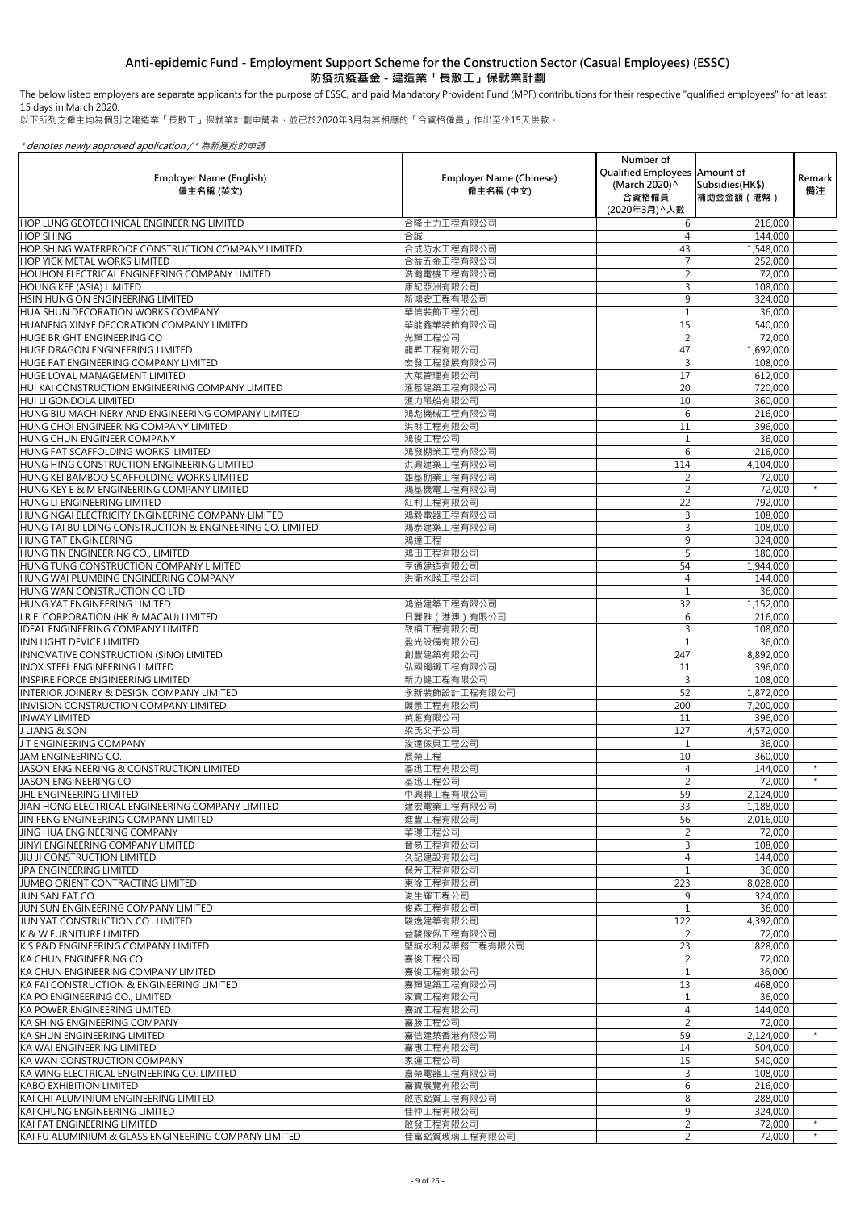## Anti-epidemic Fund - Employment Support Scheme for the Construction Sector (Casual Employees) (ESSC)
## 防疫抗疫基金 - 建造業「長散工」保就業計劃

The below listed employers are separate applicants for the purpose of ESSC, and paid Mandatory Provident Fund (MPF) contributions for their respective "qualified employees" for at least 15 days in March 2020.
以下所列之僱主均為個別之建造業「長散工」保就業計劃申請者，並已於2020年3月為其相應的「合資格僱員」作出至少15天供款。

*\* denotes newly approved application / \* 為新獲批的申請*

| Employer Name (English) 僱主名稱 (英文) | Employer Name (Chinese) 僱主名稱 (中文) | Number of Qualified Employees (March 2020)^ 合資格僱員 (2020年3月)^人數 | Amount of Subsidies(HK$) 補助金金額（港幣） | Remark 備注 |
|---|---|---|---|---|
| HOP LUNG GEOTECHNICAL ENGINEERING LIMITED | 合隆土力工程有限公司 | 6 | 216,000 | |
| HOP SHING | 合誠 | 4 | 144,000 | |
| HOP SHING WATERPROOF CONSTRUCTION COMPANY LIMITED | 合成防水工程有限公司 | 43 | 1,548,000 | |
| HOP YICK METAL WORKS LIMITED | 合益五金工程有限公司 | 7 | 252,000 | |
| HOUHON ELECTRICAL ENGINEERING COMPANY LIMITED | 浩瀚電機工程有限公司 | 2 | 72,000 | |
| HOUNG KEE (ASIA) LIMITED | 康記亞洲有限公司 | 3 | 108,000 | |
| HSIN HUNG ON ENGINEERING LIMITED | 新鴻安工程有限公司 | 9 | 324,000 | |
| HUA SHUN DECORATION WORKS COMPANY | 華信裝飾工程公司 | 1 | 36,000 | |
| HUANENG XINYE DECORATION COMPANY LIMITED | 華能鑫業裝飾有限公司 | 15 | 540,000 | |
| HUGE BRIGHT ENGINEERING CO | 光輝工程公司 | 2 | 72,000 | |
| HUGE DRAGON ENGINEERING LIMITED | 龍昇工程有限公司 | 47 | 1,692,000 | |
| HUGE FAT ENGINEERING COMPANY LIMITED | 宏發工程發展有限公司 | 3 | 108,000 | |
| HUGE LOYAL MANAGEMENT LIMITED | 大萊管理有限公司 | 17 | 612,000 | |
| HUI KAI CONSTRUCTION ENGINEERING COMPANY LIMITED | 滙基建築工程有限公司 | 20 | 720,000 | |
| HUI LI GONDOLA LIMITED | 滙力吊船有限公司 | 10 | 360,000 | |
| HUNG BIU MACHINERY AND ENGINEERING COMPANY LIMITED | 鴻彪機械工程有限公司 | 6 | 216,000 | |
| HUNG CHOI ENGINEERING COMPANY LIMITED | 洪財工程有限公司 | 11 | 396,000 | |
| HUNG CHUN ENGINEER COMPANY | 鴻俊工程公司 | 1 | 36,000 | |
| HUNG FAT SCAFFOLDING WORKS LIMITED | 鴻發棚業工程有限公司 | 6 | 216,000 | |
| HUNG HING CONSTRUCTION ENGINEERING LIMITED | 洪興建築工程有限公司 | 114 | 4,104,000 | |
| HUNG KEI BAMBOO SCAFFOLDING WORKS LIMITED | 雄基棚業工程有限公司 | 2 | 72,000 | |
| HUNG KEY E & M ENGINEERING COMPANY LIMITED | 鴻基機電工程有限公司 | 2 | 72,000 | * |
| HUNG LI ENGINEERING LIMITED | 紅利工程有限公司 | 22 | 792,000 | |
| HUNG NGAI ELECTRICITY ENGINEERING COMPANY LIMITED | 鴻毅電器工程有限公司 | 3 | 108,000 | |
| HUNG TAI BUILDING CONSTRUCTION & ENGINEERING CO. LIMITED | 鴻泰建築工程有限公司 | 3 | 108,000 | |
| HUNG TAT ENGINEERING | 鴻達工程 | 9 | 324,000 | |
| HUNG TIN ENGINEERING CO., LIMITED | 鴻田工程有限公司 | 5 | 180,000 | |
| HUNG TUNG CONSTRUCTION COMPANY LIMITED | 亨通建造有限公司 | 54 | 1,944,000 | |
| HUNG WAI PLUMBING ENGINEERING COMPANY | 洪衛水喉工程公司 | 4 | 144,000 | |
| HUNG WAN CONSTRUCTION CO LTD | | 1 | 36,000 | |
| HUNG YAT ENGINEERING LIMITED | 鴻溢建築工程有限公司 | 32 | 1,152,000 | |
| I.R.E. CORPORATION (HK & MACAU) LIMITED | 日麗雅（港澳）有限公司 | 6 | 216,000 | |
| IDEAL ENGINEERING COMPANY LIMITED | 致福工程有限公司 | 3 | 108,000 | |
| INN LIGHT DEVICE LIMITED | 盈光設備有限公司 | 1 | 36,000 | |
| INNOVATIVE CONSTRUCTION (SINO) LIMITED | 創豐建築有限公司 | 247 | 8,892,000 | |
| INOX STEEL ENGINEERING LIMITED | 弘國鋼鐵工程有限公司 | 11 | 396,000 | |
| INSPIRE FORCE ENGINEERING LIMITED | 新力健工程有限公司 | 3 | 108,000 | |
| INTERIOR JOINERY & DESIGN COMPANY LIMITED | 永新裝飾設計工程有限公司 | 52 | 1,872,000 | |
| INVISION CONSTRUCTION COMPANY LIMITED | 願景工程有限公司 | 200 | 7,200,000 | |
| INWAY LIMITED | 英滙有限公司 | 11 | 396,000 | |
| J LIANG & SON | 梁氏父子公司 | 127 | 4,572,000 | |
| J T ENGINEERING COMPANY | 浚達傢具工程公司 | 1 | 36,000 | |
| JAM ENGINEERING CO. | 展榮工程 | 10 | 360,000 | |
| JASON ENGINEERING & CONSTRUCTION LIMITED | 基迅工程有限公司 | 4 | 144,000 | * |
| JASON ENGINEERING CO | 基迅工程公司 | 2 | 72,000 | * |
| JHL ENGINEERING LIMITED | 中興聯工程有限公司 | 59 | 2,124,000 | |
| JIAN HONG ELECTRICAL ENGINEERING COMPANY LIMITED | 建宏電業工程有限公司 | 33 | 1,188,000 | |
| JIN FENG ENGINEERING COMPANY LIMITED | 進豐工程有限公司 | 56 | 2,016,000 | |
| JING HUA ENGINEERING COMPANY | 華璟工程公司 | 2 | 72,000 | |
| JINYI ENGINEERING COMPANY LIMITED | 晉易工程有限公司 | 3 | 108,000 | |
| JIU JI CONSTRUCTION LIMITED | 久記建設有限公司 | 4 | 144,000 | |
| JPA ENGINEERING LIMITED | 保芳工程有限公司 | 1 | 36,000 | |
| JUMBO ORIENT CONTRACTING LIMITED | 東溢工程有限公司 | 223 | 8,028,000 | |
| JUN SAN FAT CO | 浚生輝工程公司 | 9 | 324,000 | |
| JUN SUN ENGINEERING COMPANY LIMITED | 俊森工程有限公司 | 1 | 36,000 | |
| JUN YAT CONSTRUCTION CO., LIMITED | 駿逸建築有限公司 | 122 | 4,392,000 | |
| K & W FURNITURE LIMITED | 益駿傢俬工程有限公司 | 2 | 72,000 | |
| K S P&D ENGINEERING COMPANY LIMITED | 堅誠水利及渠務工程有限公司 | 23 | 828,000 | |
| KA CHUN ENGINEERING CO | 嘉俊工程公司 | 2 | 72,000 | |
| KA CHUN ENGINEERING COMPANY LIMITED | 嘉俊工程有限公司 | 1 | 36,000 | |
| KA FAI CONSTRUCTION & ENGINEERING LIMITED | 嘉輝建築工程有限公司 | 13 | 468,000 | |
| KA PO ENGINEERING CO., LIMITED | 家寶工程有限公司 | 1 | 36,000 | |
| KA POWER ENGINEERING LIMITED | 嘉誠工程有限公司 | 4 | 144,000 | |
| KA SHING ENGINEERING COMPANY | 嘉勝工程公司 | 2 | 72,000 | |
| KA SHUN ENGINEERING LIMITED | 嘉信建築香港有限公司 | 59 | 2,124,000 | * |
| KA WAI ENGINEERING LIMITED | 嘉惠工程有限公司 | 14 | 504,000 | |
| KA WAN CONSTRUCTION COMPANY | 家運工程公司 | 15 | 540,000 | |
| KA WING ELECTRICAL ENGINEERING CO. LIMITED | 嘉榮電器工程有限公司 | 3 | 108,000 | |
| KABO EXHIBITION LIMITED | 嘉寶展覽有限公司 | 6 | 216,000 | |
| KAI CHI ALUMINIUM ENGINEERING LIMITED | 啟志鋁質工程有限公司 | 8 | 288,000 | |
| KAI CHUNG ENGINEERING LIMITED | 佳仲工程有限公司 | 9 | 324,000 | |
| KAI FAT ENGINEERING LIMITED | 啟發工程有限公司 | 2 | 72,000 | * |
| KAI FU ALUMINIUM & GLASS ENGINEERING COMPANY LIMITED | 佳富鋁質玻璃工程有限公司 | 2 | 72,000 | * |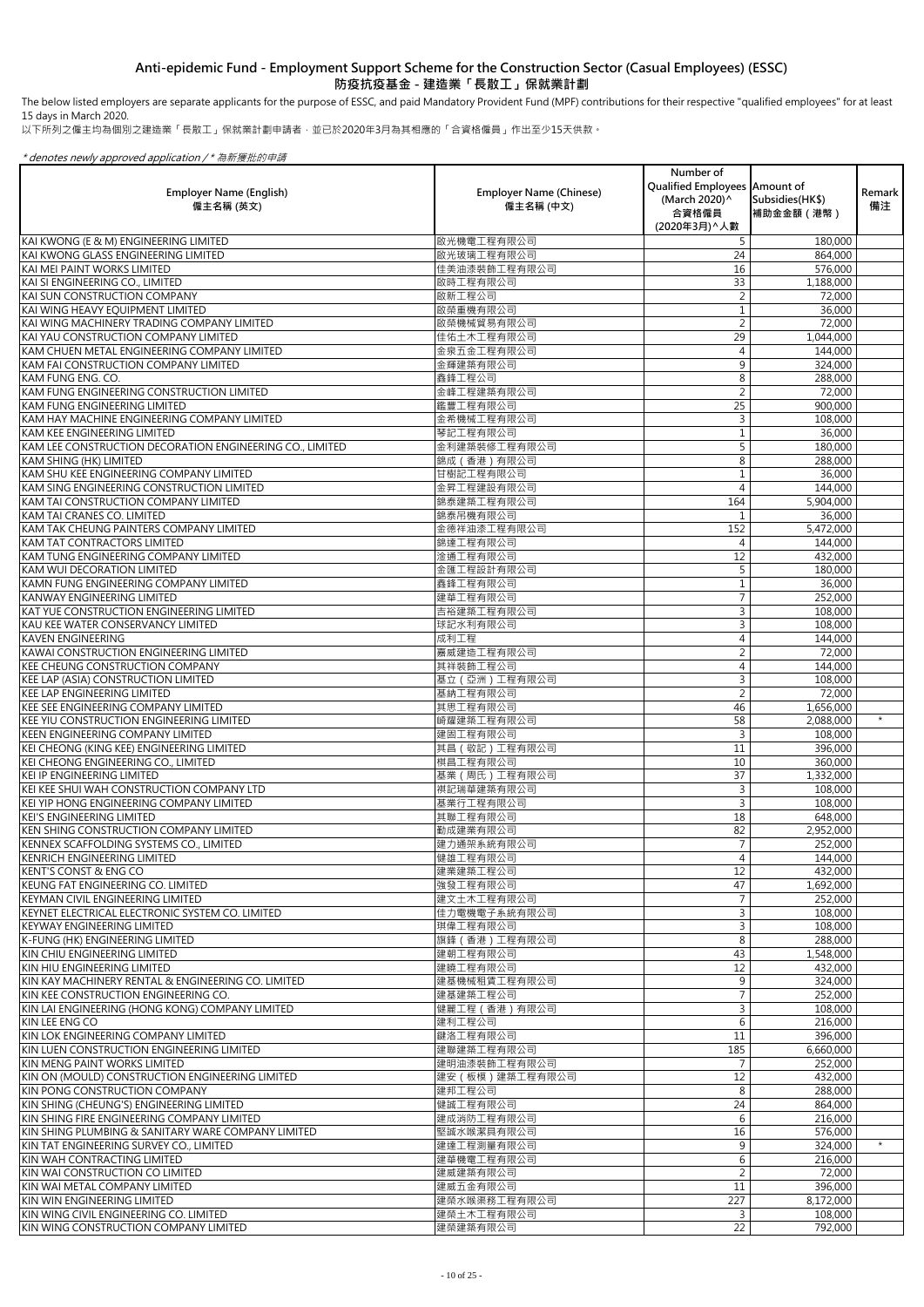# Anti-epidemic Fund - Employment Support Scheme for the Construction Sector (Casual Employees) (ESSC)
# 防疫抗疫基金 - 建造業「長散工」保就業計劃

The below listed employers are separate applicants for the purpose of ESSC, and paid Mandatory Provident Fund (MPF) contributions for their respective "qualified employees" for at least 15 days in March 2020.

以下所列之僱主均為個別之建造業「長散工」保就業計劃申請者，並已於2020年3月為其相應的「合資格僱員」作出至少15天供款。

*\* denotes newly approved application / \* 為新獲批的申請*

| Employer Name (English) 僱主名稱 (英文) | Employer Name (Chinese) 僱主名稱 (中文) | Number of Qualified Employees (March 2020)^ 合資格僱員 (2020年3月)^人數 | Amount of Subsidies(HK$) 補助金金額（港幣） | Remark 備注 |
|---|---|---|---|---|
| KAI KWONG (E & M) ENGINEERING LIMITED | 啟光機電工程有限公司 | 5 | 180,000 | |
| KAI KWONG GLASS ENGINEERING LIMITED | 啟光玻璃工程有限公司 | 24 | 864,000 | |
| KAI MEI PAINT WORKS LIMITED | 佳美油漆裝飾工程有限公司 | 16 | 576,000 | |
| KAI SI ENGINEERING CO., LIMITED | 啟時工程有限公司 | 33 | 1,188,000 | |
| KAI SUN CONSTRUCTION COMPANY | 啟新工程公司 | 2 | 72,000 | |
| KAI WING HEAVY EQUIPMENT LIMITED | 啟榮重機有限公司 | 1 | 36,000 | |
| KAI WING MACHINERY TRADING COMPANY LIMITED | 啟榮機械貿易有限公司 | 2 | 72,000 | |
| KAI YAU CONSTRUCTION COMPANY LIMITED | 佳佑土木工程有限公司 | 29 | 1,044,000 | |
| KAM CHUEN METAL ENGINEERING COMPANY LIMITED | 金泉五金工程有限公司 | 4 | 144,000 | |
| KAM FAI CONSTRUCTION COMPANY LIMITED | 金輝建築有限公司 | 9 | 324,000 | |
| KAM FUNG ENG. CO. | 鑫鋒工程公司 | 8 | 288,000 | |
| KAM FUNG ENGINEERING CONSTRUCTION LIMITED | 金峰工程建築有限公司 | 2 | 72,000 | |
| KAM FUNG ENGINEERING LIMITED | 鑑豐工程有限公司 | 25 | 900,000 | |
| KAM HAY MACHINE ENGINEERING COMPANY LIMITED | 金希機械工程有限公司 | 3 | 108,000 | |
| KAM KEE ENGINEERING LIMITED | 琴記工程有限公司 | 1 | 36,000 | |
| KAM LEE CONSTRUCTION DECORATION ENGINEERING CO., LIMITED | 金利建築裝修工程有限公司 | 5 | 180,000 | |
| KAM SHING (HK) LIMITED | 錦成（香港）有限公司 | 8 | 288,000 | |
| KAM SHU KEE ENGINEERING COMPANY LIMITED | 甘樹記工程有限公司 | 1 | 36,000 | |
| KAM SING ENGINEERING CONSTRUCTION LIMITED | 金昇工程建設有限公司 | 4 | 144,000 | |
| KAM TAI CONSTRUCTION COMPANY LIMITED | 錦泰建築工程有限公司 | 164 | 5,904,000 | |
| KAM TAI CRANES CO. LIMITED | 錦泰吊機有限公司 | 1 | 36,000 | |
| KAM TAK CHEUNG PAINTERS COMPANY LIMITED | 金德祥油漆工程有限公司 | 152 | 5,472,000 | |
| KAM TAT CONTRACTORS LIMITED | 錦達工程有限公司 | 4 | 144,000 | |
| KAM TUNG ENGINEERING COMPANY LIMITED | 淦通工程有限公司 | 12 | 432,000 | |
| KAM WUI DECORATION LIMITED | 金匯工程設計有限公司 | 5 | 180,000 | |
| KAMN FUNG ENGINEERING COMPANY LIMITED | 鑫鋒工程有限公司 | 1 | 36,000 | |
| KANWAY ENGINEERING LIMITED | 建華工程有限公司 | 7 | 252,000 | |
| KAT YUE CONSTRUCTION ENGINEERING LIMITED | 吉裕建築工程有限公司 | 3 | 108,000 | |
| KAU KEE WATER CONSERVANCY LIMITED | 球記水利有限公司 | 3 | 108,000 | |
| KAVEN ENGINEERING | 成利工程 | 4 | 144,000 | |
| KAWAI CONSTRUCTION ENGINEERING LIMITED | 嘉威建造工程有限公司 | 2 | 72,000 | |
| KEE CHEUNG CONSTRUCTION COMPANY | 其祥裝飾工程公司 | 4 | 144,000 | |
| KEE LAP (ASIA) CONSTRUCTION LIMITED | 基立（亞洲）工程有限公司 | 3 | 108,000 | |
| KEE LAP ENGINEERING LIMITED | 基納工程有限公司 | 2 | 72,000 | |
| KEE SEE ENGINEERING COMPANY LIMITED | 其思工程有限公司 | 46 | 1,656,000 | |
| KEE YIU CONSTRUCTION ENGINEERING LIMITED | 崎耀建築工程有限公司 | 58 | 2,088,000 | * |
| KEEN ENGINEERING COMPANY LIMITED | 建固工程有限公司 | 3 | 108,000 | |
| KEI CHEONG (KING KEE) ENGINEERING LIMITED | 其昌（敬記）工程有限公司 | 11 | 396,000 | |
| KEI CHEONG ENGINEERING CO., LIMITED | 棋昌工程有限公司 | 10 | 360,000 | |
| KEI IP ENGINEERING LIMITED | 基業（周氏）工程有限公司 | 37 | 1,332,000 | |
| KEI KEE SHUI WAH CONSTRUCTION COMPANY LTD | 祺記瑞華建築有限公司 | 3 | 108,000 | |
| KEI YIP HONG ENGINEERING COMPANY LIMITED | 基業行工程有限公司 | 3 | 108,000 | |
| KEI'S ENGINEERING LIMITED | 其聯工程有限公司 | 18 | 648,000 | |
| KEN SHING CONSTRUCTION COMPANY LIMITED | 勤成建業有限公司 | 82 | 2,952,000 | |
| KENNEX SCAFFOLDING SYSTEMS CO., LIMITED | 建力通架系統有限公司 | 7 | 252,000 | |
| KENRICH ENGINEERING LIMITED | 健雄工程有限公司 | 4 | 144,000 | |
| KENT'S CONST & ENG CO | 建業建築工程公司 | 12 | 432,000 | |
| KEUNG FAT ENGINEERING CO. LIMITED | 強發工程有限公司 | 47 | 1,692,000 | |
| KEYMAN CIVIL ENGINEERING LIMITED | 建文土木工程有限公司 | 7 | 252,000 | |
| KEYNET ELECTRICAL ELECTRONIC SYSTEM CO. LIMITED | 佳力電機電子系統有限公司 | 3 | 108,000 | |
| KEYWAY ENGINEERING LIMITED | 琪偉工程有限公司 | 3 | 108,000 | |
| K-FUNG (HK) ENGINEERING LIMITED | 旗鋒（香港）工程有限公司 | 8 | 288,000 | |
| KIN CHIU ENGINEERING LIMITED | 建朝工程有限公司 | 43 | 1,548,000 | |
| KIN HIU ENGINEERING LIMITED | 建曉工程有限公司 | 12 | 432,000 | |
| KIN KAY MACHINERY RENTAL & ENGINEERING CO. LIMITED | 建基機械租賃工程有限公司 | 9 | 324,000 | |
| KIN KEE CONSTRUCTION ENGINEERING CO. | 建基建築工程公司 | 7 | 252,000 | |
| KIN LAI ENGINEERING (HONG KONG) COMPANY LIMITED | 健麗工程（香港）有限公司 | 3 | 108,000 | |
| KIN LEE ENG CO | 建利工程公司 | 6 | 216,000 | |
| KIN LOK ENGINEERING COMPANY LIMITED | 鍵洛工程有限公司 | 11 | 396,000 | |
| KIN LUEN CONSTRUCTION ENGINEERING LIMITED | 建聯建築工程有限公司 | 185 | 6,660,000 | |
| KIN MENG PAINT WORKS LIMITED | 建明油漆裝飾工程有限公司 | 7 | 252,000 | |
| KIN ON (MOULD) CONSTRUCTION ENGINEERING LIMITED | 建安（板模）建築工程有限公司 | 12 | 432,000 | |
| KIN PONG CONSTRUCTION COMPANY | 建邦工程公司 | 8 | 288,000 | |
| KIN SHING (CHEUNG'S) ENGINEERING LIMITED | 健誠工程有限公司 | 24 | 864,000 | |
| KIN SHING FIRE ENGINEERING COMPANY LIMITED | 建成消防工程有限公司 | 6 | 216,000 | |
| KIN SHING PLUMBING & SANITARY WARE COMPANY LIMITED | 堅誠水喉潔具有限公司 | 16 | 576,000 | |
| KIN TAT ENGINEERING SURVEY CO., LIMITED | 建達工程測量有限公司 | 9 | 324,000 | * |
| KIN WAH CONTRACTING LIMITED | 建華機電工程有限公司 | 6 | 216,000 | |
| KIN WAI CONSTRUCTION CO LIMITED | 建威建築有限公司 | 2 | 72,000 | |
| KIN WAI METAL COMPANY LIMITED | 建威五金有限公司 | 11 | 396,000 | |
| KIN WIN ENGINEERING LIMITED | 建榮水喉渠務工程有限公司 | 227 | 8,172,000 | |
| KIN WING CIVIL ENGINEERING CO. LIMITED | 建榮土木工程有限公司 | 3 | 108,000 | |
| KIN WING CONSTRUCTION COMPANY LIMITED | 建榮建築有限公司 | 22 | 792,000 | |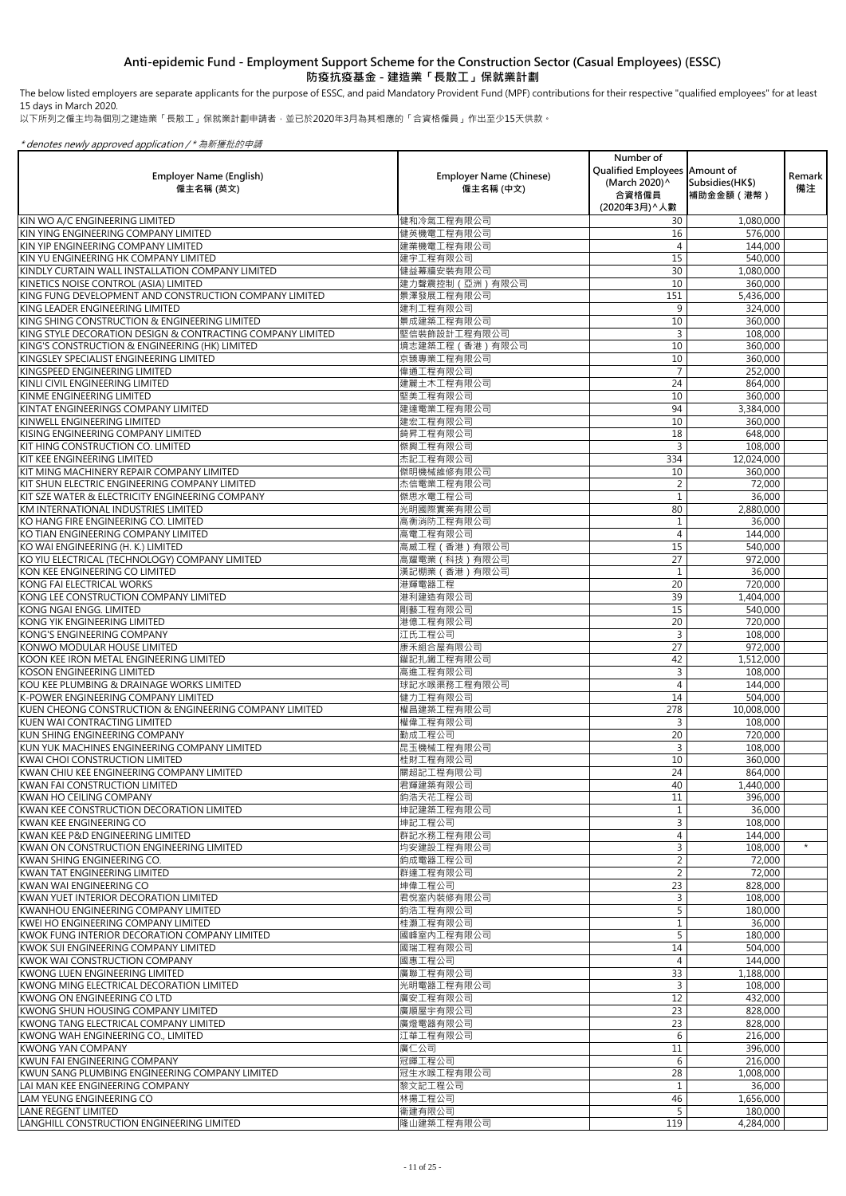# Anti-epidemic Fund - Employment Support Scheme for the Construction Sector (Casual Employees) (ESSC)
# 防疫抗疫基金 - 建造業「長散工」保就業計劃

The below listed employers are separate applicants for the purpose of ESSC, and paid Mandatory Provident Fund (MPF) contributions for their respective "qualified employees" for at least 15 days in March 2020.

以下所列之僱主均為個別之建造業「長散工」保就業計劃申請者，並已於2020年3月為其相應的「合資格僱員」作出至少15天供款。

*\* denotes newly approved application / \* 為新獲批的申請*

| Employer Name (English) 僱主名稱 (英文) | Employer Name (Chinese) 僱主名稱 (中文) | Number of Qualified Employees (March 2020)^ 合資格僱員 (2020年3月)^人數 | Amount of Subsidies(HK$) 補助金金額（港幣） | Remark 備注 |
|---|---|---|---|---|
| KIN WO A/C ENGINEERING LIMITED | 健和冷氣工程有限公司 | 30 | 1,080,000 | |
| KIN YING ENGINEERING COMPANY LIMITED | 健英機電工程有限公司 | 16 | 576,000 | |
| KIN YIP ENGINEERING COMPANY LIMITED | 建業機電工程有限公司 | 4 | 144,000 | |
| KIN YU ENGINEERING HK COMPANY LIMITED | 建宇工程有限公司 | 15 | 540,000 | |
| KINDLY CURTAIN WALL INSTALLATION COMPANY LIMITED | 健益幕牆安裝有限公司 | 30 | 1,080,000 | |
| KINETICS NOISE CONTROL (ASIA) LIMITED | 建力聲震控制（亞洲）有限公司 | 10 | 360,000 | |
| KING FUNG DEVELOPMENT AND CONSTRUCTION COMPANY LIMITED | 景灃發展工程有限公司 | 151 | 5,436,000 | |
| KING LEADER ENGINEERING LIMITED | 建利工程有限公司 | 9 | 324,000 | |
| KING SHING CONSTRUCTION & ENGINEERING LIMITED | 景成建築工程有限公司 | 10 | 360,000 | |
| KING STYLE DECORATION DESIGN & CONTRACTING COMPANY LIMITED | 堅信裝飾設計工程有限公司 | 3 | 108,000 | |
| KING'S CONSTRUCTION & ENGINEERING (HK) LIMITED | 璟志建築工程（香港）有限公司 | 10 | 360,000 | |
| KINGSLEY SPECIALIST ENGINEERING LIMITED | 京臻專業工程有限公司 | 10 | 360,000 | |
| KINGSPEED ENGINEERING LIMITED | 偉通工程有限公司 | 7 | 252,000 | |
| KINLI CIVIL ENGINEERING LIMITED | 建麗土木工程有限公司 | 24 | 864,000 | |
| KINME ENGINEERING LIMITED | 堅美工程有限公司 | 10 | 360,000 | |
| KINTAT ENGINEERINGS COMPANY LIMITED | 建達電業工程有限公司 | 94 | 3,384,000 | |
| KINWELL ENGINEERING LIMITED | 建宏工程有限公司 | 10 | 360,000 | |
| KISING ENGINEERING COMPANY LIMITED | 錡昇工程有限公司 | 18 | 648,000 | |
| KIT HING CONSTRUCTION CO. LIMITED | 傑興工程有限公司 | 3 | 108,000 | |
| KIT KEE ENGINEERING LIMITED | 杰記工程有限公司 | 334 | 12,024,000 | |
| KIT MING MACHINERY REPAIR COMPANY LIMITED | 傑明機械維修有限公司 | 10 | 360,000 | |
| KIT SHUN ELECTRIC ENGINEERING COMPANY LIMITED | 杰信電業工程有限公司 | 2 | 72,000 | |
| KIT SZE WATER & ELECTRICITY ENGINEERING COMPANY | 傑思水電工程公司 | 1 | 36,000 | |
| KM INTERNATIONAL INDUSTRIES LIMITED | 光明國際實業有限公司 | 80 | 2,880,000 | |
| KO HANG FIRE ENGINEERING CO. LIMITED | 高衡消防工程有限公司 | 1 | 36,000 | |
| KO TIAN ENGINEERING COMPANY LIMITED | 高電工程有限公司 | 4 | 144,000 | |
| KO WAI ENGINEERING (H. K.) LIMITED | 高威工程（香港）有限公司 | 15 | 540,000 | |
| KO YIU ELECTRICAL (TECHNOLOGY) COMPANY LIMITED | 高耀電業（科技）有限公司 | 27 | 972,000 | |
| KON KEE ENGINEERING CO LIMITED | 漢記棚業（香港）有限公司 | 1 | 36,000 | |
| KONG FAI ELECTRICAL WORKS | 港輝電器工程 | 20 | 720,000 | |
| KONG LEE CONSTRUCTION COMPANY LIMITED | 港利建造有限公司 | 39 | 1,404,000 | |
| KONG NGAI ENGG. LIMITED | 剛藝工程有限公司 | 15 | 540,000 | |
| KONG YIK ENGINEERING LIMITED | 港億工程有限公司 | 20 | 720,000 | |
| KONG'S ENGINEERING COMPANY | 江氏工程公司 | 3 | 108,000 | |
| KONWO MODULAR HOUSE LIMITED | 康禾組合屋有限公司 | 27 | 972,000 | |
| KOON KEE IRON METAL ENGINEERING LIMITED | 鑵記扎鐵工程有限公司 | 42 | 1,512,000 | |
| KOSON ENGINEERING LIMITED | 高進工程有限公司 | 3 | 108,000 | |
| KOU KEE PLUMBING & DRAINAGE WORKS LIMITED | 球記水喉渠務工程有限公司 | 4 | 144,000 | |
| K-POWER ENGINEERING COMPANY LIMITED | 健力工程有限公司 | 14 | 504,000 | |
| KUEN CHEONG CONSTRUCTION & ENGINEERING COMPANY LIMITED | 權昌建築工程有限公司 | 278 | 10,008,000 | |
| KUEN WAI CONTRACTING LIMITED | 權偉工程有限公司 | 3 | 108,000 | |
| KUN SHING ENGINEERING COMPANY | 勤成工程公司 | 20 | 720,000 | |
| KUN YUK MACHINES ENGINEERING COMPANY LIMITED | 昆玉機械工程有限公司 | 3 | 108,000 | |
| KWAI CHOI CONSTRUCTION LIMITED | 桂財工程有限公司 | 10 | 360,000 | |
| KWAN CHIU KEE ENGINEERING COMPANY LIMITED | 關超記工程有限公司 | 24 | 864,000 | |
| KWAN FAI CONSTRUCTION LIMITED | 君輝建築有限公司 | 40 | 1,440,000 | |
| KWAN HO CEILING COMPANY | 鈞浩天花工程公司 | 11 | 396,000 | |
| KWAN KEE CONSTRUCTION DECORATION LIMITED | 坤記建築工程有限公司 | 1 | 36,000 | |
| KWAN KEE ENGINEERING CO | 坤記工程公司 | 3 | 108,000 | |
| KWAN KEE P&D ENGINEERING LIMITED | 群記水務工程有限公司 | 4 | 144,000 | |
| KWAN ON CONSTRUCTION ENGINEERING LIMITED | 均安建設工程有限公司 | 3 | 108,000 | * |
| KWAN SHING ENGINEERING CO. | 鈞成電器工程公司 | 2 | 72,000 | |
| KWAN TAT ENGINEERING LIMITED | 群達工程有限公司 | 2 | 72,000 | |
| KWAN WAI ENGINEERING CO | 坤偉工程公司 | 23 | 828,000 | |
| KWAN YUET INTERIOR DECORATION LIMITED | 君悅室內裝修有限公司 | 3 | 108,000 | |
| KWANHOU ENGINEERING COMPANY LIMITED | 鈞浩工程有限公司 | 5 | 180,000 | |
| KWEI HO ENGINEERING COMPANY LIMITED | 桂灝工程有限公司 | 1 | 36,000 | |
| KWOK FUNG INTERIOR DECORATION COMPANY LIMITED | 國峰室內工程有限公司 | 5 | 180,000 | |
| KWOK SUI ENGINEERING COMPANY LIMITED | 國瑞工程有限公司 | 14 | 504,000 | |
| KWOK WAI CONSTRUCTION COMPANY | 國惠工程公司 | 4 | 144,000 | |
| KWONG LUEN ENGINEERING LIMITED | 廣聯工程有限公司 | 33 | 1,188,000 | |
| KWONG MING ELECTRICAL DECORATION LIMITED | 光明電器工程有限公司 | 3 | 108,000 | |
| KWONG ON ENGINEERING CO LTD | 廣安工程有限公司 | 12 | 432,000 | |
| KWONG SHUN HOUSING COMPANY LIMITED | 廣順屋宇有限公司 | 23 | 828,000 | |
| KWONG TANG ELECTRICAL COMPANY LIMITED | 廣燈電器有限公司 | 23 | 828,000 | |
| KWONG WAH ENGINEERING CO., LIMITED | 江華工程有限公司 | 6 | 216,000 | |
| KWONG YAN COMPANY | 廣仁公司 | 11 | 396,000 | |
| KWUN FAI ENGINEERING COMPANY | 冠暉工程公司 | 6 | 216,000 | |
| KWUN SANG PLUMBING ENGINEERING COMPANY LIMITED | 冠生水喉工程有限公司 | 28 | 1,008,000 | |
| LAI MAN KEE ENGINEERING COMPANY | 黎文記工程公司 | 1 | 36,000 | |
| LAM YEUNG ENGINEERING CO | 林揚工程公司 | 46 | 1,656,000 | |
| LANE REGENT LIMITED | 衛建有限公司 | 5 | 180,000 | |
| LANGHILL CONSTRUCTION ENGINEERING LIMITED | 隆山建築工程有限公司 | 119 | 4,284,000 | |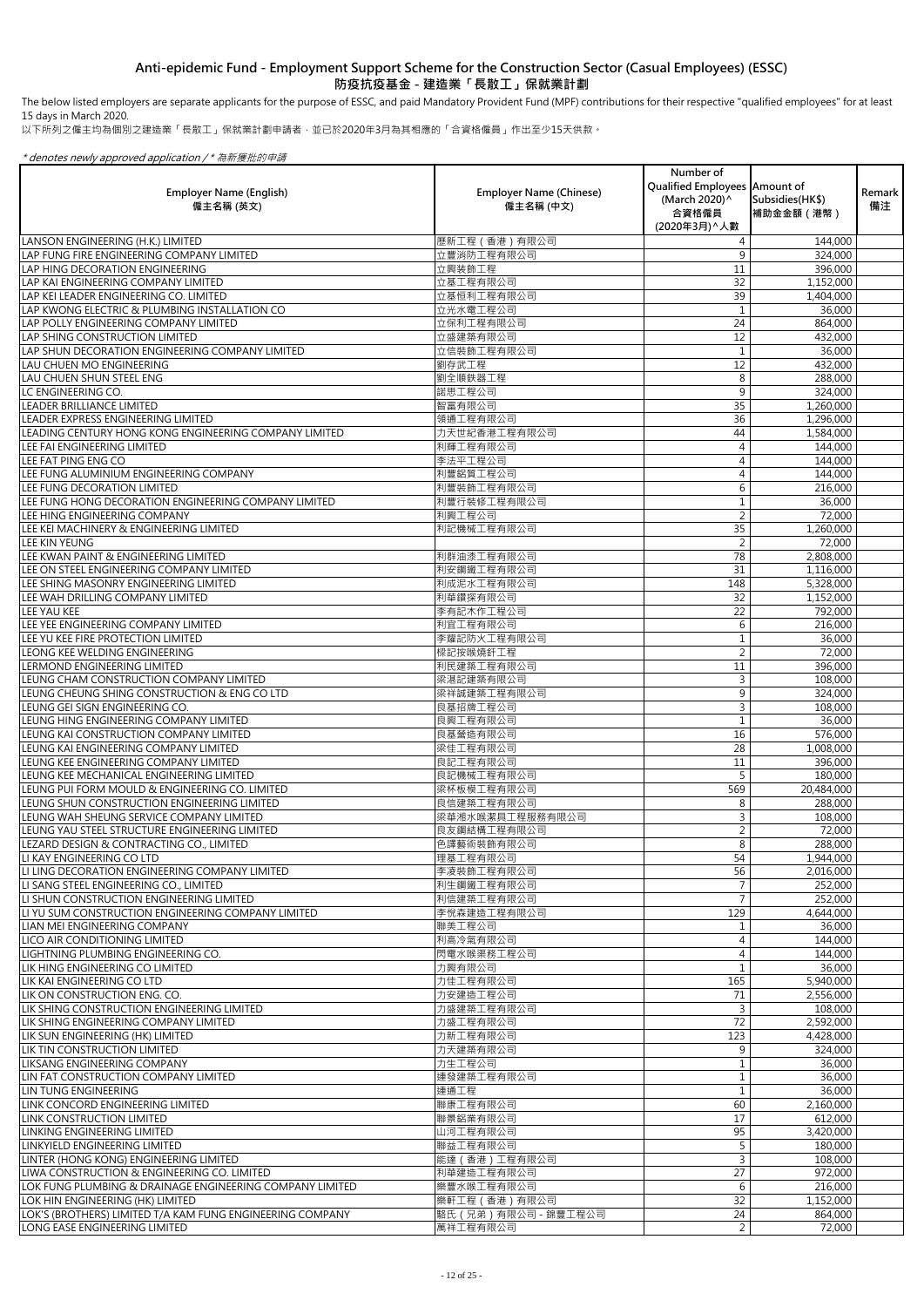# Anti-epidemic Fund - Employment Support Scheme for the Construction Sector (Casual Employees) (ESSC)

# 防疫抗疫基金 - 建造業「長散工」保就業計劃

The below listed employers are separate applicants for the purpose of ESSC, and paid Mandatory Provident Fund (MPF) contributions for their respective "qualified employees" for at least 15 days in March 2020.

以下所列之僱主均為個別之建造業「長散工」保就業計劃申請者，並已於2020年3月為其相應的「合資格僱員」作出至少15天供款。

*\* denotes newly approved application / \* 為新獲批的申請*

| Employer Name (English) 僱主名稱 (英文) | Employer Name (Chinese) 僱主名稱 (中文) | Number of Qualified Employees (March 2020)^ 合資格僱員 (2020年3月)^人數 | Amount of Subsidies(HK$) 補助金金額（港幣） | Remark 備注 |
|---|---|---|---|---|
| LANSON ENGINEERING (H.K.) LIMITED | 曆新工程（香港）有限公司 | 4 | 144,000 | |
| LAP FUNG FIRE ENGINEERING COMPANY LIMITED | 立豐消防工程有限公司 | 9 | 324,000 | |
| LAP HING DECORATION ENGINEERING | 立興裝飾工程 | 11 | 396,000 | |
| LAP KAI ENGINEERING COMPANY LIMITED | 立基工程有限公司 | 32 | 1,152,000 | |
| LAP KEI LEADER ENGINEERING CO. LIMITED | 立基恒利工程有限公司 | 39 | 1,404,000 | |
| LAP KWONG ELECTRIC & PLUMBING INSTALLATION CO | 立光水電工程公司 | 1 | 36,000 | |
| LAP POLLY ENGINEERING COMPANY LIMITED | 立保利工程有限公司 | 24 | 864,000 | |
| LAP SHING CONSTRUCTION LIMITED | 立盛建築有限公司 | 12 | 432,000 | |
| LAP SHUN DECORATION ENGINEERING COMPANY LIMITED | 立信裝飾工程有限公司 | 1 | 36,000 | |
| LAU CHUEN MO ENGINEERING | 劉存武工程 | 12 | 432,000 | |
| LAU CHUEN SHUN STEEL ENG | 劉全順鉄器工程 | 8 | 288,000 | |
| LC ENGINEERING CO. | 諾思工程公司 | 9 | 324,000 | |
| LEADER BRILLIANCE LIMITED | 智富有限公司 | 35 | 1,260,000 | |
| LEADER EXPRESS ENGINEERING LIMITED | 領通工程有限公司 | 36 | 1,296,000 | |
| LEADING CENTURY HONG KONG ENGINEERING COMPANY LIMITED | 力天世紀香港工程有限公司 | 44 | 1,584,000 | |
| LEE FAI ENGINEERING LIMITED | 利輝工程有限公司 | 4 | 144,000 | |
| LEE FAT PING ENG CO | 李法平工程公司 | 4 | 144,000 | |
| LEE FUNG ALUMINIUM ENGINEERING COMPANY | 利豐鋁質工程公司 | 4 | 144,000 | |
| LEE FUNG DECORATION LIMITED | 利豐裝飾工程有限公司 | 6 | 216,000 | |
| LEE FUNG HONG DECORATION ENGINEERING COMPANY LIMITED | 利豐行裝修工程有限公司 | 1 | 36,000 | |
| LEE HING ENGINEERING COMPANY | 利興工程公司 | 2 | 72,000 | |
| LEE KEI MACHINERY & ENGINEERING LIMITED | 利記機械工程有限公司 | 35 | 1,260,000 | |
| LEE KIN YEUNG | | 2 | 72,000 | |
| LEE KWAN PAINT & ENGINEERING LIMITED | 利群油漆工程有限公司 | 78 | 2,808,000 | |
| LEE ON STEEL ENGINEERING COMPANY LIMITED | 利安鋼鐵工程有限公司 | 31 | 1,116,000 | |
| LEE SHING MASONRY ENGINEERING LIMITED | 利成泥水工程有限公司 | 148 | 5,328,000 | |
| LEE WAH DRILLING COMPANY LIMITED | 利華鑽探有限公司 | 32 | 1,152,000 | |
| LEE YAU KEE | 李有記木作工程公司 | 22 | 792,000 | |
| LEE YEE ENGINEERING COMPANY LIMITED | 利宜工程有限公司 | 6 | 216,000 | |
| LEE YU KEE FIRE PROTECTION LIMITED | 李耀記防火工程有限公司 | 1 | 36,000 | |
| LEONG KEE WELDING ENGINEERING | 樑記按喉燒釬工程 | 2 | 72,000 | |
| LERMOND ENGINEERING LIMITED | 利民建築工程有限公司 | 11 | 396,000 | |
| LEUNG CHAM CONSTRUCTION COMPANY LIMITED | 梁湛記建築有限公司 | 3 | 108,000 | |
| LEUNG CHEUNG SHING CONSTRUCTION & ENG CO LTD | 梁祥誠建築工程有限公司 | 9 | 324,000 | |
| LEUNG GEI SIGN ENGINEERING CO. | 良基招牌工程公司 | 3 | 108,000 | |
| LEUNG HING ENGINEERING COMPANY LIMITED | 良興工程有限公司 | 1 | 36,000 | |
| LEUNG KAI CONSTRUCTION COMPANY LIMITED | 良基營造有限公司 | 16 | 576,000 | |
| LEUNG KAI ENGINEERING COMPANY LIMITED | 梁佳工程有限公司 | 28 | 1,008,000 | |
| LEUNG KEE ENGINEERING COMPANY LIMITED | 良記工程有限公司 | 11 | 396,000 | |
| LEUNG KEE MECHANICAL ENGINEERING LIMITED | 良記機械工程有限公司 | 5 | 180,000 | |
| LEUNG PUI FORM MOULD & ENGINEERING CO. LIMITED | 梁杯板模工程有限公司 | 569 | 20,484,000 | |
| LEUNG SHUN CONSTRUCTION ENGINEERING LIMITED | 良信建築工程有限公司 | 8 | 288,000 | |
| LEUNG WAH SHEUNG SERVICE COMPANY LIMITED | 梁華湘水喉潔具工程服務有限公司 | 3 | 108,000 | |
| LEUNG YAU STEEL STRUCTURE ENGINEERING LIMITED | 良友鋼結構工程有限公司 | 2 | 72,000 | |
| LEZARD DESIGN & CONTRACTING CO., LIMITED | 色譯藝術裝飾有限公司 | 8 | 288,000 | |
| LI KAY ENGINEERING CO LTD | 理基工程有限公司 | 54 | 1,944,000 | |
| LI LING DECORATION ENGINEERING COMPANY LIMITED | 李凌裝飾工程有限公司 | 56 | 2,016,000 | |
| LI SANG STEEL ENGINEERING CO., LIMITED | 利生鋼鐵工程有限公司 | 7 | 252,000 | |
| LI SHUN CONSTRUCTION ENGINEERING LIMITED | 利信建築工程有限公司 | 7 | 252,000 | |
| LI YU SUM CONSTRUCTION ENGINEERING COMPANY LIMITED | 李悅森建造工程有限公司 | 129 | 4,644,000 | |
| LIAN MEI ENGINEERING COMPANY | 聯美工程公司 | 1 | 36,000 | |
| LICO AIR CONDITIONING LIMITED | 利高冷氣有限公司 | 4 | 144,000 | |
| LIGHTNING PLUMBING ENGINEERING CO. | 閃電水喉渠務工程公司 | 4 | 144,000 | |
| LIK HING ENGINEERING CO LIMITED | 力興有限公司 | 1 | 36,000 | |
| LIK KAI ENGINEERING CO LTD | 力佳工程有限公司 | 165 | 5,940,000 | |
| LIK ON CONSTRUCTION ENG. CO. | 力安建造工程公司 | 71 | 2,556,000 | |
| LIK SHING CONSTRUCTION ENGINEERING LIMITED | 力盛建築工程有限公司 | 3 | 108,000 | |
| LIK SHING ENGINEERING COMPANY LIMITED | 力盛工程有限公司 | 72 | 2,592,000 | |
| LIK SUN ENGINEERING (HK) LIMITED | 力新工程有限公司 | 123 | 4,428,000 | |
| LIK TIN CONSTRUCTION LIMITED | 力天建築有限公司 | 9 | 324,000 | |
| LIKSANG ENGINEERING COMPANY | 力生工程公司 | 1 | 36,000 | |
| LIN FAT CONSTRUCTION COMPANY LIMITED | 連發建築工程有限公司 | 1 | 36,000 | |
| LIN TUNG ENGINEERING | 連通工程 | 1 | 36,000 | |
| LINK CONCORD ENGINEERING LIMITED | 聯康工程有限公司 | 60 | 2,160,000 | |
| LINK CONSTRUCTION LIMITED | 聯景鋁業有限公司 | 17 | 612,000 | |
| LINKING ENGINEERING LIMITED | 山河工程有限公司 | 95 | 3,420,000 | |
| LINKYIELD ENGINEERING LIMITED | 聯益工程有限公司 | 5 | 180,000 | |
| LINTER (HONG KONG) ENGINEERING LIMITED | 能達（香港）工程有限公司 | 3 | 108,000 | |
| LIWA CONSTRUCTION & ENGINEERING CO. LIMITED | 利華建造工程有限公司 | 27 | 972,000 | |
| LOK FUNG PLUMBING & DRAINAGE ENGINEERING COMPANY LIMITED | 樂豐水喉工程有限公司 | 6 | 216,000 | |
| LOK HIN ENGINEERING (HK) LIMITED | 樂軒工程（香港）有限公司 | 32 | 1,152,000 | |
| LOK'S (BROTHERS) LIMITED T/A KAM FUNG ENGINEERING COMPANY | 駱氏（兄弟）有限公司 - 錦豐工程公司 | 24 | 864,000 | |
| LONG EASE ENGINEERING LIMITED | 萬祥工程有限公司 | 2 | 72,000 | |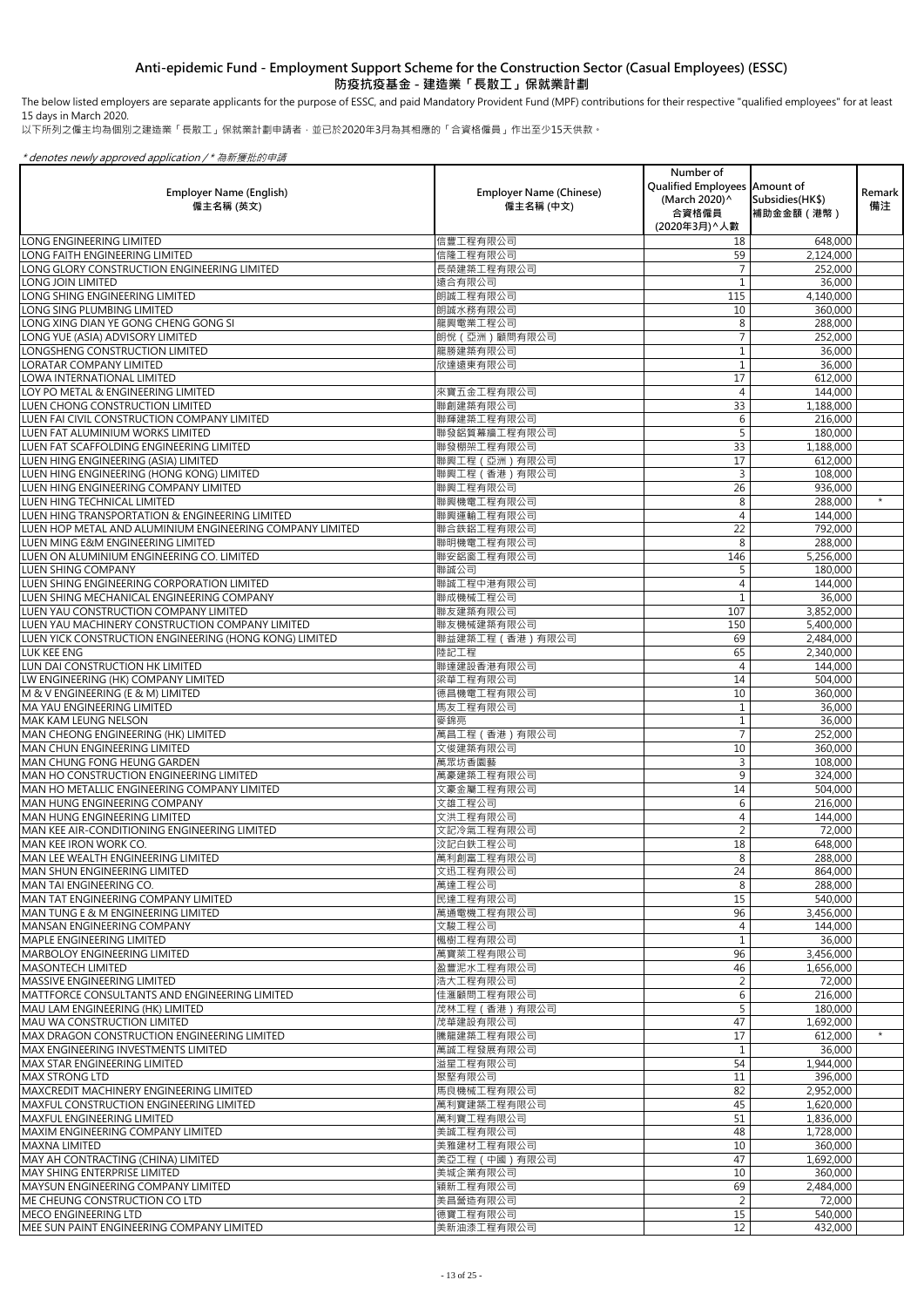# Anti-epidemic Fund - Employment Support Scheme for the Construction Sector (Casual Employees) (ESSC)
# 防疫抗疫基金 - 建造業「長散工」保就業計劃

The below listed employers are separate applicants for the purpose of ESSC, and paid Mandatory Provident Fund (MPF) contributions for their respective "qualified employees" for at least 15 days in March 2020.
以下所列之僱主均為個別之建造業「長散工」保就業計劃申請者，並已於2020年3月為其相應的「合資格僱員」作出至少15天供款。

*\* denotes newly approved application / \* 為新獲批的申請*

| Employer Name (English) 僱主名稱 (英文) | Employer Name (Chinese) 僱主名稱 (中文) | Number of Qualified Employees (March 2020)^ 合資格僱員 (2020年3月)^人數 | Amount of Subsidies(HK$) 補助金金額（港幣） | Remark 備注 |
|---|---|---|---|---|
| LONG ENGINEERING LIMITED | 信豐工程有限公司 | 18 | 648,000 | |
| LONG FAITH ENGINEERING LIMITED | 信隆工程有限公司 | 59 | 2,124,000 | |
| LONG GLORY CONSTRUCTION ENGINEERING LIMITED | 長榮建築工程有限公司 | 7 | 252,000 | |
| LONG JOIN LIMITED | 遠合有限公司 | 1 | 36,000 | |
| LONG SHING ENGINEERING LIMITED | 朗誠工程有限公司 | 115 | 4,140,000 | |
| LONG SING PLUMBING LIMITED | 朗誠水務有限公司 | 10 | 360,000 | |
| LONG XING DIAN YE GONG CHENG GONG SI | 龍興電業工程公司 | 8 | 288,000 | |
| LONG YUE (ASIA) ADVISORY LIMITED | 朗悅（亞洲）顧問有限公司 | 7 | 252,000 | |
| LONGSHENG CONSTRUCTION LIMITED | 龍勝建築有限公司 | 1 | 36,000 | |
| LORATAR COMPANY LIMITED | 欣達遠東有限公司 | 1 | 36,000 | |
| LOWA INTERNATIONAL LIMITED | | 17 | 612,000 | |
| LOY PO METAL & ENGINEERING LIMITED | 來寶五金工程有限公司 | 4 | 144,000 | |
| LUEN CHONG CONSTRUCTION LIMITED | 聯創建築有限公司 | 33 | 1,188,000 | |
| LUEN FAI CIVIL CONSTRUCTION COMPANY LIMITED | 聯輝建築工程有限公司 | 6 | 216,000 | |
| LUEN FAT ALUMINIUM WORKS LIMITED | 聯發鋁質幕牆工程有限公司 | 5 | 180,000 | |
| LUEN FAT SCAFFOLDING ENGINEERING LIMITED | 聯發棚架工程有限公司 | 33 | 1,188,000 | |
| LUEN HING ENGINEERING (ASIA) LIMITED | 聯興工程（亞洲）有限公司 | 17 | 612,000 | |
| LUEN HING ENGINEERING (HONG KONG) LIMITED | 聯興工程（香港）有限公司 | 3 | 108,000 | |
| LUEN HING ENGINEERING COMPANY LIMITED | 聯興工程有限公司 | 26 | 936,000 | |
| LUEN HING TECHNICAL LIMITED | 聯興機電工程有限公司 | 8 | 288,000 | * |
| LUEN HING TRANSPORTATION & ENGINEERING LIMITED | 聯興運輸工程有限公司 | 4 | 144,000 | |
| LUEN HOP METAL AND ALUMINIUM ENGINEERING COMPANY LIMITED | 聯合鉄鋁工程有限公司 | 22 | 792,000 | |
| LUEN MING E&M ENGINEERING LIMITED | 聯明機電工程有限公司 | 8 | 288,000 | |
| LUEN ON ALUMINIUM ENGINEERING CO. LIMITED | 聯安鋁窗工程有限公司 | 146 | 5,256,000 | |
| LUEN SHING COMPANY | 聯誠公司 | 5 | 180,000 | |
| LUEN SHING ENGINEERING CORPORATION LIMITED | 聯誠工程中港有限公司 | 4 | 144,000 | |
| LUEN SHING MECHANICAL ENGINEERING COMPANY | 聯成機械工程公司 | 1 | 36,000 | |
| LUEN YAU CONSTRUCTION COMPANY LIMITED | 聯友建築有限公司 | 107 | 3,852,000 | |
| LUEN YAU MACHINERY CONSTRUCTION COMPANY LIMITED | 聯友機械建築有限公司 | 150 | 5,400,000 | |
| LUEN YICK CONSTRUCTION ENGINEERING (HONG KONG) LIMITED | 聯益建築工程（香港）有限公司 | 69 | 2,484,000 | |
| LUK KEE ENG | 陸記工程 | 65 | 2,340,000 | |
| LUN DAI CONSTRUCTION HK LIMITED | 聯達建設香港有限公司 | 4 | 144,000 | |
| LW ENGINEERING (HK) COMPANY LIMITED | 梁華工程有限公司 | 14 | 504,000 | |
| M & V ENGINEERING (E & M) LIMITED | 德昌機電工程有限公司 | 10 | 360,000 | |
| MA YAU ENGINEERING LIMITED | 馬友工程有限公司 | 1 | 36,000 | |
| MAK KAM LEUNG NELSON | 麥錦亮 | 1 | 36,000 | |
| MAN CHEONG ENGINEERING (HK) LIMITED | 萬昌工程（香港）有限公司 | 7 | 252,000 | |
| MAN CHUN ENGINEERING LIMITED | 文俊建築有限公司 | 10 | 360,000 | |
| MAN CHUNG FONG HEUNG GARDEN | 萬眾坊香園藝 | 3 | 108,000 | |
| MAN HO CONSTRUCTION ENGINEERING LIMITED | 萬豪建築工程有限公司 | 9 | 324,000 | |
| MAN HO METALLIC ENGINEERING COMPANY LIMITED | 文豪金屬工程有限公司 | 14 | 504,000 | |
| MAN HUNG ENGINEERING COMPANY | 文雄工程公司 | 6 | 216,000 | |
| MAN HUNG ENGINEERING LIMITED | 文洪工程有限公司 | 4 | 144,000 | |
| MAN KEE AIR-CONDITIONING ENGINEERING LIMITED | 文記冷氣工程有限公司 | 2 | 72,000 | |
| MAN KEE IRON WORK CO. | 汶記白鉄工程公司 | 18 | 648,000 | |
| MAN LEE WEALTH ENGINEERING LIMITED | 萬利創富工程有限公司 | 8 | 288,000 | |
| MAN SHUN ENGINEERING LIMITED | 文迅工程有限公司 | 24 | 864,000 | |
| MAN TAI ENGINEERING CO. | 萬達工程公司 | 8 | 288,000 | |
| MAN TAT ENGINEERING COMPANY LIMITED | 民達工程有限公司 | 15 | 540,000 | |
| MAN TUNG E & M ENGINEERING LIMITED | 萬通電機工程有限公司 | 96 | 3,456,000 | |
| MANSAN ENGINEERING COMPANY | 文駿工程公司 | 4 | 144,000 | |
| MAPLE ENGINEERING LIMITED | 楓樹工程有限公司 | 1 | 36,000 | |
| MARBOLOY ENGINEERING LIMITED | 萬寶萊工程有限公司 | 96 | 3,456,000 | |
| MASONTECH LIMITED | 盈豐泥水工程有限公司 | 46 | 1,656,000 | |
| MASSIVE ENGINEERING LIMITED | 浩大工程有限公司 | 2 | 72,000 | |
| MATTFORCE CONSULTANTS AND ENGINEERING LIMITED | 佳滙顧問工程有限公司 | 6 | 216,000 | |
| MAU LAM ENGINEERING (HK) LIMITED | 茂林工程（香港）有限公司 | 5 | 180,000 | |
| MAU WA CONSTRUCTION LIMITED | 茂華建設有限公司 | 47 | 1,692,000 | |
| MAX DRAGON CONSTRUCTION ENGINEERING LIMITED | 騰龍建築工程有限公司 | 17 | 612,000 | * |
| MAX ENGINEERING INVESTMENTS LIMITED | 萬誠工程發展有限公司 | 1 | 36,000 | |
| MAX STAR ENGINEERING LIMITED | 溢星工程有限公司 | 54 | 1,944,000 | |
| MAX STRONG LTD | 聚堅有限公司 | 11 | 396,000 | |
| MAXCREDIT MACHINERY ENGINEERING LIMITED | 馬良機械工程有限公司 | 82 | 2,952,000 | |
| MAXFUL CONSTRUCTION ENGINEERING LIMITED | 萬利寶建築工程有限公司 | 45 | 1,620,000 | |
| MAXFUL ENGINEERING LIMITED | 萬利寶工程有限公司 | 51 | 1,836,000 | |
| MAXIM ENGINEERING COMPANY LIMITED | 美誠工程有限公司 | 48 | 1,728,000 | |
| MAXNA LIMITED | 美雅建材工程有限公司 | 10 | 360,000 | |
| MAY AH CONTRACTING (CHINA) LIMITED | 美亞工程（中國）有限公司 | 47 | 1,692,000 | |
| MAY SHING ENTERPRISE LIMITED | 美城企業有限公司 | 10 | 360,000 | |
| MAYSUN ENGINEERING COMPANY LIMITED | 穎新工程有限公司 | 69 | 2,484,000 | |
| ME CHEUNG CONSTRUCTION CO LTD | 美昌營造有限公司 | 2 | 72,000 | |
| MECO ENGINEERING LTD | 德寶工程有限公司 | 15 | 540,000 | |
| MEE SUN PAINT ENGINEERING COMPANY LIMITED | 美新油漆工程有限公司 | 12 | 432,000 | |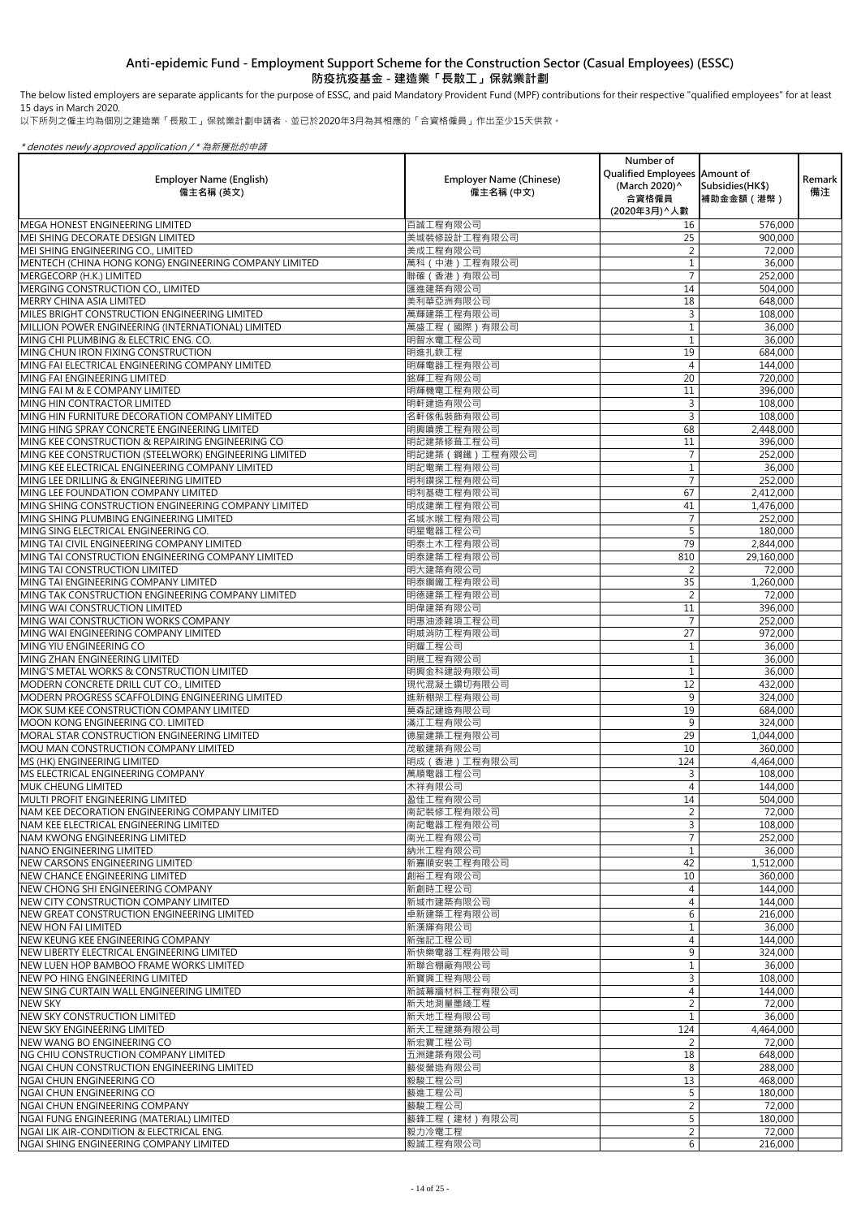# Anti-epidemic Fund - Employment Support Scheme for the Construction Sector (Casual Employees) (ESSC)
# 防疫抗疫基金 - 建造業「長散工」保就業計劃

The below listed employers are separate applicants for the purpose of ESSC, and paid Mandatory Provident Fund (MPF) contributions for their respective "qualified employees" for at least 15 days in March 2020.

以下所列之僱主均為個別之建造業「長散工」保就業計劃申請者，並已於2020年3月為其相應的「合資格僱員」作出至少15天供款。

*\* denotes newly approved application / \* 為新獲批的申請*

| Employer Name (English) 僱主名稱 (英文) | Employer Name (Chinese) 僱主名稱 (中文) | Number of Qualified Employees (March 2020)^ 合資格僱員 (2020年3月)^人數 | Amount of Subsidies(HK$) 補助金金額（港幣） | Remark 備注 |
|---|---|---|---|---|
| MEGA HONEST ENGINEERING LIMITED | 百誠工程有限公司 | 16 | 576,000 | |
| MEI SHING DECORATE DESIGN LIMITED | 美城裝修設計工程有限公司 | 25 | 900,000 | |
| MEI SHING ENGINEERING CO., LIMITED | 美成工程有限公司 | 2 | 72,000 | |
| MENTECH (CHINA HONG KONG) ENGINEERING COMPANY LIMITED | 萬科（中港）工程有限公司 | 1 | 36,000 | |
| MERGECORP (H.K.) LIMITED | 聯確（香港）有限公司 | 7 | 252,000 | |
| MERGING CONSTRUCTION CO., LIMITED | 匯進建築有限公司 | 14 | 504,000 | |
| MERRY CHINA ASIA LIMITED | 美利華亞洲有限公司 | 18 | 648,000 | |
| MILES BRIGHT CONSTRUCTION ENGINEERING LIMITED | 萬輝建築工程有限公司 | 3 | 108,000 | |
| MILLION POWER ENGINEERING (INTERNATIONAL) LIMITED | 萬盛工程（國際）有限公司 | 1 | 36,000 | |
| MING CHI PLUMBING & ELECTRIC ENG. CO. | 明智水電工程公司 | 1 | 36,000 | |
| MING CHUN IRON FIXING CONSTRUCTION | 明進扎鉄工程 | 19 | 684,000 | |
| MING FAI ELECTRICAL ENGINEERING COMPANY LIMITED | 明輝電器工程有限公司 | 4 | 144,000 | |
| MING FAI ENGINEERING LIMITED | 銘輝工程有限公司 | 20 | 720,000 | |
| MING FAI M & E COMPANY LIMITED | 明輝機電工程有限公司 | 11 | 396,000 | |
| MING HIN CONTRACTOR LIMITED | 明軒建造有限公司 | 3 | 108,000 | |
| MING HIN FURNITURE DECORATION COMPANY LIMITED | 名軒傢俬裝飾有限公司 | 3 | 108,000 | |
| MING HING SPRAY CONCRETE ENGINEERING LIMITED | 明興噴漿工程有限公司 | 68 | 2,448,000 | |
| MING KEE CONSTRUCTION & REPAIRING ENGINEERING CO | 明記建築修葺工程公司 | 11 | 396,000 | |
| MING KEE CONSTRUCTION (STEELWORK) ENGINEERING LIMITED | 明記建築（鋼鐵）工程有限公司 | 7 | 252,000 | |
| MING KEE ELECTRICAL ENGINEERING COMPANY LIMITED | 明記電業工程有限公司 | 1 | 36,000 | |
| MING LEE DRILLING & ENGINEERING LIMITED | 明利鑽探工程有限公司 | 7 | 252,000 | |
| MING LEE FOUNDATION COMPANY LIMITED | 明利基礎工程有限公司 | 67 | 2,412,000 | |
| MING SHING CONSTRUCTION ENGINEERING COMPANY LIMITED | 明成建業工程有限公司 | 41 | 1,476,000 | |
| MING SHING PLUMBING ENGINEERING LIMITED | 名城水喉工程有限公司 | 7 | 252,000 | |
| MING SING ELECTRICAL ENGINEERING CO. | 明星電器工程公司 | 5 | 180,000 | |
| MING TAI CIVIL ENGINEERING COMPANY LIMITED | 明泰土木工程有限公司 | 79 | 2,844,000 | |
| MING TAI CONSTRUCTION ENGINEERING COMPANY LIMITED | 明泰建築工程有限公司 | 810 | 29,160,000 | |
| MING TAI CONSTRUCTION LIMITED | 明大建築有限公司 | 2 | 72,000 | |
| MING TAI ENGINEERING COMPANY LIMITED | 明泰鋼鐵工程有限公司 | 35 | 1,260,000 | |
| MING TAK CONSTRUCTION ENGINEERING COMPANY LIMITED | 明德建築工程有限公司 | 2 | 72,000 | |
| MING WAI CONSTRUCTION LIMITED | 明偉建築有限公司 | 11 | 396,000 | |
| MING WAI CONSTRUCTION WORKS COMPANY | 明惠油漆雜項工程公司 | 7 | 252,000 | |
| MING WAI ENGINEERING COMPANY LIMITED | 明威消防工程有限公司 | 27 | 972,000 | |
| MING YIU ENGINEERING CO | 明耀工程公司 | 1 | 36,000 | |
| MING ZHAN ENGINEERING LIMITED | 明展工程有限公司 | 1 | 36,000 | |
| MING'S METAL WORKS & CONSTRUCTION LIMITED | 明興金科建設有限公司 | 1 | 36,000 | |
| MODERN CONCRETE DRILL CUT CO., LIMITED | 現代混凝土鑽切有限公司 | 12 | 432,000 | |
| MODERN PROGRESS SCAFFOLDING ENGINEERING LIMITED | 進新棚架工程有限公司 | 9 | 324,000 | |
| MOK SUM KEE CONSTRUCTION COMPANY LIMITED | 莫森記建造有限公司 | 19 | 684,000 | |
| MOON KONG ENGINEERING CO. LIMITED | 滿江工程有限公司 | 9 | 324,000 | |
| MORAL STAR CONSTRUCTION ENGINEERING LIMITED | 德星建築工程有限公司 | 29 | 1,044,000 | |
| MOU MAN CONSTRUCTION COMPANY LIMITED | 茂敏建築有限公司 | 10 | 360,000 | |
| MS (HK) ENGINEERING LIMITED | 明成（香港）工程有限公司 | 124 | 4,464,000 | |
| MS ELECTRICAL ENGINEERING COMPANY | 萬順電器工程公司 | 3 | 108,000 | |
| MUK CHEUNG LIMITED | 木祥有限公司 | 4 | 144,000 | |
| MULTI PROFIT ENGINEERING LIMITED | 盈佳工程有限公司 | 14 | 504,000 | |
| NAM KEE DECORATION ENGINEERING COMPANY LIMITED | 南記裝修工程有限公司 | 2 | 72,000 | |
| NAM KEE ELECTRICAL ENGINEERING LIMITED | 南記電器工程有限公司 | 3 | 108,000 | |
| NAM KWONG ENGINEERING LIMITED | 南光工程有限公司 | 7 | 252,000 | |
| NANO ENGINEERING LIMITED | 納米工程有限公司 | 1 | 36,000 | |
| NEW CARSONS ENGINEERING LIMITED | 新嘉順安裝工程有限公司 | 42 | 1,512,000 | |
| NEW CHANCE ENGINEERING LIMITED | 創裕工程有限公司 | 10 | 360,000 | |
| NEW CHONG SHI ENGINEERING COMPANY | 新創時工程公司 | 4 | 144,000 | |
| NEW CITY CONSTRUCTION COMPANY LIMITED | 新城市建築有限公司 | 4 | 144,000 | |
| NEW GREAT CONSTRUCTION ENGINEERING LIMITED | 卓新建築工程有限公司 | 6 | 216,000 | |
| NEW HON FAI LIMITED | 新漢輝有限公司 | 1 | 36,000 | |
| NEW KEUNG KEE ENGINEERING COMPANY | 新強記工程公司 | 4 | 144,000 | |
| NEW LIBERTY ELECTRICAL ENGINEERING LIMITED | 新快樂電器工程有限公司 | 9 | 324,000 | |
| NEW LUEN HOP BAMBOO FRAME WORKS LIMITED | 新聯合棚廠有限公司 | 1 | 36,000 | |
| NEW PO HING ENGINEERING LIMITED | 新寶興工程有限公司 | 3 | 108,000 | |
| NEW SING CURTAIN WALL ENGINEERING LIMITED | 新誠幕牆材料工程有限公司 | 4 | 144,000 | |
| NEW SKY | 新天地測量墨綫工程 | 2 | 72,000 | |
| NEW SKY CONSTRUCTION LIMITED | 新天地工程有限公司 | 1 | 36,000 | |
| NEW SKY ENGINEERING LIMITED | 新天工程建築有限公司 | 124 | 4,464,000 | |
| NEW WANG BO ENGINEERING CO | 新宏寶工程公司 | 2 | 72,000 | |
| NG CHIU CONSTRUCTION COMPANY LIMITED | 五洲建築有限公司 | 18 | 648,000 | |
| NGAI CHUN CONSTRUCTION ENGINEERING LIMITED | 藝俊營造有限公司 | 8 | 288,000 | |
| NGAI CHUN ENGINEERING CO | 毅駿工程公司 | 13 | 468,000 | |
| NGAI CHUN ENGINEERING CO | 藝進工程公司 | 5 | 180,000 | |
| NGAI CHUN ENGINEERING COMPANY | 藝駿工程公司 | 2 | 72,000 | |
| NGAI FUNG ENGINEERING (MATERIAL) LIMITED | 藝鋒工程（建材）有限公司 | 5 | 180,000 | |
| NGAI LIK AIR-CONDITION & ELECTRICAL ENG. | 毅力冷電工程 | 2 | 72,000 | |
| NGAI SHING ENGINEERING COMPANY LIMITED | 毅誠工程有限公司 | 6 | 216,000 | |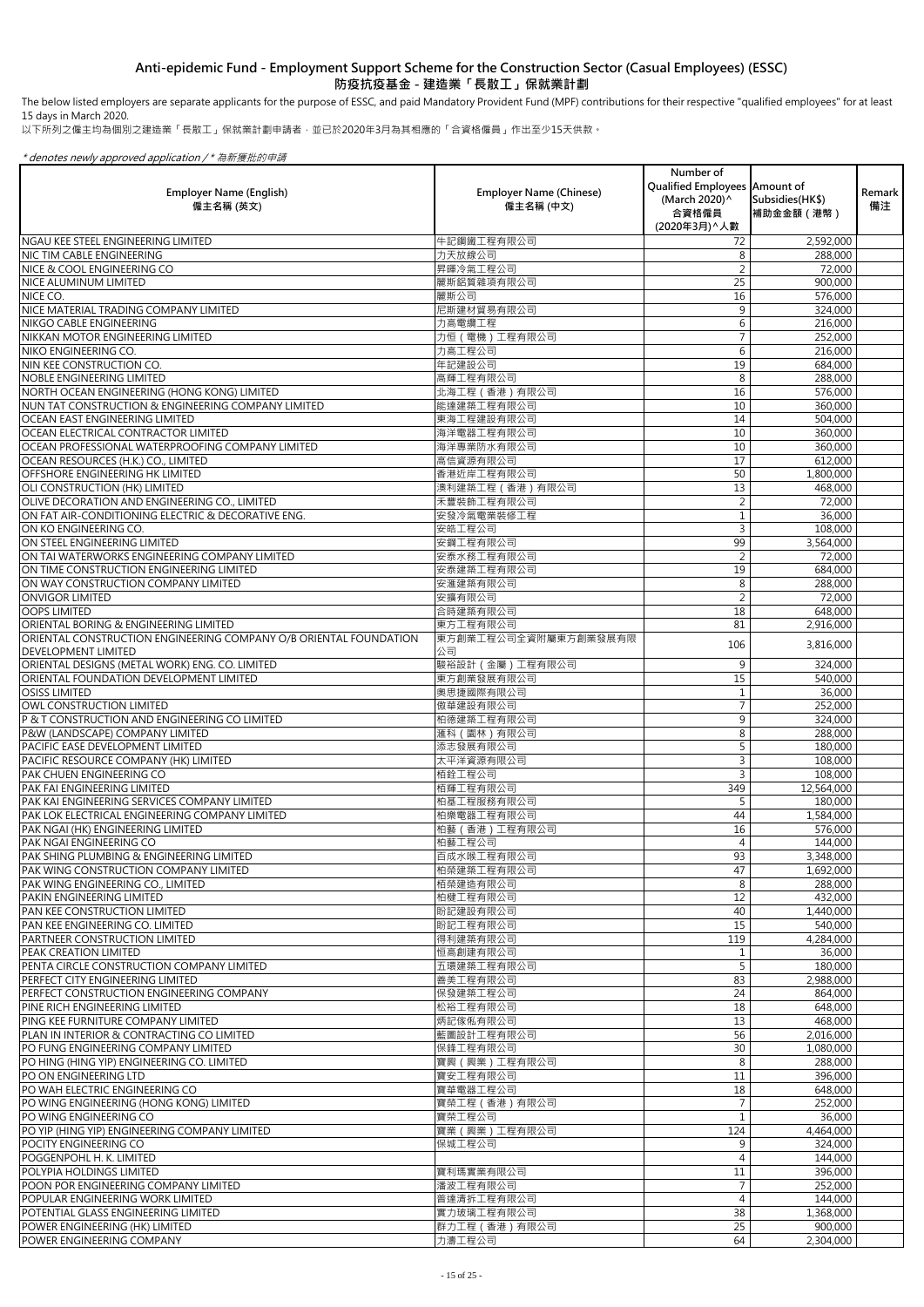## Anti-epidemic Fund - Employment Support Scheme for the Construction Sector (Casual Employees) (ESSC)
## 防疫抗疫基金 - 建造業「長散工」保就業計劃

The below listed employers are separate applicants for the purpose of ESSC, and paid Mandatory Provident Fund (MPF) contributions for their respective "qualified employees" for at least 15 days in March 2020.

以下所列之僱主均為個別之建造業「長散工」保就業計劃申請者，並已於2020年3月為其相應的「合資格僱員」作出至少15天供款。

*\* denotes newly approved application / \* 為新獲批的申請*

| Employer Name (English) 僱主名稱 (英文) | Employer Name (Chinese) 僱主名稱 (中文) | Number of Qualified Employees (March 2020)^ 合資格僱員 (2020年3月)^人數 | Amount of Subsidies(HK$) 補助金金額（港幣） | Remark 備注 |
|---|---|---|---|---|
| NGAU KEE STEEL ENGINEERING LIMITED | 牛記鋼鐵工程有限公司 | 72 | 2,592,000 | |
| NIC TIM CABLE ENGINEERING | 力天放線公司 | 8 | 288,000 | |
| NICE & COOL ENGINEERING CO | 昇暉冷氣工程公司 | 2 | 72,000 | |
| NICE ALUMINUM LIMITED | 麗斯鋁質雜項有限公司 | 25 | 900,000 | |
| NICE CO. | 麗斯公司 | 16 | 576,000 | |
| NICE MATERIAL TRADING COMPANY LIMITED | 尼斯建材貿易有限公司 | 9 | 324,000 | |
| NIKGO CABLE ENGINEERING | 力高電纜工程 | 6 | 216,000 | |
| NIKKAN MOTOR ENGINEERING LIMITED | 力恒（電機）工程有限公司 | 7 | 252,000 | |
| NIKO ENGINEERING CO. | 力高工程公司 | 6 | 216,000 | |
| NIN KEE CONSTRUCTION CO. | 年記建設公司 | 19 | 684,000 | |
| NOBLE ENGINEERING LIMITED | 高輝工程有限公司 | 8 | 288,000 | |
| NORTH OCEAN ENGINEERING (HONG KONG) LIMITED | 北海工程（香港）有限公司 | 16 | 576,000 | |
| NUN TAT CONSTRUCTION & ENGINEERING COMPANY LIMITED | 能達建築工程有限公司 | 10 | 360,000 | |
| OCEAN EAST ENGINEERING LIMITED | 東海工程建設有限公司 | 14 | 504,000 | |
| OCEAN ELECTRICAL CONTRACTOR LIMITED | 海洋電器工程有限公司 | 10 | 360,000 | |
| OCEAN PROFESSIONAL WATERPROOFING COMPANY LIMITED | 海洋專業防水有限公司 | 10 | 360,000 | |
| OCEAN RESOURCES (H.K.) CO., LIMITED | 高信資源有限公司 | 17 | 612,000 | |
| OFFSHORE ENGINEERING HK LIMITED | 香港近岸工程有限公司 | 50 | 1,800,000 | |
| OLI CONSTRUCTION (HK) LIMITED | 澳利建築工程（香港）有限公司 | 13 | 468,000 | |
| OLIVE DECORATION AND ENGINEERING CO., LIMITED | 禾豐裝飾工程有限公司 | 2 | 72,000 | |
| ON FAT AIR-CONDITIONING ELECTRIC & DECORATIVE ENG. | 安發冷氣電業裝修工程 | 1 | 36,000 | |
| ON KO ENGINEERING CO. | 安皓工程公司 | 3 | 108,000 | |
| ON STEEL ENGINEERING LIMITED | 安鋼工程有限公司 | 99 | 3,564,000 | |
| ON TAI WATERWORKS ENGINEERING COMPANY LIMITED | 安泰水務工程有限公司 | 2 | 72,000 | |
| ON TIME CONSTRUCTION ENGINEERING LIMITED | 安泰建築工程有限公司 | 19 | 684,000 | |
| ON WAY CONSTRUCTION COMPANY LIMITED | 安滙建築有限公司 | 8 | 288,000 | |
| ONVIGOR LIMITED | 安擴有限公司 | 2 | 72,000 | |
| OOPS LIMITED | 合時建築有限公司 | 18 | 648,000 | |
| ORIENTAL BORING & ENGINEERING LIMITED | 東方工程有限公司 | 81 | 2,916,000 | |
| ORIENTAL CONSTRUCTION ENGINEERING COMPANY O/B ORIENTAL FOUNDATION DEVELOPMENT LIMITED | 東方創業工程公司全資附屬東方創業發展有限公司 | 106 | 3,816,000 | |
| ORIENTAL DESIGNS (METAL WORK) ENG. CO. LIMITED | 駿裕設計（金屬）工程有限公司 | 9 | 324,000 | |
| ORIENTAL FOUNDATION DEVELOPMENT LIMITED | 東方創業發展有限公司 | 15 | 540,000 | |
| OSISS LIMITED | 奧思捷國際有限公司 | 1 | 36,000 | |
| OWL CONSTRUCTION LIMITED | 傲華建設有限公司 | 7 | 252,000 | |
| P & T CONSTRUCTION AND ENGINEERING CO LIMITED | 柏德建築工程有限公司 | 9 | 324,000 | |
| P&W (LANDSCAPE) COMPANY LIMITED | 滙科（園林）有限公司 | 8 | 288,000 | |
| PACIFIC EASE DEVELOPMENT LIMITED | 添志發展有限公司 | 5 | 180,000 | |
| PACIFIC RESOURCE COMPANY (HK) LIMITED | 太平洋資源有限公司 | 3 | 108,000 | |
| PAK CHUEN ENGINEERING CO | 栢銓工程公司 | 3 | 108,000 | |
| PAK FAI ENGINEERING LIMITED | 栢輝工程有限公司 | 349 | 12,564,000 | |
| PAK KAI ENGINEERING SERVICES COMPANY LIMITED | 柏基工程服務有限公司 | 5 | 180,000 | |
| PAK LOK ELECTRICAL ENGINEERING COMPANY LIMITED | 柏樂電器工程有限公司 | 44 | 1,584,000 | |
| PAK NGAI (HK) ENGINEERING LIMITED | 柏藝（香港）工程有限公司 | 16 | 576,000 | |
| PAK NGAI ENGINEERING CO | 柏藝工程公司 | 4 | 144,000 | |
| PAK SHING PLUMBING & ENGINEERING LIMITED | 百成水喉工程有限公司 | 93 | 3,348,000 | |
| PAK WING CONSTRUCTION COMPANY LIMITED | 柏榮建築工程有限公司 | 47 | 1,692,000 | |
| PAK WING ENGINEERING CO., LIMITED | 栢榮建造有限公司 | 8 | 288,000 | |
| PAKIN ENGINEERING LIMITED | 柏楗工程有限公司 | 12 | 432,000 | |
| PAN KEE CONSTRUCTION LIMITED | 盼記建設有限公司 | 40 | 1,440,000 | |
| PAN KEE ENGINEERING CO. LIMITED | 盼記工程有限公司 | 15 | 540,000 | |
| PARTNEER CONSTRUCTION LIMITED | 得利建築有限公司 | 119 | 4,284,000 | |
| PEAK CREATION LIMITED | 恒高創建有限公司 | 1 | 36,000 | |
| PENTA CIRCLE CONSTRUCTION COMPANY LIMITED | 五環建築工程有限公司 | 5 | 180,000 | |
| PERFECT CITY ENGINEERING LIMITED | 善美工程有限公司 | 83 | 2,988,000 | |
| PERFECT CONSTRUCTION ENGINEERING COMPANY | 保發建築工程公司 | 24 | 864,000 | |
| PINE RICH ENGINEERING LIMITED | 松裕工程有限公司 | 18 | 648,000 | |
| PING KEE FURNITURE COMPANY LIMITED | 炳記傢俬有限公司 | 13 | 468,000 | |
| PLAN IN INTERIOR & CONTRACTING CO LIMITED | 藍圖設計工程有限公司 | 56 | 2,016,000 | |
| PO FUNG ENGINEERING COMPANY LIMITED | 保鋒工程有限公司 | 30 | 1,080,000 | |
| PO HING (HING YIP) ENGINEERING CO. LIMITED | 寶興（興業）工程有限公司 | 8 | 288,000 | |
| PO ON ENGINEERING LTD | 寶安工程有限公司 | 11 | 396,000 | |
| PO WAH ELECTRIC ENGINEERING CO | 寶華電器工程公司 | 18 | 648,000 | |
| PO WING ENGINEERING (HONG KONG) LIMITED | 寶榮工程（香港）有限公司 | 7 | 252,000 | |
| PO WING ENGINEERING CO | 寶榮工程公司 | 1 | 36,000 | |
| PO YIP (HING YIP) ENGINEERING COMPANY LIMITED | 寶業（興業）工程有限公司 | 124 | 4,464,000 | |
| POCITY ENGINEERING CO | 保城工程公司 | 9 | 324,000 | |
| POGGENPOHL H. K. LIMITED | | 4 | 144,000 | |
| POLYPIA HOLDINGS LIMITED | 寶利瑪實業有限公司 | 11 | 396,000 | |
| POON POR ENGINEERING COMPANY LIMITED | 潘波工程有限公司 | 7 | 252,000 | |
| POPULAR ENGINEERING WORK LIMITED | 普達清拆工程有限公司 | 4 | 144,000 | |
| POTENTIAL GLASS ENGINEERING LIMITED | 實力玻璃工程有限公司 | 38 | 1,368,000 | |
| POWER ENGINEERING (HK) LIMITED | 群力工程（香港）有限公司 | 25 | 900,000 | |
| POWER ENGINEERING COMPANY | 力濤工程公司 | 64 | 2,304,000 | |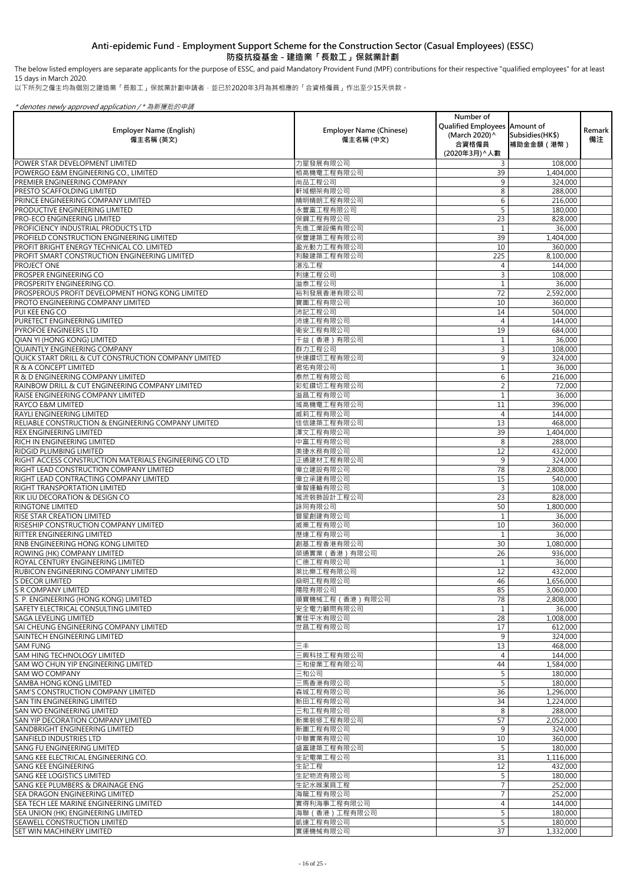# Anti-epidemic Fund - Employment Support Scheme for the Construction Sector (Casual Employees) (ESSC)
# 防疫抗疫基金 - 建造業「長散工」保就業計劃

The below listed employers are separate applicants for the purpose of ESSC, and paid Mandatory Provident Fund (MPF) contributions for their respective "qualified employees" for at least 15 days in March 2020.

以下所列之僱主均為個別之建造業「長散工」保就業計劃申請者，並已於2020年3月為其相應的「合資格僱員」作出至少15天供款。

*\* denotes newly approved application / \* 為新獲批的申請*

| Employer Name (English)<br>僱主名稱 (英文) | Employer Name (Chinese)<br>僱主名稱 (中文) | Number of Qualified Employees (March 2020)^<br>合資格僱員<br>(2020年3月)^人數 | Amount of Subsidies(HK$)<br>補助金金額（港幣） | Remark<br>備注 |
|---|---|---|---|---|
| POWER STAR DEVELOPMENT LIMITED | 力星發展有限公司 | 3 | 108,000 | |
| POWERGO E&M ENGINEERING CO., LIMITED | 栢高機電工程有限公司 | 39 | 1,404,000 | |
| PREMIER ENGINEERING COMPANY | 尚品工程公司 | 9 | 324,000 | |
| PRESTO SCAFFOLDING LIMITED | 軒域棚架有限公司 | 8 | 288,000 | |
| PRINCE ENGINEERING COMPANY LIMITED | 精明精朗工程有限公司 | 6 | 216,000 | |
| PRODUCTIVE ENGINEERING LIMITED | 永豐富工程有限公司 | 5 | 180,000 | |
| PRO-ECO ENGINEERING LIMITED | 保鋼工程有限公司 | 23 | 828,000 | |
| PROFICIENCY INDUSTRIAL PRODUCTS LTD | 先進工業設備有限公司 | 1 | 36,000 | |
| PROFIELD CONSTRUCTION ENGINEERING LIMITED | 保豐建築工程有限公司 | 39 | 1,404,000 | |
| PROFIT BRIGHT ENERGY TECHNICAL CO. LIMITED | 盈光動力工程有限公司 | 10 | 360,000 | |
| PROFIT SMART CONSTRUCTION ENGINEERING LIMITED | 利駿建築工程有限公司 | 225 | 8,100,000 | |
| PROJECT ONE | 湛泓工程 | 4 | 144,000 | |
| PROSPER ENGINEERING CO | 利達工程公司 | 3 | 108,000 | |
| PROSPERITY ENGINEERING CO. | 溢泰工程公司 | 1 | 36,000 | |
| PROSPEROUS PROFIT DEVELOPMENT HONG KONG LIMITED | 裕利發展香港有限公司 | 72 | 2,592,000 | |
| PROTO ENGINEERING COMPANY LIMITED | 寶圖工程有限公司 | 10 | 360,000 | |
| PUI KEE ENG CO | 沛記工程公司 | 14 | 504,000 | |
| PURETECT ENGINEERING LIMITED | 沛達工程有限公司 | 4 | 144,000 | |
| PYROFOE ENGINEERS LTD | 衛安工程有限公司 | 19 | 684,000 | |
| QIAN YI (HONG KONG) LIMITED | 千益（香港）有限公司 | 1 | 36,000 | |
| QUAINTLY ENGINEERING COMPANY | 群力工程公司 | 3 | 108,000 | |
| QUICK START DRILL & CUT CONSTRUCTION COMPANY LIMITED | 快達鑽切工程有限公司 | 9 | 324,000 | |
| R & A CONCEPT LIMITED | 君佑有限公司 | 1 | 36,000 | |
| R & D ENGINEERING COMPANY LIMITED | 泰然工程有限公司 | 6 | 216,000 | |
| RAINBOW DRILL & CUT ENGINEERING COMPANY LIMITED | 彩虹鑽切工程有限公司 | 2 | 72,000 | |
| RAISE ENGINEERING COMPANY LIMITED | 溢昌工程有限公司 | 1 | 36,000 | |
| RAYCO E&M LIMITED | 域高機電工程有限公司 | 11 | 396,000 | |
| RAYLI ENGINEERING LIMITED | 威莉工程有限公司 | 4 | 144,000 | |
| RELIABLE CONSTRUCTION & ENGINEERING COMPANY LIMITED | 佳信建築工程有限公司 | 13 | 468,000 | |
| REX ENGINEERING LIMITED | 澤文工程有限公司 | 39 | 1,404,000 | |
| RICH IN ENGINEERING LIMITED | 中富工程有限公司 | 8 | 288,000 | |
| RIDGID PLUMBING LIMITED | 美捷水務有限公司 | 12 | 432,000 | |
| RIGHT ACCESS CONSTRUCTION MATERIALS ENGINEERING CO LTD | 正通建材工程有限公司 | 9 | 324,000 | |
| RIGHT LEAD CONSTRUCTION COMPANY LIMITED | 偉立建設有限公司 | 78 | 2,808,000 | |
| RIGHT LEAD CONTRACTING COMPANY LIMITED | 偉立承建有限公司 | 15 | 540,000 | |
| RIGHT TRANSPORTATION LIMITED | 偉智運輸有限公司 | 3 | 108,000 | |
| RIK LIU DECORATION & DESIGN CO | 域流裝飾設計工程公司 | 23 | 828,000 | |
| RINGTONE LIMITED | 詠同有限公司 | 50 | 1,800,000 | |
| RISE STAR CREATION LIMITED | 晉星創建有限公司 | 1 | 36,000 | |
| RISESHIP CONSTRUCTION COMPANY LIMITED | 威業工程有限公司 | 10 | 360,000 | |
| RITTER ENGINEERING LIMITED | 歷達工程有限公司 | 1 | 36,000 | |
| RNB ENGINEERING HONG KONG LIMITED | 創基工程香港有限公司 | 30 | 1,080,000 | |
| ROWING (HK) COMPANY LIMITED | 榮通實業（香港）有限公司 | 26 | 936,000 | |
| ROYAL CENTURY ENGINEERING LIMITED | 仁德工程有限公司 | 1 | 36,000 | |
| RUBICON ENGINEERING COMPANY LIMITED | 萊比樂工程有限公司 | 12 | 432,000 | |
| S DECOR LIMITED | 燊明工程有限公司 | 46 | 1,656,000 | |
| S R COMPANY LIMITED | 陽陞有限公司 | 85 | 3,060,000 | |
| S. P. ENGINEERING (HONG KONG) LIMITED | 順寶機械工程（香港）有限公司 | 78 | 2,808,000 | |
| SAFETY ELECTRICAL CONSULTING LIMITED | 安全電力顧問有限公司 | 1 | 36,000 | |
| SAGA LEVELING LIMITED | 實佳平水有限公司 | 28 | 1,008,000 | |
| SAI CHEUNG ENGINEERING COMPANY LIMITED | 世昌工程有限公司 | 17 | 612,000 | |
| SAINTECH ENGINEERING LIMITED | | 9 | 324,000 | |
| SAM FUNG | 三丰 | 13 | 468,000 | |
| SAM HING TECHNOLOGY LIMITED | 三興科技工程有限公司 | 4 | 144,000 | |
| SAM WO CHUN YIP ENGINEERING LIMITED | 三和俊業工程有限公司 | 44 | 1,584,000 | |
| SAM WO COMPANY | 三和公司 | 5 | 180,000 | |
| SAMBA HONG KONG LIMITED | 三馬香港有限公司 | 5 | 180,000 | |
| SAM'S CONSTRUCTION COMPANY LIMITED | 森城工程有限公司 | 36 | 1,296,000 | |
| SAN TIN ENGINEERING LIMITED | 新田工程有限公司 | 34 | 1,224,000 | |
| SAN WO ENGINEERING LIMITED | 三和工程有限公司 | 8 | 288,000 | |
| SAN YIP DECORATION COMPANY LIMITED | 新業裝修工程有限公司 | 57 | 2,052,000 | |
| SANDBRIGHT ENGINEERING LIMITED | 新圖工程有限公司 | 9 | 324,000 | |
| SANFIELD INDUSTRIES LTD | 中聯實業有限公司 | 10 | 360,000 | |
| SANG FU ENGINEERING LIMITED | 盛富建築工程有限公司 | 5 | 180,000 | |
| SANG KEE ELECTRICAL ENGINEERING CO. | 生記電業工程公司 | 31 | 1,116,000 | |
| SANG KEE ENGINEERING | 生記工程 | 12 | 432,000 | |
| SANG KEE LOGISTICS LIMITED | 生記物流有限公司 | 5 | 180,000 | |
| SANG KEE PLUMBERS & DRAINAGE ENG | 生記水喉潔具工程 | 7 | 252,000 | |
| SEA DRAGON ENGINEERING LIMITED | 海龍工程有限公司 | 7 | 252,000 | |
| SEA TECH LEE MARINE ENGINEERING LIMITED | 實得利海事工程有限公司 | 4 | 144,000 | |
| SEA UNION (HK) ENGINEERING LIMITED | 海聯（香港）工程有限公司 | 5 | 180,000 | |
| SEAWELL CONSTRUCTION LIMITED | 凱達工程有限公司 | 5 | 180,000 | |
| SET WIN MACHINERY LIMITED | 實運機械有限公司 | 37 | 1,332,000 | |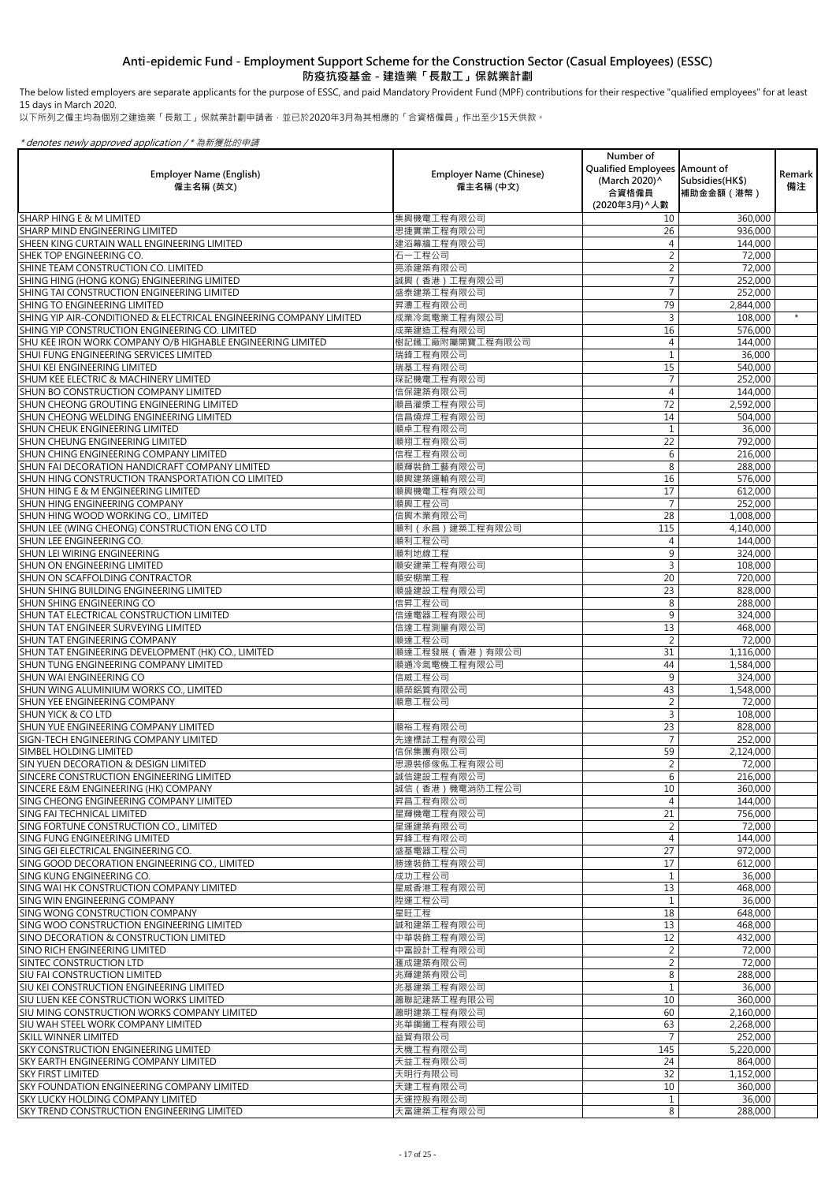# Anti-epidemic Fund - Employment Support Scheme for the Construction Sector (Casual Employees) (ESSC)
# 防疫抗疫基金 - 建造業「長散工」保就業計劃

The below listed employers are separate applicants for the purpose of ESSC, and paid Mandatory Provident Fund (MPF) contributions for their respective "qualified employees" for at least 15 days in March 2020.

以下所列之僱主均為個別之建造業「長散工」保就業計劃申請者，並已於2020年3月為其相應的「合資格僱員」作出至少15天供款。

*\* denotes newly approved application / \* 為新獲批的申請*

| Employer Name (English) 僱主名稱 (英文) | Employer Name (Chinese) 僱主名稱 (中文) | Number of Qualified Employees (March 2020)^ 合資格僱員 (2020年3月)^人數 | Amount of Subsidies(HK$) 補助金金額（港幣） | Remark 備注 |
|---|---|---|---|---|
| SHARP HING E & M LIMITED | 集興機電工程有限公司 | 10 | 360,000 | |
| SHARP MIND ENGINEERING LIMITED | 思捷實業工程有限公司 | 26 | 936,000 | |
| SHEEN KING CURTAIN WALL ENGINEERING LIMITED | 建滔幕牆工程有限公司 | 4 | 144,000 | |
| SHEK TOP ENGINEERING CO. | 石一工程公司 | 2 | 72,000 | |
| SHINE TEAM CONSTRUCTION CO. LIMITED | 亮添建築有限公司 | 2 | 72,000 | |
| SHING HING (HONG KONG) ENGINEERING LIMITED | 誠興（香港）工程有限公司 | 7 | 252,000 | |
| SHING TAI CONSTRUCTION ENGINEERING LIMITED | 盛泰建築工程有限公司 | 7 | 252,000 | |
| SHING TO ENGINEERING LIMITED | 昇濤工程有限公司 | 79 | 2,844,000 | |
| SHING YIP AIR-CONDITIONED & ELECTRICAL ENGINEERING COMPANY LIMITED | 成業冷氣電業工程有限公司 | 3 | 108,000 | * |
| SHING YIP CONSTRUCTION ENGINEERING CO. LIMITED | 成業建造工程有限公司 | 16 | 576,000 | |
| SHU KEE IRON WORK COMPANY O/B HIGHABLE ENGINEERING LIMITED | 樹記鐵工廠附屬開寶工程有限公司 | 4 | 144,000 | |
| SHUI FUNG ENGINEERING SERVICES LIMITED | 瑞鋒工程有限公司 | 1 | 36,000 | |
| SHUI KEI ENGINEERING LIMITED | 瑞基工程有限公司 | 15 | 540,000 | |
| SHUM KEE ELECTRIC & MACHINERY LIMITED | 琛記機電工程有限公司 | 7 | 252,000 | |
| SHUN BO CONSTRUCTION COMPANY LIMITED | 信保建築有限公司 | 4 | 144,000 | |
| SHUN CHEONG GROUTING ENGINEERING LIMITED | 順昌灌漿工程有限公司 | 72 | 2,592,000 | |
| SHUN CHEONG WELDING ENGINEERING LIMITED | 信昌燒焊工程有限公司 | 14 | 504,000 | |
| SHUN CHEUK ENGINEERING LIMITED | 順卓工程有限公司 | 1 | 36,000 | |
| SHUN CHEUNG ENGINEERING LIMITED | 順翔工程有限公司 | 22 | 792,000 | |
| SHUN CHING ENGINEERING COMPANY LIMITED | 信程工程有限公司 | 6 | 216,000 | |
| SHUN FAI DECORATION HANDICRAFT COMPANY LIMITED | 順輝裝飾工藝有限公司 | 8 | 288,000 | |
| SHUN HING CONSTRUCTION TRANSPORTATION CO LIMITED | 順興建築運輸有限公司 | 16 | 576,000 | |
| SHUN HING E & M ENGINEERING LIMITED | 順興機電工程有限公司 | 17 | 612,000 | |
| SHUN HING ENGINEERING COMPANY | 順興工程公司 | 7 | 252,000 | |
| SHUN HING WOOD WORKING CO., LIMITED | 信興木業有限公司 | 28 | 1,008,000 | |
| SHUN LEE (WING CHEONG) CONSTRUCTION ENG CO LTD | 順利（永昌）建築工程有限公司 | 115 | 4,140,000 | |
| SHUN LEE ENGINEERING CO. | 順利工程公司 | 4 | 144,000 | |
| SHUN LEI WIRING ENGINEERING | 順利地線工程 | 9 | 324,000 | |
| SHUN ON ENGINEERING LIMITED | 順安建業工程有限公司 | 3 | 108,000 | |
| SHUN ON SCAFFOLDING CONTRACTOR | 順安棚業工程 | 20 | 720,000 | |
| SHUN SHING BUILDING ENGINEERING LIMITED | 順盛建設工程有限公司 | 23 | 828,000 | |
| SHUN SHING ENGINEERING CO | 信昇工程公司 | 8 | 288,000 | |
| SHUN TAT ELECTRICAL CONSTRUCTION LIMITED | 信達電器工程有限公司 | 9 | 324,000 | |
| SHUN TAT ENGINEER SURVEYING LIMITED | 信達工程測量有限公司 | 13 | 468,000 | |
| SHUN TAT ENGINEERING COMPANY | 順達工程公司 | 2 | 72,000 | |
| SHUN TAT ENGINEERING DEVELOPMENT (HK) CO., LIMITED | 順達工程發展（香港）有限公司 | 31 | 1,116,000 | |
| SHUN TUNG ENGINEERING COMPANY LIMITED | 順通冷氣電機工程有限公司 | 44 | 1,584,000 | |
| SHUN WAI ENGINEERING CO | 信威工程公司 | 9 | 324,000 | |
| SHUN WING ALUMINIUM WORKS CO., LIMITED | 順榮鋁質有限公司 | 43 | 1,548,000 | |
| SHUN YEE ENGINEERING COMPANY | 順意工程公司 | 2 | 72,000 | |
| SHUN YICK & CO LTD | | 3 | 108,000 | |
| SHUN YUE ENGINEERING COMPANY LIMITED | 順裕工程有限公司 | 23 | 828,000 | |
| SIGN-TECH ENGINEERING COMPANY LIMITED | 先達標誌工程有限公司 | 7 | 252,000 | |
| SIMBEL HOLDING LIMITED | 信保集團有限公司 | 59 | 2,124,000 | |
| SIN YUEN DECORATION & DESIGN LIMITED | 思源裝修傢俬工程有限公司 | 2 | 72,000 | |
| SINCERE CONSTRUCTION ENGINEERING LIMITED | 誠信建設工程有限公司 | 6 | 216,000 | |
| SINCERE E&M ENGINEERING (HK) COMPANY | 誠信（香港）機電消防工程公司 | 10 | 360,000 | |
| SING CHEONG ENGINEERING COMPANY LIMITED | 昇昌工程有限公司 | 4 | 144,000 | |
| SING FAI TECHNICAL LIMITED | 星輝機電工程有限公司 | 21 | 756,000 | |
| SING FORTUNE CONSTRUCTION CO., LIMITED | 星運建築有限公司 | 2 | 72,000 | |
| SING FUNG ENGINEERING LIMITED | 昇鋒工程有限公司 | 4 | 144,000 | |
| SING GEI ELECTRICAL ENGINEERING CO. | 盛基電器工程公司 | 27 | 972,000 | |
| SING GOOD DECORATION ENGINEERING CO., LIMITED | 勝達裝飾工程有限公司 | 17 | 612,000 | |
| SING KUNG ENGINEERING CO. | 成功工程公司 | 1 | 36,000 | |
| SING WAI HK CONSTRUCTION COMPANY LIMITED | 星威香港工程有限公司 | 13 | 468,000 | |
| SING WIN ENGINEERING COMPANY | 陞運工程公司 | 1 | 36,000 | |
| SING WONG CONSTRUCTION COMPANY | 星旺工程 | 18 | 648,000 | |
| SING WOO CONSTRUCTION ENGINEERING LIMITED | 誠和建築工程有限公司 | 13 | 468,000 | |
| SINO DECORATION & CONSTRUCTION LIMITED | 中華裝飾工程有限公司 | 12 | 432,000 | |
| SINO RICH ENGINEERING LIMITED | 中富設計工程有限公司 | 2 | 72,000 | |
| SINTEC CONSTRUCTION LTD | 進成建築有限公司 | 2 | 72,000 | |
| SIU FAI CONSTRUCTION LIMITED | 兆輝建築有限公司 | 8 | 288,000 | |
| SIU KEI CONSTRUCTION ENGINEERING LIMITED | 兆基建築工程有限公司 | 1 | 36,000 | |
| SIU LUEN KEE CONSTRUCTION WORKS LIMITED | 蕭聯記建築工程有限公司 | 10 | 360,000 | |
| SIU MING CONSTRUCTION WORKS COMPANY LIMITED | 蕭明建築工程有限公司 | 60 | 2,160,000 | |
| SIU WAH STEEL WORK COMPANY LIMITED | 兆華鋼鐵工程有限公司 | 63 | 2,268,000 | |
| SKILL WINNER LIMITED | 益賀有限公司 | 7 | 252,000 | |
| SKY CONSTRUCTION ENGINEERING LIMITED | 天機工程有限公司 | 145 | 5,220,000 | |
| SKY EARTH ENGINEERING COMPANY LIMITED | 天益工程有限公司 | 24 | 864,000 | |
| SKY FIRST LIMITED | 天明行有限公司 | 32 | 1,152,000 | |
| SKY FOUNDATION ENGINEERING COMPANY LIMITED | 天建工程有限公司 | 10 | 360,000 | |
| SKY LUCKY HOLDING COMPANY LIMITED | 天運控股有限公司 | 1 | 36,000 | |
| SKY TREND CONSTRUCTION ENGINEERING LIMITED | 天富建築工程有限公司 | 8 | 288,000 | |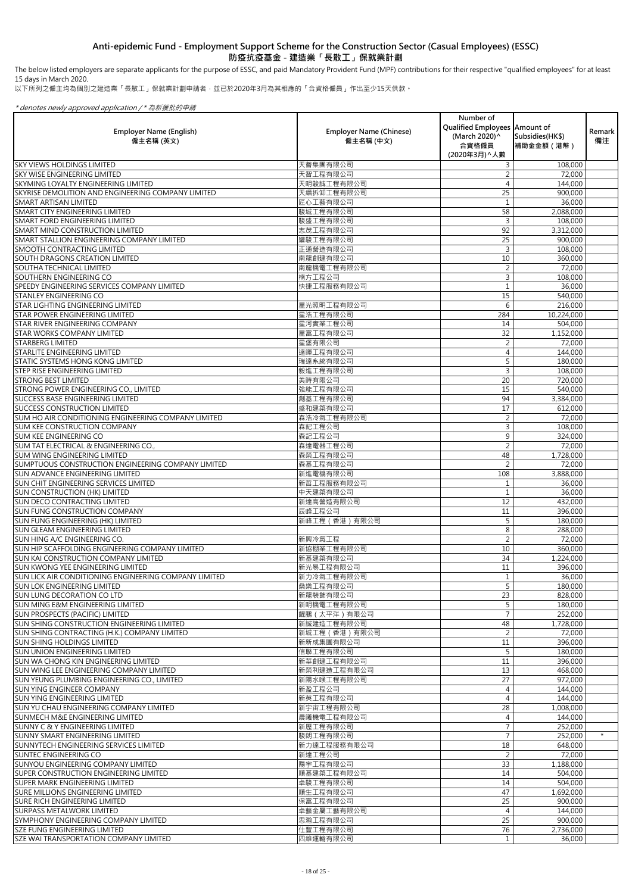# Anti-epidemic Fund - Employment Support Scheme for the Construction Sector (Casual Employees) (ESSC)
# 防疫抗疫基金 - 建造業「長散工」保就業計劃

The below listed employers are separate applicants for the purpose of ESSC, and paid Mandatory Provident Fund (MPF) contributions for their respective "qualified employees" for at least 15 days in March 2020.

以下所列之僱主均為個別之建造業「長散工」保就業計劃申請者，並已於2020年3月為其相應的「合資格僱員」作出至少15天供款。

*\* denotes newly approved application / \* 為新獲批的申請*

| Employer Name (English) 僱主名稱 (英文) | Employer Name (Chinese) 僱主名稱 (中文) | Number of Qualified Employees (March 2020)^ 合資格僱員 (2020年3月)^人數 | Amount of Subsidies(HK$) 補助金金額（港幣） | Remark 備注 |
|---|---|---|---|---|
| SKY VIEWS HOLDINGS LIMITED | 天薈集團有限公司 | 3 | 108,000 | |
| SKY WISE ENGINEERING LIMITED | 天智工程有限公司 | 2 | 72,000 | |
| SKYMING LOYALTY ENGINEERING LIMITED | 天明駿誠工程有限公司 | 4 | 144,000 | |
| SKYRISE DEMOLITION AND ENGINEERING COMPANY LIMITED | 天緬拆卸工程有限公司 | 25 | 900,000 | |
| SMART ARTISAN LIMITED | 匠心工藝有限公司 | 1 | 36,000 | |
| SMART CITY ENGINEERING LIMITED | 駿城工程有限公司 | 58 | 2,088,000 | |
| SMART FORD ENGINEERING LIMITED | 駿盛工程有限公司 | 3 | 108,000 | |
| SMART MIND CONSTRUCTION LIMITED | 志茂工程有限公司 | 92 | 3,312,000 | |
| SMART STALLION ENGINEERING COMPANY LIMITED | 耀駿工程有限公司 | 25 | 900,000 | |
| SMOOTH CONTRACTING LIMITED | 正通營造有限公司 | 3 | 108,000 | |
| SOUTH DRAGONS CREATION LIMITED | 南龍創建有限公司 | 10 | 360,000 | |
| SOUTHA TECHNICAL LIMITED | 南龍機電工程有限公司 | 2 | 72,000 | |
| SOUTHERN ENGINEERING CO | 楠方工程公司 | 3 | 108,000 | |
| SPEEDY ENGINEERING SERVICES COMPANY LIMITED | 快捷工程服務有限公司 | 1 | 36,000 | |
| STANLEY ENGINEERING CO | | 15 | 540,000 | |
| STAR LIGHTING ENGINEERING LIMITED | 星光照明工程有限公司 | 6 | 216,000 | |
| STAR POWER ENGINEERING LIMITED | 星浩工程有限公司 | 284 | 10,224,000 | |
| STAR RIVER ENGINEERING COMPANY | 星河實業工程公司 | 14 | 504,000 | |
| STAR WORKS COMPANY LIMITED | 星富工程有限公司 | 32 | 1,152,000 | |
| STARBERG LIMITED | 星堡有限公司 | 2 | 72,000 | |
| STARLITE ENGINEERING LIMITED | 達暉工程有限公司 | 4 | 144,000 | |
| STATIC SYSTEMS HONG KONG LIMITED | 瑞達系統有限公司 | 5 | 180,000 | |
| STEP RISE ENGINEERING LIMITED | 毅進工程有限公司 | 3 | 108,000 | |
| STRONG BEST LIMITED | 美時有限公司 | 20 | 720,000 | |
| STRONG POWER ENGINEERING CO., LIMITED | 強能工程有限公司 | 15 | 540,000 | |
| SUCCESS BASE ENGINEERING LIMITED | 創基工程有限公司 | 94 | 3,384,000 | |
| SUCCESS CONSTRUCTION LIMITED | 盛和建築有限公司 | 17 | 612,000 | |
| SUM HO AIR CONDITIONING ENGINEERING COMPANY LIMITED | 森浩冷氣工程有限公司 | 2 | 72,000 | |
| SUM KEE CONSTRUCTION COMPANY | 森記工程公司 | 3 | 108,000 | |
| SUM KEE ENGINEERING CO | 森記工程公司 | 9 | 324,000 | |
| SUM TAT ELECTRICAL & ENGINEERING CO., | 森達電器工程公司 | 2 | 72,000 | |
| SUM WING ENGINEERING LIMITED | 森榮工程有限公司 | 48 | 1,728,000 | |
| SUMPTUOUS CONSTRUCTION ENGINEERING COMPANY LIMITED | 森基工程有限公司 | 2 | 72,000 | |
| SUN ADVANCE ENGINEERING LIMITED | 新進電機有限公司 | 108 | 3,888,000 | |
| SUN CHIT ENGINEERING SERVICES LIMITED | 新哲工程服務有限公司 | 1 | 36,000 | |
| SUN CONSTRUCTION (HK) LIMITED | 中天建築有限公司 | 1 | 36,000 | |
| SUN DECO CONTRACTING LIMITED | 新達高營造有限公司 | 12 | 432,000 | |
| SUN FUNG CONSTRUCTION COMPANY | 辰峰工程公司 | 11 | 396,000 | |
| SUN FUNG ENGINEERING (HK) LIMITED | 新峰工程（香港）有限公司 | 5 | 180,000 | |
| SUN GLEAM ENGINEERING LIMITED | | 8 | 288,000 | |
| SUN HING A/C ENGINEERING CO. | 新興冷氣工程 | 2 | 72,000 | |
| SUN HIP SCAFFOLDING ENGINEERING COMPANY LIMITED | 新協棚業工程有限公司 | 10 | 360,000 | |
| SUN KAI CONSTRUCTION COMPANY LIMITED | 新基建築有限公司 | 34 | 1,224,000 | |
| SUN KWONG YEE ENGINEERING LIMITED | 新光易工程有限公司 | 11 | 396,000 | |
| SUN LICK AIR CONDITIONING ENGINEERING COMPANY LIMITED | 新力冷氣工程有限公司 | 1 | 36,000 | |
| SUN LOK ENGINEERING LIMITED | 燊樂工程有限公司 | 5 | 180,000 | |
| SUN LUNG DECORATION CO LTD | 新龍裝飾有限公司 | 23 | 828,000 | |
| SUN MING E&M ENGINEERING LIMITED | 新明機電工程有限公司 | 5 | 180,000 | |
| SUN PROSPECTS (PACIFIC) LIMITED | 毅鵬（太平洋）有限公司 | 7 | 252,000 | |
| SUN SHING CONSTRUCTION ENGINEERING LIMITED | 新誠建造工程有限公司 | 48 | 1,728,000 | |
| SUN SHING CONTRACTING (H.K.) COMPANY LIMITED | 新城工程（香港）有限公司 | 2 | 72,000 | |
| SUN SHING HOLDINGS LIMITED | 新新成集團有限公司 | 11 | 396,000 | |
| SUN UNION ENGINEERING LIMITED | 信聯工程有限公司 | 5 | 180,000 | |
| SUN WA CHONG KIN ENGINEERING LIMITED | 新華創建工程有限公司 | 11 | 396,000 | |
| SUN WING LEE ENGINEERING COMPANY LIMITED | 新榮利建造工程有限公司 | 13 | 468,000 | |
| SUN YEUNG PLUMBING ENGINEERING CO., LIMITED | 新陽水喉工程有限公司 | 27 | 972,000 | |
| SUN YING ENGINEER COMPANY | 新盈工程公司 | 4 | 144,000 | |
| SUN YING ENGINEERING LIMITED | 新英工程有限公司 | 4 | 144,000 | |
| SUN YU CHAU ENGINEERING COMPANY LIMITED | 新宇宙工程有限公司 | 28 | 1,008,000 | |
| SUNMECH M&E ENGINEERING LIMITED | 晨曦機電工程有限公司 | 4 | 144,000 | |
| SUNNY C & Y ENGINEERING LIMITED | 新歷工程有限公司 | 7 | 252,000 | |
| SUNNY SMART ENGINEERING LIMITED | 駿朗工程有限公司 | 7 | 252,000 | * |
| SUNNYTECH ENGINEERING SERVICES LIMITED | 新力達工程服務有限公司 | 18 | 648,000 | |
| SUNTEC ENGINEERING CO | 新達工程公司 | 2 | 72,000 | |
| SUNYOU ENGINEERING COMPANY LIMITED | 陽宇工程有限公司 | 33 | 1,188,000 | |
| SUPER CONSTRUCTION ENGINEERING LIMITED | 順基建築工程有限公司 | 14 | 504,000 | |
| SUPER MARK ENGINEERING LIMITED | 卓駿工程有限公司 | 14 | 504,000 | |
| SURE MILLIONS ENGINEERING LIMITED | 順生工程有限公司 | 47 | 1,692,000 | |
| SURE RICH ENGINEERING LIMITED | 保富工程有限公司 | 25 | 900,000 | |
| SURPASS METALWORK LIMITED | 卓藝金屬工藝有限公司 | 4 | 144,000 | |
| SYMPHONY ENGINEERING COMPANY LIMITED | 思瀚工程有限公司 | 25 | 900,000 | |
| SZE FUNG ENGINEERING LIMITED | 仕豐工程有限公司 | 76 | 2,736,000 | |
| SZE WAI TRANSPORTATION COMPANY LIMITED | 四維運輸有限公司 | 1 | 36,000 | |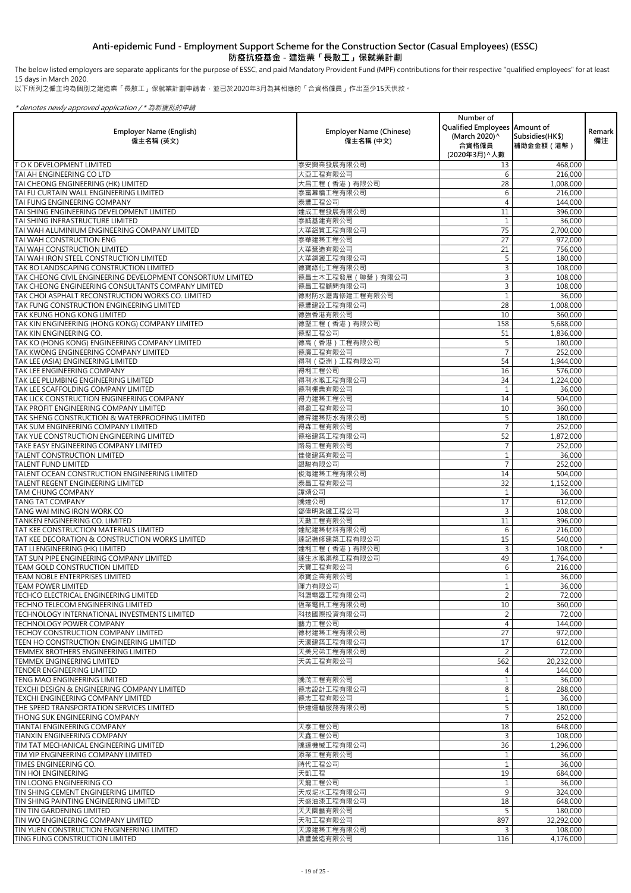# Anti-epidemic Fund - Employment Support Scheme for the Construction Sector (Casual Employees) (ESSC)
# 防疫抗疫基金 - 建造業「長散工」保就業計劃

The below listed employers are separate applicants for the purpose of ESSC, and paid Mandatory Provident Fund (MPF) contributions for their respective "qualified employees" for at least 15 days in March 2020.

以下所列之僱主均為個別之建造業「長散工」保就業計劃申請者，並已於2020年3月為其相應的「合資格僱員」作出至少15天供款。

*\* denotes newly approved application / \* 為新獲批的申請*

| Employer Name (English) 僱主名稱 (英文) | Employer Name (Chinese) 僱主名稱 (中文) | Number of Qualified Employees (March 2020)^ 合資格僱員 (2020年3月)^人數 | Amount of Subsidies(HK$) 補助金金額（港幣） | Remark 備注 |
|---|---|---|---|---|
| T O K DEVELOPMENT LIMITED | 泰安興業發展有限公司 | 13 | 468,000 | |
| TAI AH ENGINEERING CO LTD | 大亞工程有限公司 | 6 | 216,000 | |
| TAI CHEONG ENGINEERING (HK) LIMITED | 大昌工程（香港）有限公司 | 28 | 1,008,000 | |
| TAI FU CURTAIN WALL ENGINEERING LIMITED | 泰富幕牆工程有限公司 | 6 | 216,000 | |
| TAI FUNG ENGINEERING COMPANY | 泰豐工程公司 | 4 | 144,000 | |
| TAI SHING ENGINEERING DEVELOPMENT LIMITED | 達成工程發展有限公司 | 11 | 396,000 | |
| TAI SHING INFRASTRUCTURE LIMITED | 泰誠基建有限公司 | 1 | 36,000 | |
| TAI WAH ALUMINIUM ENGINEERING COMPANY LIMITED | 大華鋁質工程有限公司 | 75 | 2,700,000 | |
| TAI WAH CONSTRUCTION ENG | 泰華建築工程公司 | 27 | 972,000 | |
| TAI WAH CONSTRUCTION LIMITED | 大華營造有限公司 | 21 | 756,000 | |
| TAI WAH IRON STEEL CONSTRUCTION LIMITED | 大華鋼鐵工程有限公司 | 5 | 180,000 | |
| TAK BO LANDSCAPING CONSTRUCTION LIMITED | 德寶綠化工程有限公司 | 3 | 108,000 | |
| TAK CHEONG CIVIL ENGINEERING DEVELOPMENT CONSORTIUM LIMITED | 德昌土木工程發展（聯營）有限公司 | 3 | 108,000 | |
| TAK CHEONG ENGINEERING CONSULTANTS COMPANY LIMITED | 德昌工程顧問有限公司 | 3 | 108,000 | |
| TAK CHOI ASPHALT RECONSTRUCTION WORKS CO. LIMITED | 德財防水瀝青修建工程有限公司 | 1 | 36,000 | |
| TAK FUNG CONSTRUCTION ENGINEERING LIMITED | 德豐建設工程有限公司 | 28 | 1,008,000 | |
| TAK KEUNG HONG KONG LIMITED | 德強香港有限公司 | 10 | 360,000 | |
| TAK KIN ENGINEERING (HONG KONG) COMPANY LIMITED | 德堅工程（香港）有限公司 | 158 | 5,688,000 | |
| TAK KIN ENGINEERING CO. | 德堅工程公司 | 51 | 1,836,000 | |
| TAK KO (HONG KONG) ENGINEERING COMPANY LIMITED | 德高（香港）工程有限公司 | 5 | 180,000 | |
| TAK KWONG ENGINEERING COMPANY LIMITED | 德廣工程有限公司 | 7 | 252,000 | |
| TAK LEE (ASIA) ENGINEERING LIMITED | 得利（亞洲）工程有限公司 | 54 | 1,944,000 | |
| TAK LEE ENGINEERING COMPANY | 得利工程公司 | 16 | 576,000 | |
| TAK LEE PLUMBING ENGINEERING LIMITED | 得利水喉工程有限公司 | 34 | 1,224,000 | |
| TAK LEE SCAFFOLDING COMPANY LIMITED | 德利棚業有限公司 | 1 | 36,000 | |
| TAK LICK CONSTRUCTION ENGINEERING COMPANY | 得力建築工程公司 | 14 | 504,000 | |
| TAK PROFIT ENGINEERING COMPANY LIMITED | 得盈工程有限公司 | 10 | 360,000 | |
| TAK SHENG CONSTRUCTION & WATERPROOFING LIMITED | 德昇建築防水有限公司 | 5 | 180,000 | |
| TAK SUM ENGINEERING COMPANY LIMITED | 得森工程有限公司 | 7 | 252,000 | |
| TAK YUE CONSTRUCTION ENGINEERING LIMITED | 德裕建築工程有限公司 | 52 | 1,872,000 | |
| TAKE EASY ENGINEERING COMPANY LIMITED | 路易工程有限公司 | 7 | 252,000 | |
| TALENT CONSTRUCTION LIMITED | 佳俊建築有限公司 | 1 | 36,000 | |
| TALENT FUND LIMITED | 銀駿有限公司 | 7 | 252,000 | |
| TALENT OCEAN CONSTRUCTION ENGINEERING LIMITED | 俊海建築工程有限公司 | 14 | 504,000 | |
| TALENT REGENT ENGINEERING LIMITED | 泰昌工程有限公司 | 32 | 1,152,000 | |
| TAM CHUNG COMPANY | 譚頌公司 | 1 | 36,000 | |
| TANG TAT COMPANY | 騰達公司 | 17 | 612,000 | |
| TANG WAI MING IRON WORK CO | 鄧偉明紮鐵工程公司 | 3 | 108,000 | |
| TANKEN ENGINEERING CO. LIMITED | 天勤工程有限公司 | 11 | 396,000 | |
| TAT KEE CONSTRUCTION MATERIALS LIMITED | 達記建築材料有限公司 | 6 | 216,000 | |
| TAT KEE DECORATION & CONSTRUCTION WORKS LIMITED | 達記裝修建築工程有限公司 | 15 | 540,000 | |
| TAT LI ENGINEERING (HK) LIMITED | 達利工程（香港）有限公司 | 3 | 108,000 | * |
| TAT SUN PIPE ENGINEERING COMPANY LIMITED | 達生水喉渠務工程有限公司 | 49 | 1,764,000 | |
| TEAM GOLD CONSTRUCTION LIMITED | 天寶工程有限公司 | 6 | 216,000 | |
| TEAM NOBLE ENTERPRISES LIMITED | 添寶企業有限公司 | 1 | 36,000 | |
| TEAM POWER LIMITED | 暉力有限公司 | 1 | 36,000 | |
| TECHCO ELECTRICAL ENGINEERING LIMITED | 科盟電器工程有限公司 | 2 | 72,000 | |
| TECHNO TELECOM ENGINEERING LIMITED | 恆業電訊工程有限公司 | 10 | 360,000 | |
| TECHNOLOGY INTERNATIONAL INVESTMENTS LIMITED | 科技國際投資有限公司 | 2 | 72,000 | |
| TECHNOLOGY POWER COMPANY | 藝力工程公司 | 4 | 144,000 | |
| TECHOY CONSTRUCTION COMPANY LIMITED | 德材建築工程有限公司 | 27 | 972,000 | |
| TEEN HO CONSTRUCTION ENGINEERING LIMITED | 天濠建築工程有限公司 | 17 | 612,000 | |
| TEMMEX BROTHERS ENGINEERING LIMITED | 天美兄弟工程有限公司 | 2 | 72,000 | |
| TEMMEX ENGINEERING LIMITED | 天美工程有限公司 | 562 | 20,232,000 | |
| TENDER ENGINEERING LIMITED | | 4 | 144,000 | |
| TENG MAO ENGINEERING LIMITED | 騰茂工程有限公司 | 1 | 36,000 | |
| TEXCHI DESIGN & ENGINEERING COMPANY LIMITED | 德志設計工程有限公司 | 8 | 288,000 | |
| TEXCHI ENGINEERING COMPANY LIMITED | 德志工程有限公司 | 1 | 36,000 | |
| THE SPEED TRANSPORTATION SERVICES LIMITED | 快達運輸服務有限公司 | 5 | 180,000 | |
| THONG SUK ENGINEERING COMPANY | | 7 | 252,000 | |
| TIANTAI ENGINEERING COMPANY | 天泰工程公司 | 18 | 648,000 | |
| TIANXIN ENGINEERING COMPANY | 天鑫工程公司 | 3 | 108,000 | |
| TIM TAT MECHANICAL ENGINEERING LIMITED | 騰達機械工程有限公司 | 36 | 1,296,000 | |
| TIM YIP ENGINEERING COMPANY LIMITED | 添業工程有限公司 | 1 | 36,000 | |
| TIMES ENGINEERING CO. | 時代工程公司 | 1 | 36,000 | |
| TIN HOI ENGINEERING | 天凱工程 | 19 | 684,000 | |
| TIN LOONG ENGINEERING CO | 天龍工程公司 | 1 | 36,000 | |
| TIN SHING CEMENT ENGINEERING LIMITED | 天成坭水工程有限公司 | 9 | 324,000 | |
| TIN SHING PAINTING ENGINEERING LIMITED | 天盛油漆工程有限公司 | 18 | 648,000 | |
| TIN TIN GARDENING LIMITED | 天天園藝有限公司 | 5 | 180,000 | |
| TIN WO ENGINEERING COMPANY LIMITED | 天和工程有限公司 | 897 | 32,292,000 | |
| TIN YUEN CONSTRUCTION ENGINEERING LIMITED | 天源建築工程有限公司 | 3 | 108,000 | |
| TING FUNG CONSTRUCTION LIMITED | 鼎豐營造有限公司 | 116 | 4,176,000 | |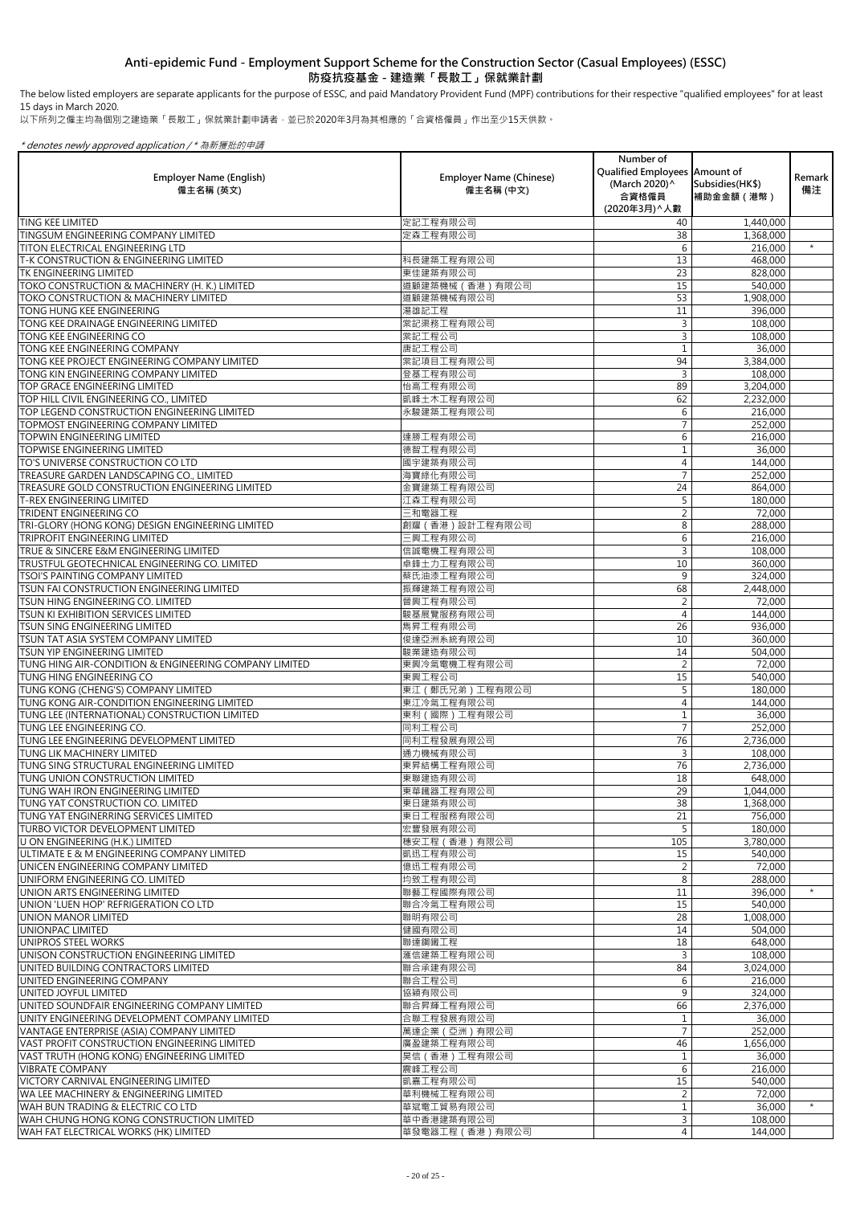# Anti-epidemic Fund - Employment Support Scheme for the Construction Sector (Casual Employees) (ESSC)
# 防疫抗疫基金 - 建造業「長散工」保就業計劃

The below listed employers are separate applicants for the purpose of ESSC, and paid Mandatory Provident Fund (MPF) contributions for their respective "qualified employees" for at least 15 days in March 2020.

以下所列之僱主均為個別之建造業「長散工」保就業計劃申請者，並已於2020年3月為其相應的「合資格僱員」作出至少15天供款。

*\* denotes newly approved application / \* 為新獲批的申請*

| Employer Name (English) 僱主名稱 (英文) | Employer Name (Chinese) 僱主名稱 (中文) | Number of Qualified Employees (March 2020)^ 合資格僱員 (2020年3月)^人數 | Amount of Subsidies(HK$) 補助金金額（港幣） | Remark 備注 |
|---|---|---|---|---|
| TING KEE LIMITED | 定記工程有限公司 | 40 | 1,440,000 | |
| TINGSUM ENGINEERING COMPANY LIMITED | 定森工程有限公司 | 38 | 1,368,000 | |
| TITON ELECTRICAL ENGINEERING LTD | | 6 | 216,000 | * |
| T-K CONSTRUCTION & ENGINEERING LIMITED | 科長建築工程有限公司 | 13 | 468,000 | |
| TK ENGINEERING LIMITED | 東佳建築有限公司 | 23 | 828,000 | |
| TOKO CONSTRUCTION & MACHINERY (H. K.) LIMITED | 道顧建築機械（香港）有限公司 | 15 | 540,000 | |
| TOKO CONSTRUCTION & MACHINERY LIMITED | 道顧建築機械有限公司 | 53 | 1,908,000 | |
| TONG HUNG KEE ENGINEERING | 湯雄記工程 | 11 | 396,000 | |
| TONG KEE DRAINAGE ENGINEERING LIMITED | 棠記渠務工程有限公司 | 3 | 108,000 | |
| TONG KEE ENGINEERING CO | 棠記工程公司 | 3 | 108,000 | |
| TONG KEE ENGINEERING COMPANY | 唐記工程公司 | 1 | 36,000 | |
| TONG KEE PROJECT ENGINEERING COMPANY LIMITED | 棠記項目工程有限公司 | 94 | 3,384,000 | |
| TONG KIN ENGINEERING COMPANY LIMITED | 登基工程有限公司 | 3 | 108,000 | |
| TOP GRACE ENGINEERING LIMITED | 怡高工程有限公司 | 89 | 3,204,000 | |
| TOP HILL CIVIL ENGINEERING CO., LIMITED | 凱峰土木工程有限公司 | 62 | 2,232,000 | |
| TOP LEGEND CONSTRUCTION ENGINEERING LIMITED | 永駿建築工程有限公司 | 6 | 216,000 | |
| TOPMOST ENGINEERING COMPANY LIMITED | | 7 | 252,000 | |
| TOPWIN ENGINEERING LIMITED | 達勝工程有限公司 | 6 | 216,000 | |
| TOPWISE ENGINEERING LIMITED | 德智工程有限公司 | 1 | 36,000 | |
| TO'S UNIVERSE CONSTRUCTION CO LTD | 國宇建築有限公司 | 4 | 144,000 | |
| TREASURE GARDEN LANDSCAPING CO., LIMITED | 海寶綠化有限公司 | 7 | 252,000 | |
| TREASURE GOLD CONSTRUCTION ENGINEERING LIMITED | 金寶建築工程有限公司 | 24 | 864,000 | |
| T-REX ENGINEERING LIMITED | 江森工程有限公司 | 5 | 180,000 | |
| TRIDENT ENGINEERING CO | 三和電器工程 | 2 | 72,000 | |
| TRI-GLORY (HONG KONG) DESIGN ENGINEERING LIMITED | 創耀（香港）設計工程有限公司 | 8 | 288,000 | |
| TRIPROFIT ENGINEERING LIMITED | 三興工程有限公司 | 6 | 216,000 | |
| TRUE & SINCERE E&M ENGINEERING LIMITED | 信誠電機工程有限公司 | 3 | 108,000 | |
| TRUSTFUL GEOTECHNICAL ENGINEERING CO. LIMITED | 卓鋒土力工程有限公司 | 10 | 360,000 | |
| TSOI'S PAINTING COMPANY LIMITED | 蔡氏油漆工程有限公司 | 9 | 324,000 | |
| TSUN FAI CONSTRUCTION ENGINEERING LIMITED | 振輝建築工程有限公司 | 68 | 2,448,000 | |
| TSUN HING ENGINEERING CO. LIMITED | 晉興工程有限公司 | 2 | 72,000 | |
| TSUN KI EXHIBITION SERVICES LIMITED | 駿基展覽服務有限公司 | 4 | 144,000 | |
| TSUN SING ENGINEERING LIMITED | 雋昇工程有限公司 | 26 | 936,000 | |
| TSUN TAT ASIA SYSTEM COMPANY LIMITED | 俊達亞洲系統有限公司 | 10 | 360,000 | |
| TSUN YIP ENGINEERING LIMITED | 駿業建造有限公司 | 14 | 504,000 | |
| TUNG HING AIR-CONDITION & ENGINEERING COMPANY LIMITED | 東興冷氣電機工程有限公司 | 2 | 72,000 | |
| TUNG HING ENGINEERING CO | 東興工程公司 | 15 | 540,000 | |
| TUNG KONG (CHENG'S) COMPANY LIMITED | 東江（鄭氏兄弟）工程有限公司 | 5 | 180,000 | |
| TUNG KONG AIR-CONDITION ENGINEERING LIMITED | 東江冷氣工程有限公司 | 4 | 144,000 | |
| TUNG LEE (INTERNATIONAL) CONSTRUCTION LIMITED | 東利（國際）工程有限公司 | 1 | 36,000 | |
| TUNG LEE ENGINEERING CO. | 同利工程公司 | 7 | 252,000 | |
| TUNG LEE ENGINEERING DEVELOPMENT LIMITED | 同利工程發展有限公司 | 76 | 2,736,000 | |
| TUNG LIK MACHINERY LIMITED | 通力機械有限公司 | 3 | 108,000 | |
| TUNG SING STRUCTURAL ENGINEERING LIMITED | 東昇結構工程有限公司 | 76 | 2,736,000 | |
| TUNG UNION CONSTRUCTION LIMITED | 東聯建造有限公司 | 18 | 648,000 | |
| TUNG WAH IRON ENGINEERING LIMITED | 東華鐵器工程有限公司 | 29 | 1,044,000 | |
| TUNG YAT CONSTRUCTION CO. LIMITED | 東日建築有限公司 | 38 | 1,368,000 | |
| TUNG YAT ENGINERRING SERVICES LIMITED | 東日工程服務有限公司 | 21 | 756,000 | |
| TURBO VICTOR DEVELOPMENT LIMITED | 宏豐發展有限公司 | 5 | 180,000 | |
| U ON ENGINEERING (H.K.) LIMITED | 穗安工程（香港）有限公司 | 105 | 3,780,000 | |
| ULTIMATE E & M ENGINEERING COMPANY LIMITED | 凱迅工程有限公司 | 15 | 540,000 | |
| UNICEN ENGINEERING COMPANY LIMITED | 億迅工程有限公司 | 2 | 72,000 | |
| UNIFORM ENGINEERING CO. LIMITED | 均致工程有限公司 | 8 | 288,000 | |
| UNION ARTS ENGINEERING LIMITED | 聯藝工程國際有限公司 | 11 | 396,000 | * |
| UNION 'LUEN HOP' REFRIGERATION CO LTD | 聯合冷氣工程有限公司 | 15 | 540,000 | |
| UNION MANOR LIMITED | 聯明有限公司 | 28 | 1,008,000 | |
| UNIONPAC LIMITED | 健國有限公司 | 14 | 504,000 | |
| UNIPROS STEEL WORKS | 聯達鋼鐵工程 | 18 | 648,000 | |
| UNISON CONSTRUCTION ENGINEERING LIMITED | 滙信建築工程有限公司 | 3 | 108,000 | |
| UNITED BUILDING CONTRACTORS LIMITED | 聯合承建有限公司 | 84 | 3,024,000 | |
| UNITED ENGINEERING COMPANY | 聯合工程公司 | 6 | 216,000 | |
| UNITED JOYFUL LIMITED | 協穎有限公司 | 9 | 324,000 | |
| UNITED SOUNDFAIR ENGINEERING COMPANY LIMITED | 聯合昇輝工程有限公司 | 66 | 2,376,000 | |
| UNITY ENGINEERING DEVELOPMENT COMPANY LIMITED | 合聯工程發展有限公司 | 1 | 36,000 | |
| VANTAGE ENTERPRISE (ASIA) COMPANY LIMITED | 萬達企業（亞洲）有限公司 | 7 | 252,000 | |
| VAST PROFIT CONSTRUCTION ENGINEERING LIMITED | 廣盈建築工程有限公司 | 46 | 1,656,000 | |
| VAST TRUTH (HONG KONG) ENGINEERING LIMITED | 昊信（香港）工程有限公司 | 1 | 36,000 | |
| VIBRATE COMPANY | 震峰工程公司 | 6 | 216,000 | |
| VICTORY CARNIVAL ENGINEERING LIMITED | 凱嘉工程有限公司 | 15 | 540,000 | |
| WA LEE MACHINERY & ENGINEERING LIMITED | 華利機械工程有限公司 | 2 | 72,000 | |
| WAH BUN TRADING & ELECTRIC CO LTD | 華斌電工貿易有限公司 | 1 | 36,000 | * |
| WAH CHUNG HONG KONG CONSTRUCTION LIMITED | 華中香港建築有限公司 | 3 | 108,000 | |
| WAH FAT ELECTRICAL WORKS (HK) LIMITED | 華發電器工程（香港）有限公司 | 4 | 144,000 | |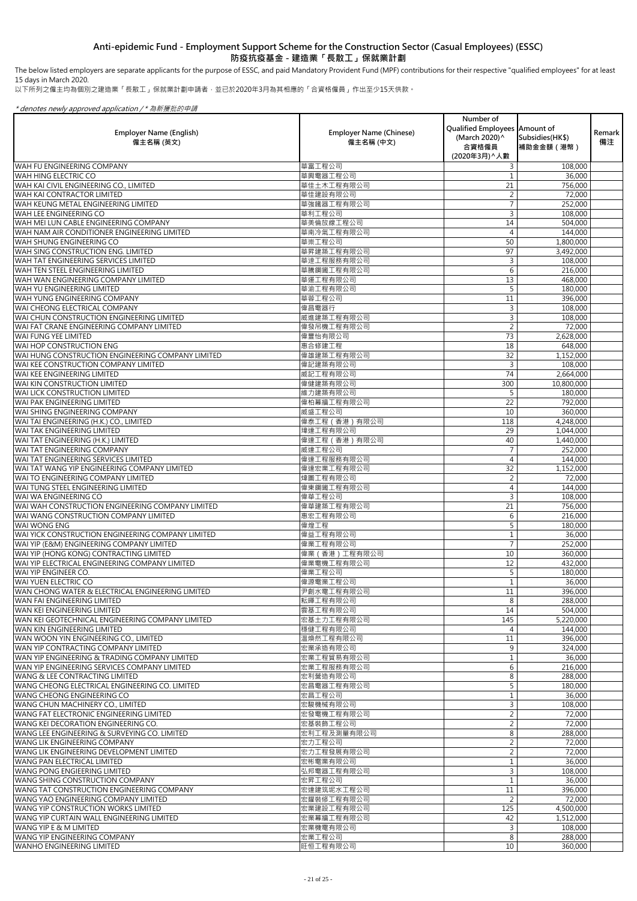# Anti-epidemic Fund - Employment Support Scheme for the Construction Sector (Casual Employees) (ESSC)

# 防疫抗疫基金 - 建造業「長散工」保就業計劃

The below listed employers are separate applicants for the purpose of ESSC, and paid Mandatory Provident Fund (MPF) contributions for their respective "qualified employees" for at least 15 days in March 2020.

以下所列之僱主均為個別之建造業「長散工」保就業計劃申請者，並已於2020年3月為其相應的「合資格僱員」作出至少15天供款。

*\* denotes newly approved application / \* 為新獲批的申請*

| Employer Name (English)<br>僱主名稱 (英文) | Employer Name (Chinese)<br>僱主名稱 (中文) | Number of Qualified Employees (March 2020)^<br>合資格僱員 (2020年3月)^人數 | Amount of Subsidies(HK$)<br>補助金金額（港幣） | Remark<br>備注 |
|---|---|---|---|---|
| WAH FU ENGINEERING COMPANY | 華富工程公司 | 3 | 108,000 | |
| WAH HING ELECTRIC CO | 華興電器工程公司 | 1 | 36,000 | |
| WAH KAI CIVIL ENGINEERING CO., LIMITED | 華佳土木工程有限公司 | 21 | 756,000 | |
| WAH KAI CONTRACTOR LIMITED | 華佳建設有限公司 | 2 | 72,000 | |
| WAH KEUNG METAL ENGINEERING LIMITED | 華強鐵器工程有限公司 | 7 | 252,000 | |
| WAH LEE ENGINEERING CO | 華利工程公司 | 3 | 108,000 | |
| WAH MEI LUN CABLE ENGINEERING COMPANY | 華美倫放線工程公司 | 14 | 504,000 | |
| WAH NAM AIR CONDITIONER ENGINEERING LIMITED | 華南冷氣工程有限公司 | 4 | 144,000 | |
| WAH SHUNG ENGINEERING CO | 華崇工程公司 | 50 | 1,800,000 | |
| WAH SING CONSTRUCTION ENG. LIMITED | 華昇建築工程有限公司 | 97 | 3,492,000 | |
| WAH TAT ENGINEERING SERVICES LIMITED | 華達工程服務有限公司 | 3 | 108,000 | |
| WAH TEN STEEL ENGINEERING LIMITED | 華騰鋼鐵工程有限公司 | 6 | 216,000 | |
| WAH WAN ENGINEERING COMPANY LIMITED | 華運工程有限公司 | 13 | 468,000 | |
| WAH YU ENGINEERING LIMITED | 華渝工程有限公司 | 5 | 180,000 | |
| WAH YUNG ENGINEERING COMPANY | 華蓉工程公司 | 11 | 396,000 | |
| WAI CHEONG ELECTRICAL COMPANY | 偉昌電器行 | 3 | 108,000 | |
| WAI CHUN CONSTRUCTION ENGINEERING LIMITED | 威進建築工程有限公司 | 3 | 108,000 | |
| WAI FAT CRANE ENGINEERING COMPANY LIMITED | 偉發吊機工程有限公司 | 2 | 72,000 | |
| WAI FUNG YEE LIMITED | 偉豐怡有限公司 | 73 | 2,628,000 | |
| WAI HOP CONSTRUCTION ENG | 惠合修建工程 | 18 | 648,000 | |
| WAI HUNG CONSTRUCTION ENGINEERING COMPANY LIMITED | 偉雄建築工程有限公司 | 32 | 1,152,000 | |
| WAI KEE CONSTRUCTION COMPANY LIMITED | 偉記建築有限公司 | 3 | 108,000 | |
| WAI KEE ENGINEERING LIMITED | 威記工程有限公司 | 74 | 2,664,000 | |
| WAI KIN CONSTRUCTION LIMITED | 偉健建築有限公司 | 300 | 10,800,000 | |
| WAI LICK CONSTRUCTION LIMITED | 維力建築有限公司 | 5 | 180,000 | |
| WAI PAK ENGINEERING LIMITED | 偉柏幕牆工程有限公司 | 22 | 792,000 | |
| WAI SHING ENGINEERING COMPANY | 威盛工程公司 | 10 | 360,000 | |
| WAI TAI ENGINEERING (H.K.) CO., LIMITED | 偉泰工程（香港）有限公司 | 118 | 4,248,000 | |
| WAI TAK ENGINEERING LIMITED | 瑋達工程有限公司 | 29 | 1,044,000 | |
| WAI TAT ENGINEERING (H.K.) LIMITED | 偉達工程（香港）有限公司 | 40 | 1,440,000 | |
| WAI TAT ENGINEERING COMPANY | 威達工程公司 | 7 | 252,000 | |
| WAI TAT ENGINEERING SERVICES LIMITED | 偉達工程服務有限公司 | 4 | 144,000 | |
| WAI TAT WANG YIP ENGINEERING COMPANY LIMITED | 偉達宏業工程有限公司 | 32 | 1,152,000 | |
| WAI TO ENGINEERING COMPANY LIMITED | 煒圖工程有限公司 | 2 | 72,000 | |
| WAI TUNG STEEL ENGINEERING LIMITED | 偉東鋼鐵工程有限公司 | 4 | 144,000 | |
| WAI WA ENGINEERING CO | 偉華工程公司 | 3 | 108,000 | |
| WAI WAH CONSTRUCTION ENGINEERING COMPANY LIMITED | 偉華建築工程有限公司 | 21 | 756,000 | |
| WAI WANG CONSTRUCTION COMPANY LIMITED | 惠宏工程有限公司 | 6 | 216,000 | |
| WAI WONG ENG | 偉煌工程 | 5 | 180,000 | |
| WAI YICK CONSTRUCTION ENGINEERING COMPANY LIMITED | 偉益工程有限公司 | 1 | 36,000 | |
| WAI YIP (E&M) ENGINEERING COMPANY LIMITED | 偉業工程有限公司 | 7 | 252,000 | |
| WAI YIP (HONG KONG) CONTRACTING LIMITED | 偉業（香港）工程有限公司 | 10 | 360,000 | |
| WAI YIP ELECTRICAL ENGINEERING COMPANY LIMITED | 偉業電機工程有限公司 | 12 | 432,000 | |
| WAI YIP ENGINEER CO. | 偉業工程公司 | 5 | 180,000 | |
| WAI YUEN ELECTRIC CO | 偉源電業工程公司 | 1 | 36,000 | |
| WAN CHONG WATER & ELECTRICAL ENGINEERING LIMITED | 尹創水電工程有限公司 | 11 | 396,000 | |
| WAN FAI ENGINEERING LIMITED | 耘暉工程有限公司 | 8 | 288,000 | |
| WAN KEI ENGINEERING LIMITED | 雲基工程有限公司 | 14 | 504,000 | |
| WAN KEI GEOTECHNICAL ENGINEERING COMPANY LIMITED | 宏基土力工程有限公司 | 145 | 5,220,000 | |
| WAN KIN ENGINEERING LIMITED | 穩健工程有限公司 | 4 | 144,000 | |
| WAN WOON YIN ENGINEERING CO., LIMITED | 溫煥然工程有限公司 | 11 | 396,000 | |
| WAN YIP CONTRACTING COMPANY LIMITED | 宏業承造有限公司 | 9 | 324,000 | |
| WAN YIP ENGINEERING & TRADING COMPANY LIMITED | 宏業工程貿易有限公司 | 1 | 36,000 | |
| WAN YIP ENGINEERING SERVICES COMPANY LIMITED | 宏業工程服務有限公司 | 6 | 216,000 | |
| WANG & LEE CONTRACTING LIMITED | 宏利營造有限公司 | 8 | 288,000 | |
| WANG CHEONG ELECTRICAL ENGINEERING CO. LIMITED | 宏昌電器工程有限公司 | 5 | 180,000 | |
| WANG CHEONG ENGINEERING CO | 宏昌工程公司 | 1 | 36,000 | |
| WANG CHUN MACHINERY CO., LIMITED | 宏駿機械有限公司 | 3 | 108,000 | |
| WANG FAT ELECTRONIC ENGINEERING LIMITED | 宏發電機工程有限公司 | 2 | 72,000 | |
| WANG KEI DECORATION ENGINEERING CO. | 宏基裝飾工程公司 | 2 | 72,000 | |
| WANG LEE ENGINEERING & SURVEYING CO. LIMITED | 宏利工程及測量有限公司 | 8 | 288,000 | |
| WANG LIK ENGINEERING COMPANY | 宏力工程公司 | 2 | 72,000 | |
| WANG LIK ENGINEERING DEVELOPMENT LIMITED | 宏力工程發展有限公司 | 2 | 72,000 | |
| WANG PAN ELECTRICAL LIMITED | 宏彬電業有限公司 | 1 | 36,000 | |
| WANG PONG ENGIEERING LIMITED | 弘邦電器工程有限公司 | 3 | 108,000 | |
| WANG SHING CONSTRUCTION COMPANY | 宏昇工程公司 | 1 | 36,000 | |
| WANG TAT CONSTRUCTION ENGINEERING COMPANY | 宏達建筑坭水工程公司 | 11 | 396,000 | |
| WANG YAO ENGINEERING COMPANY LIMITED | 宏耀裝修工程有限公司 | 2 | 72,000 | |
| WANG YIP CONSTRUCTION WORKS LIMITED | 宏業建設工程有限公司 | 125 | 4,500,000 | |
| WANG YIP CURTAIN WALL ENGINEERING LIMITED | 宏業幕牆工程有限公司 | 42 | 1,512,000 | |
| WANG YIP E & M LIMITED | 宏業機電有限公司 | 3 | 108,000 | |
| WANG YIP ENGINEERING COMPANY | 宏業工程公司 | 8 | 288,000 | |
| WANHO ENGINEERING LIMITED | 旺恒工程有限公司 | 10 | 360,000 | |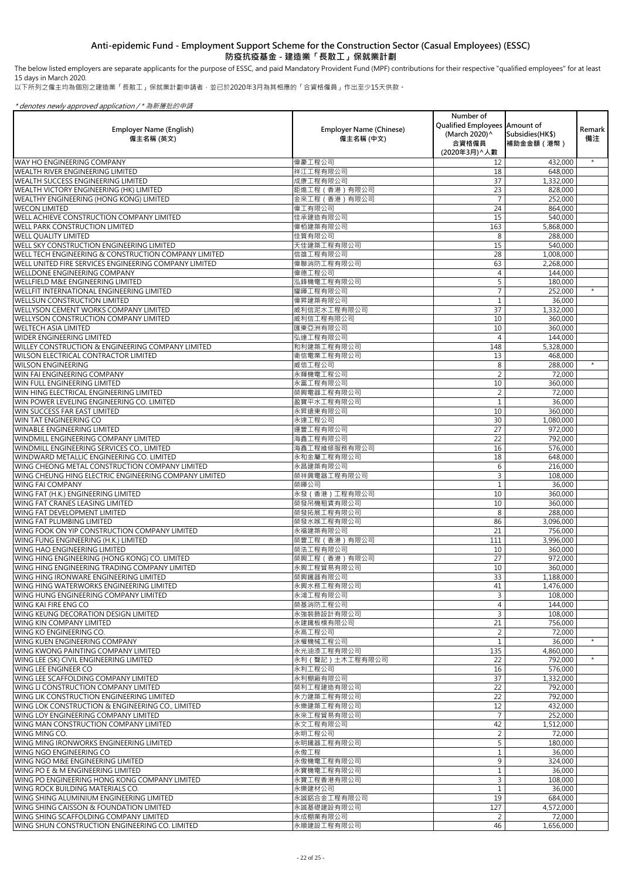# Anti-epidemic Fund - Employment Support Scheme for the Construction Sector (Casual Employees) (ESSC)

# 防疫抗疫基金 - 建造業「長散工」保就業計劃

The below listed employers are separate applicants for the purpose of ESSC, and paid Mandatory Provident Fund (MPF) contributions for their respective "qualified employees" for at least 15 days in March 2020.

以下所列之僱主均為個別之建造業「長散工」保就業計劃申請者，並已於2020年3月為其相應的「合資格僱員」作出至少15天供款。

*\* denotes newly approved application / \* 為新獲批的申請*

| Employer Name (English) 僱主名稱 (英文) | Employer Name (Chinese) 僱主名稱 (中文) | Number of Qualified Employees (March 2020)^ 合資格僱員 (2020年3月)^人數 | Amount of Subsidies(HK$) 補助金金額（港幣） | Remark 備注 |
|---|---|---|---|---|
| WAY HO ENGINEERING COMPANY | 偉豪工程公司 | 12 | 432,000 | * |
| WEALTH RIVER ENGINEERING LIMITED | 祥江工程有限公司 | 18 | 648,000 | |
| WEALTH SUCCESS ENGINEERING LIMITED | 成康工程有限公司 | 37 | 1,332,000 | |
| WEALTH VICTORY ENGINEERING (HK) LIMITED | 鉅進工程（香港）有限公司 | 23 | 828,000 | |
| WEALTHY ENGINEERING (HONG KONG) LIMITED | 金來工程（香港）有限公司 | 7 | 252,000 | |
| WECON LIMITED | 偉工有限公司 | 24 | 864,000 | |
| WELL ACHIEVE CONSTRUCTION COMPANY LIMITED | 佳承建造有限公司 | 15 | 540,000 | |
| WELL PARK CONSTRUCTION LIMITED | 偉栢建築有限公司 | 163 | 5,868,000 | |
| WELL QUALITY LIMITED | 佳質有限公司 | 8 | 288,000 | |
| WELL SKY CONSTRUCTION ENGINEERING LIMITED | 天佳建築工程有限公司 | 15 | 540,000 | |
| WELL TECH ENGINEERING & CONSTRUCTION COMPANY LIMITED | 信雄工程有限公司 | 28 | 1,008,000 | |
| WELL UNITED FIRE SERVICES ENGINEERING COMPANY LIMITED | 偉聯消防工程有限公司 | 63 | 2,268,000 | |
| WELLDONE ENGINEERING COMPANY | 偉德工程公司 | 4 | 144,000 | |
| WELLFIELD M&E ENGINEERING LIMITED | 泓鋒機電工程有限公司 | 5 | 180,000 | |
| WELLFIT INTERNATIONAL ENGINEERING LIMITED | 耀暉工程有限公司 | 7 | 252,000 | * |
| WELLSUN CONSTRUCTION LIMITED | 偉昇建築有限公司 | 1 | 36,000 | |
| WELLYSON CEMENT WORKS COMPANY LIMITED | 威利信泥水工程有限公司 | 37 | 1,332,000 | |
| WELLYSON CONSTRUCTION COMPANY LIMITED | 威利信工程有限公司 | 10 | 360,000 | |
| WELTECH ASIA LIMITED | 匯東亞洲有限公司 | 10 | 360,000 | |
| WIDER ENGINEERING LIMITED | 弘達工程有限公司 | 4 | 144,000 | |
| WILLEY CONSTRUCTION & ENGINEERING COMPANY LIMITED | 和利建築工程有限公司 | 148 | 5,328,000 | |
| WILSON ELECTRICAL CONTRACTOR LIMITED | 衛信電業工程有限公司 | 13 | 468,000 | |
| WILSON ENGINEERING | 威信工程公司 | 8 | 288,000 | * |
| WIN FAI ENGINEERING COMPANY | 永輝機電工程公司 | 2 | 72,000 | |
| WIN FULL ENGINEERING LIMITED | 永富工程有限公司 | 10 | 360,000 | |
| WIN HING ELECTRICAL ENGINEERING LIMITED | 榮興電器工程有限公司 | 2 | 72,000 | |
| WIN POWER LEVELING ENGINEERING CO. LIMITED | 盈寶平水工程有限公司 | 1 | 36,000 | |
| WIN SUCCESS FAR EAST LIMITED | 永昇遠東有限公司 | 10 | 360,000 | |
| WIN TAT ENGINEERING CO | 永達工程公司 | 30 | 1,080,000 | |
| WINABLE ENGINEERING LIMITED | 運豐工程有限公司 | 27 | 972,000 | |
| WINDMILL ENGINEERING COMPANY LIMITED | 海鑫工程有限公司 | 22 | 792,000 | |
| WINDMILL ENGINEERING SERVICES CO., LIMITED | 海鑫工程維修服務有限公司 | 16 | 576,000 | |
| WINDWARD METALLIC ENGINEERING CO. LIMITED | 永和金屬工程有限公司 | 18 | 648,000 | |
| WING CHEONG METAL CONSTRUCTION COMPANY LIMITED | 永昌建築有限公司 | 6 | 216,000 | |
| WING CHEUNG HING ELECTRIC ENGINEERING COMPANY LIMITED | 榮祥興電器工程有限公司 | 3 | 108,000 | |
| WING FAI COMPANY | 榮暉公司 | 1 | 36,000 | |
| WING FAT (H.K.) ENGINEERING LIMITED | 永發（香港）工程有限公司 | 10 | 360,000 | |
| WING FAT CRANES LEASING LIMITED | 榮發吊機租賃有限公司 | 10 | 360,000 | |
| WING FAT DEVELOPMENT LIMITED | 榮發拓展工程有限公司 | 8 | 288,000 | |
| WING FAT PLUMBING LIMITED | 榮發水喉工程有限公司 | 86 | 3,096,000 | |
| WING FOOK ON YIP CONSTRUCTION COMPANY LIMITED | 永福建築有限公司 | 21 | 756,000 | |
| WING FUNG ENGINEERING (H.K.) LIMITED | 榮豐工程（香港）有限公司 | 111 | 3,996,000 | |
| WING HAO ENGINEERING LIMITED | 榮浩工程有限公司 | 10 | 360,000 | |
| WING HING ENGINEERING (HONG KONG) CO. LIMITED | 榮興工程（香港）有限公司 | 27 | 972,000 | |
| WING HING ENGINEERING TRADING COMPANY LIMITED | 永興工程貿易有限公司 | 10 | 360,000 | |
| WING HING IRONWARE ENGINEERING LIMITED | 榮興鐵器有限公司 | 33 | 1,188,000 | |
| WING HING WATERWORKS ENGINEERING LIMITED | 永興水務工程有限公司 | 41 | 1,476,000 | |
| WING HUNG ENGINEERING COMPANY LIMITED | 永鴻工程有限公司 | 3 | 108,000 | |
| WING KAI FIRE ENG CO | 榮基消防工程公司 | 4 | 144,000 | |
| WING KEUNG DECORATION DESIGN LIMITED | 永強裝飾設計有限公司 | 3 | 108,000 | |
| WING KIN COMPANY LIMITED | 永建鐵板模有限公司 | 21 | 756,000 | |
| WING KO ENGINEERING CO. | 永高工程公司 | 2 | 72,000 | |
| WING KUEN ENGINEERING COMPANY | 泳權機械工程公司 | 1 | 36,000 | * |
| WING KWONG PAINTING COMPANY LIMITED | 永光油漆工程有限公司 | 135 | 4,860,000 | |
| WING LEE (SK) CIVIL ENGINEERING LIMITED | 永利（聲記）土木工程有限公司 | 22 | 792,000 | * |
| WING LEE ENGINEER CO | 永利工程公司 | 16 | 576,000 | |
| WING LEE SCAFFOLDING COMPANY LIMITED | 永利棚廠有限公司 | 37 | 1,332,000 | |
| WING LI CONSTRUCTION COMPANY LIMITED | 榮利工程建造有限公司 | 22 | 792,000 | |
| WING LIK CONSTRUCTION ENGINEERING LIMITED | 永力建築工程有限公司 | 22 | 792,000 | |
| WING LOK CONSTRUCTION & ENGINEERING CO., LIMITED | 永樂建築工程有限公司 | 12 | 432,000 | |
| WING LOY ENGINEERING COMPANY LIMITED | 永來工程貿易有限公司 | 7 | 252,000 | |
| WING MAN CONSTRUCTION COMPANY LIMITED | 永文工程有限公司 | 42 | 1,512,000 | |
| WING MING CO. | 永明工程公司 | 2 | 72,000 | |
| WING MING IRONWORKS ENGINEERING LIMITED | 永明鐵器工程有限公司 | 5 | 180,000 | |
| WING NGO ENGINEERING CO | 永傲工程 | 1 | 36,000 | |
| WING NGO M&E ENGINEERING LIMITED | 永傲機電工程有限公司 | 9 | 324,000 | |
| WING PO E & M ENGINEERING LIMITED | 永寶機電工程有限公司 | 1 | 36,000 | |
| WING PO ENGINEERING HONG KONG COMPANY LIMITED | 永寶工程香港有限公司 | 3 | 108,000 | |
| WING ROCK BUILDING MATERIALS CO. | 永樂建材公司 | 1 | 36,000 | |
| WING SHING ALUMINIUM ENGINEERING LIMITED | 永誠鋁合金工程有限公司 | 19 | 684,000 | |
| WING SHING CAISSON & FOUNDATION LIMITED | 永誠基礎建設有限公司 | 127 | 4,572,000 | |
| WING SHING SCAFFOLDING COMPANY LIMITED | 永成棚業有限公司 | 2 | 72,000 | |
| WING SHUN CONSTRUCTION ENGINEERING CO. LIMITED | 永順建設工程有限公司 | 46 | 1,656,000 | |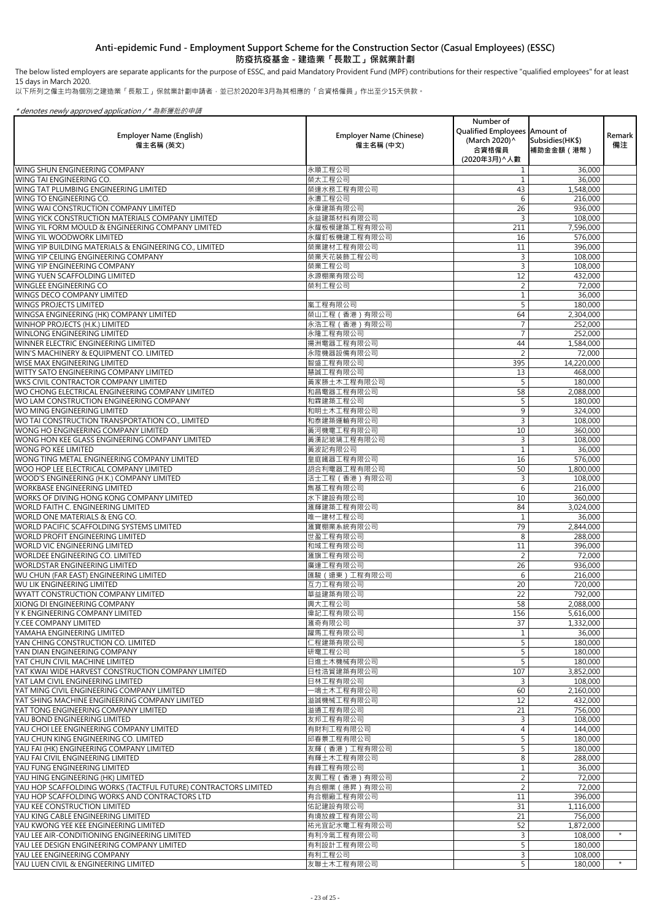# Anti-epidemic Fund - Employment Support Scheme for the Construction Sector (Casual Employees) (ESSC)
# 防疫抗疫基金 - 建造業「長散工」保就業計劃

The below listed employers are separate applicants for the purpose of ESSC, and paid Mandatory Provident Fund (MPF) contributions for their respective "qualified employees" for at least 15 days in March 2020.

以下所列之僱主均為個別之建造業「長散工」保就業計劃申請者，並已於2020年3月為其相應的「合資格僱員」作出至少15天供款。

*\* denotes newly approved application / \* 為新獲批的申請*

| Employer Name (English) 僱主名稱 (英文) | Employer Name (Chinese) 僱主名稱 (中文) | Number of Qualified Employees (March 2020)^ 合資格僱員 (2020年3月)^人數 | Amount of Subsidies(HK$) 補助金金額（港幣） | Remark 備注 |
|---|---|---|---|---|
| WING SHUN ENGINEERING COMPANY | 永順工程公司 | 1 | 36,000 | |
| WING TAI ENGINEERING CO. | 榮太工程公司 | 1 | 36,000 | |
| WING TAT PLUMBING ENGINEERING LIMITED | 榮達水務工程有限公司 | 43 | 1,548,000 | |
| WING TO ENGINEERING CO. | 永濤工程公司 | 6 | 216,000 | |
| WING WAI CONSTRUCTION COMPANY LIMITED | 永偉建築有限公司 | 26 | 936,000 | |
| WING YICK CONSTRUCTION MATERIALS COMPANY LIMITED | 永益建築材料有限公司 | 3 | 108,000 | |
| WING YIL FORM MOULD & ENGINEERING COMPANY LIMITED | 永耀板模建築工程有限公司 | 211 | 7,596,000 | |
| WING YIL WOODWORK LIMITED | 永耀釘板機建工程有限公司 | 16 | 576,000 | |
| WING YIP BUILDING MATERIALS & ENGINEERING CO., LIMITED | 榮業建材工程有限公司 | 11 | 396,000 | |
| WING YIP CEILING ENGINEERING COMPANY | 榮業天花裝飾工程公司 | 3 | 108,000 | |
| WING YIP ENGINEERING COMPANY | 榮業工程公司 | 3 | 108,000 | |
| WING YUEN SCAFFOLDING LIMITED | 永源棚業有限公司 | 12 | 432,000 | |
| WINGLEE ENGINEERING CO | 榮利工程公司 | 2 | 72,000 | |
| WINGS DECO COMPANY LIMITED | | 1 | 36,000 | |
| WINGS PROJECTS LIMITED | 嵐工程有限公司 | 5 | 180,000 | |
| WINGSA ENGINEERING (HK) COMPANY LIMITED | 榮山工程（香港）有限公司 | 64 | 2,304,000 | |
| WINHOP PROJECTS (H.K.) LIMITED | 永浩工程（香港）有限公司 | 7 | 252,000 | |
| WINLONG ENGINEERING LIMITED | 永隆工程有限公司 | 7 | 252,000 | |
| WINNER ELECTRIC ENGINEERING LIMITED | 揚洲電器工程有限公司 | 44 | 1,584,000 | |
| WIN'S MACHINERY & EQUIPMENT CO. LIMITED | 永陞機器設備有限公司 | 2 | 72,000 | |
| WISE MAX ENGINEERING LIMITED | 智盛工程有限公司 | 395 | 14,220,000 | |
| WITTY SATO ENGINEERING COMPANY LIMITED | 慧誠工程有限公司 | 13 | 468,000 | |
| WKS CIVIL CONTRACTOR COMPANY LIMITED | 黃家勝土木工程有限公司 | 5 | 180,000 | |
| WO CHONG ELECTRICAL ENGINEERING COMPANY LIMITED | 和昌電器工程有限公司 | 58 | 2,088,000 | |
| WO LAM CONSTRUCTION ENGINEERING COMPANY | 和霖建築工程公司 | 5 | 180,000 | |
| WO MING ENGINEERING LIMITED | 和明土木工程有限公司 | 9 | 324,000 | |
| WO TAI CONSTRUCTION TRANSPORTATION CO., LIMITED | 和泰建築運輸有限公司 | 3 | 108,000 | |
| WONG HO ENGINEERING COMPANY LIMITED | 黃河機電工程有限公司 | 10 | 360,000 | |
| WONG HON KEE GLASS ENGINEERING COMPANY LIMITED | 黃漢記玻璃工程有限公司 | 3 | 108,000 | |
| WONG PO KEE LIMITED | 黃波記有限公司 | 1 | 36,000 | |
| WONG TING METAL ENGINEERING COMPANY LIMITED | 皇庭鐵器工程有限公司 | 16 | 576,000 | |
| WOO HOP LEE ELECTRICAL COMPANY LIMITED | 胡合利電器工程有限公司 | 50 | 1,800,000 | |
| WOOD'S ENGINEERING (H.K.) COMPANY LIMITED | 活士工程（香港）有限公司 | 3 | 108,000 | |
| WORKBASE ENGINEERING LIMITED | 雋基工程有限公司 | 6 | 216,000 | |
| WORKS OF DIVING HONG KONG COMPANY LIMITED | 水下建設有限公司 | 10 | 360,000 | |
| WORLD FAITH C. ENGINEERING LIMITED | 滙輝建築工程有限公司 | 84 | 3,024,000 | |
| WORLD ONE MATERIALS & ENG CO. | 唯一建材工程公司 | 1 | 36,000 | |
| WORLD PACIFIC SCAFFOLDING SYSTEMS LIMITED | 滙寶棚業系統有限公司 | 79 | 2,844,000 | |
| WORLD PROFIT ENGINEERING LIMITED | 世盈工程有限公司 | 8 | 288,000 | |
| WORLD VIC ENGINEERING LIMITED | 和域工程有限公司 | 11 | 396,000 | |
| WORLDEE ENGINEERING CO. LIMITED | 滙旗工程有限公司 | 2 | 72,000 | |
| WORLDSTAR ENGINEERING LIMITED | 廣達工程有限公司 | 26 | 936,000 | |
| WU CHUN (FAR EAST) ENGINEERING LIMITED | 匯駿（遠東）工程有限公司 | 6 | 216,000 | |
| WU LIK ENGINEERING LIMITED | 互力工程有限公司 | 20 | 720,000 | |
| WYATT CONSTRUCTION COMPANY LIMITED | 華益建築有限公司 | 22 | 792,000 | |
| XIONG DI ENGINEERING COMPANY | 興大工程公司 | 58 | 2,088,000 | |
| Y K ENGINEERING COMPANY LIMITED | 偉記工程有限公司 | 156 | 5,616,000 | |
| Y.CEE COMPANY LIMITED | 滙奇有限公司 | 37 | 1,332,000 | |
| YAMAHA ENGINEERING LIMITED | 躍馬工程有限公司 | 1 | 36,000 | |
| YAN CHING CONSTRUCTION CO. LIMITED | 仁程建築有限公司 | 5 | 180,000 | |
| YAN DIAN ENGINEERING COMPANY | 研電工程公司 | 5 | 180,000 | |
| YAT CHUN CIVIL MACHINE LIMITED | 日進土木機械有限公司 | 5 | 180,000 | |
| YAT KWAI WIDE HARVEST CONSTRUCTION COMPANY LIMITED | 日桂浩賢建築有限公司 | 107 | 3,852,000 | |
| YAT LAM CIVIL ENGINEERING LIMITED | 日林工程有限公司 | 3 | 108,000 | |
| YAT MING CIVIL ENGINEERING COMPANY LIMITED | 一鳴土木工程有限公司 | 60 | 2,160,000 | |
| YAT SHING MACHINE ENGINEERING COMPANY LIMITED | 溢誠機械工程有限公司 | 12 | 432,000 | |
| YAT TONG ENGINEERING COMPANY LIMITED | 溢通工程有限公司 | 21 | 756,000 | |
| YAU BOND ENGINEERING LIMITED | 友邦工程有限公司 | 3 | 108,000 | |
| YAU CHOI LEE ENGINEERING COMPANY LIMITED | 有財利工程有限公司 | 4 | 144,000 | |
| YAU CHUN KING ENGINEERING CO. LIMITED | 邱春景工程有限公司 | 5 | 180,000 | |
| YAU FAI (HK) ENGINEERING COMPANY LIMITED | 友輝（香港）工程有限公司 | 5 | 180,000 | |
| YAU FAI CIVIL ENGINEERING LIMITED | 有輝土木工程有限公司 | 8 | 288,000 | |
| YAU FUNG ENGINEERING LIMITED | 有峰工程有限公司 | 1 | 36,000 | |
| YAU HING ENGINEERING (HK) LIMITED | 友興工程（香港）有限公司 | 2 | 72,000 | |
| YAU HOP SCAFFOLDING WORKS (TACTFUL FUTURE) CONTRACTORS LIMITED | 有合棚業（德昇）有限公司 | 2 | 72,000 | |
| YAU HOP SCAFFOLDING WORKS AND CONTRACTORS LTD | 有合棚廠工程有限公司 | 11 | 396,000 | |
| YAU KEE CONSTRUCTION LIMITED | 佑記建設有限公司 | 31 | 1,116,000 | |
| YAU KING CABLE ENGINEERING LIMITED | 有境放線工程有限公司 | 21 | 756,000 | |
| YAU KWONG YEE KEE ENGINEERING LIMITED | 祐光宜記水電工程有限公司 | 52 | 1,872,000 | |
| YAU LEE AIR-CONDITIONING ENGINEERING LIMITED | 有利冷氣工程有限公司 | 3 | 108,000 | * |
| YAU LEE DESIGN ENGINEERING COMPANY LIMITED | 有利設計工程有限公司 | 5 | 180,000 | |
| YAU LEE ENGINEERING COMPANY | 有利工程公司 | 3 | 108,000 | |
| YAU LUEN CIVIL & ENGINEERING LIMITED | 友聯土木工程有限公司 | 5 | 180,000 | * |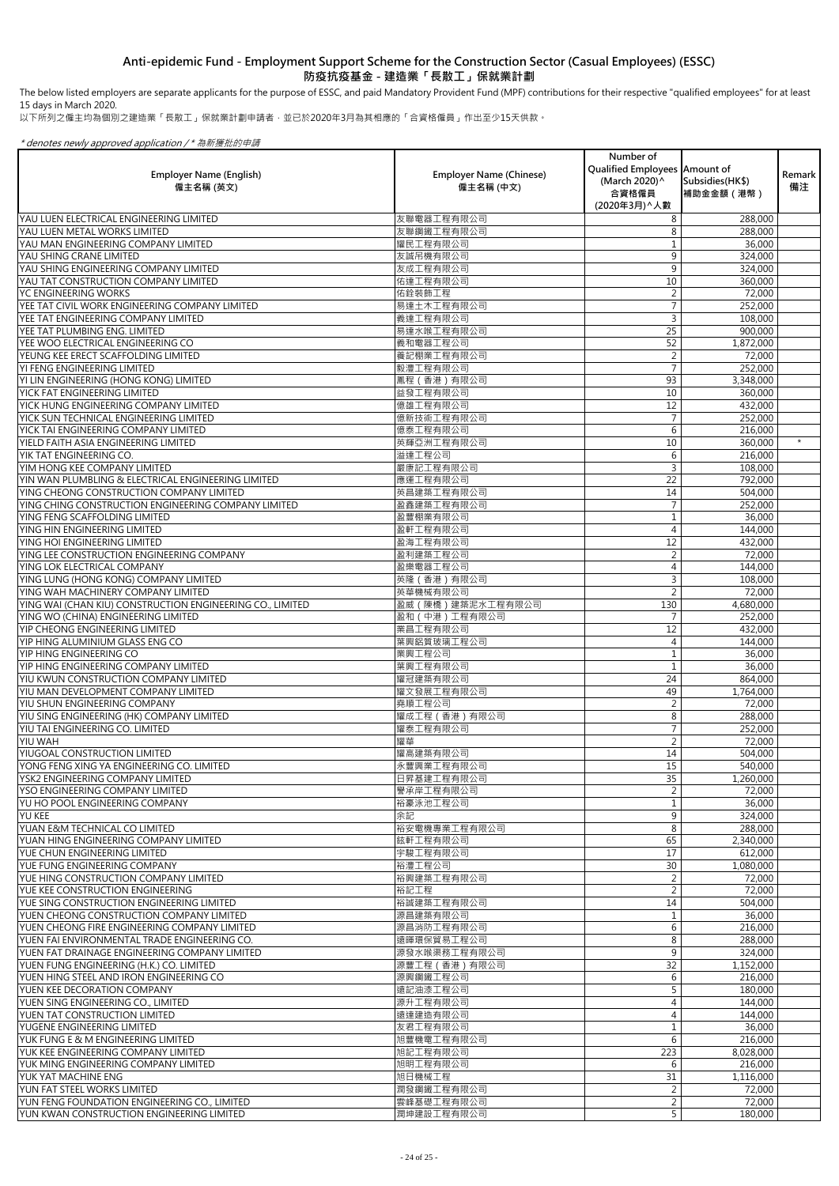# Anti-epidemic Fund - Employment Support Scheme for the Construction Sector (Casual Employees) (ESSC)
# 防疫抗疫基金 - 建造業「長散工」保就業計劃

The below listed employers are separate applicants for the purpose of ESSC, and paid Mandatory Provident Fund (MPF) contributions for their respective "qualified employees" for at least 15 days in March 2020.

以下所列之僱主均為個別之建造業「長散工」保就業計劃申請者，並已於2020年3月為其相應的「合資格僱員」作出至少15天供款。

*\* denotes newly approved application / \* 為新獲批的申請*

| Employer Name (English) 僱主名稱 (英文) | Employer Name (Chinese) 僱主名稱 (中文) | Number of Qualified Employees (March 2020)^ 合資格僱員 (2020年3月)^人數 | Amount of Subsidies(HK$) 補助金金額（港幣） | Remark 備注 |
|---|---|---|---|---|
| YAU LUEN ELECTRICAL ENGINEERING LIMITED | 友聯電器工程有限公司 | 8 | 288,000 | |
| YAU LUEN METAL WORKS LIMITED | 友聯鋼鐵工程有限公司 | 8 | 288,000 | |
| YAU MAN ENGINEERING COMPANY LIMITED | 耀民工程有限公司 | 1 | 36,000 | |
| YAU SHING CRANE LIMITED | 友誠吊機有限公司 | 9 | 324,000 | |
| YAU SHING ENGINEERING COMPANY LIMITED | 友成工程有限公司 | 9 | 324,000 | |
| YAU TAT CONSTRUCTION COMPANY LIMITED | 佑達工程有限公司 | 10 | 360,000 | |
| YC ENGINEERING WORKS | 佑銓裝飾工程 | 2 | 72,000 | |
| YEE TAT CIVIL WORK ENGINEERING COMPANY LIMITED | 易達土木工程有限公司 | 7 | 252,000 | |
| YEE TAT ENGINEERING COMPANY LIMITED | 義達工程有限公司 | 3 | 108,000 | |
| YEE TAT PLUMBING ENG. LIMITED | 易達水喉工程有限公司 | 25 | 900,000 | |
| YEE WOO ELECTRICAL ENGINEERING CO | 義和電器工程公司 | 52 | 1,872,000 | |
| YEUNG KEE ERECT SCAFFOLDING LIMITED | 養記棚業有限公司 | 2 | 72,000 | |
| YI FENG ENGINEERING LIMITED | 毅灃工程有限公司 | 7 | 252,000 | |
| YI LIN ENGINEERING (HONG KONG) LIMITED | 熏程（香港）有限公司 | 93 | 3,348,000 | |
| YICK FAT ENGINEERING LIMITED | 益發工程有限公司 | 10 | 360,000 | |
| YICK HUNG ENGINEERING COMPANY LIMITED | 億雄工程有限公司 | 12 | 432,000 | |
| YICK SUN TECHNICAL ENGINEERING LIMITED | 億新技術工程有限公司 | 7 | 252,000 | |
| YICK TAI ENGINEERING COMPANY LIMITED | 億泰工程有限公司 | 6 | 216,000 | |
| YIELD FAITH ASIA ENGINEERING LIMITED | 英輝亞洲工程有限公司 | 10 | 360,000 | * |
| YIK TAT ENGINEERING CO. | 溢達工程公司 | 6 | 216,000 | |
| YIM HONG KEE COMPANY LIMITED | 嚴康記工程有限公司 | 3 | 108,000 | |
| YIN WAN PLUMBLING & ELECTRICAL ENGINEERING LIMITED | 應運工程有限公司 | 22 | 792,000 | |
| YING CHEONG CONSTRUCTION COMPANY LIMITED | 英昌建築有限公司 | 14 | 504,000 | |
| YING CHING CONSTRUCTION ENGINEERING COMPANY LIMITED | 盈鑫建築工程有限公司 | 7 | 252,000 | |
| YING FENG SCAFFOLDING LIMITED | 盈豐棚業有限公司 | 1 | 36,000 | |
| YING HIN ENGINEERING LIMITED | 盈軒工程有限公司 | 4 | 144,000 | |
| YING HOI ENGINEERING LIMITED | 盈海工程有限公司 | 12 | 432,000 | |
| YING LEE CONSTRUCTION ENGINEERING COMPANY | 盈利建築工程公司 | 2 | 72,000 | |
| YING LOK ELECTRICAL COMPANY | 盈樂電器工程公司 | 4 | 144,000 | |
| YING LUNG (HONG KONG) COMPANY LIMITED | 英隆（香港）有限公司 | 3 | 108,000 | |
| YING WAH MACHINERY COMPANY LIMITED | 英華機械有限公司 | 2 | 72,000 | |
| YING WAI (CHAN KIU) CONSTRUCTION ENGINEERING CO., LIMITED | 盈威（陳橋）建築泥水工程有限公司 | 130 | 4,680,000 | |
| YING WO (CHINA) ENGINEERING LIMITED | 盈和（中港）工程有限公司 | 7 | 252,000 | |
| YIP CHEONG ENGINEERING LIMITED | 業昌工程有限公司 | 12 | 432,000 | |
| YIP HING ALUMINIUM GLASS ENG CO | 葉興鋁質玻璃工程公司 | 4 | 144,000 | |
| YIP HING ENGINEERING CO | 業興工程公司 | 1 | 36,000 | |
| YIP HING ENGINEERING COMPANY LIMITED | 葉興工程有限公司 | 1 | 36,000 | |
| YIU KWUN CONSTRUCTION COMPANY LIMITED | 耀冠建築有限公司 | 24 | 864,000 | |
| YIU MAN DEVELOPMENT COMPANY LIMITED | 耀文發展工程有限公司 | 49 | 1,764,000 | |
| YIU SHUN ENGINEERING COMPANY | 堯順工程公司 | 2 | 72,000 | |
| YIU SING ENGINEERING (HK) COMPANY LIMITED | 耀成工程（香港）有限公司 | 8 | 288,000 | |
| YIU TAI ENGINEERING CO. LIMITED | 耀泰工程有限公司 | 7 | 252,000 | |
| YIU WAH | 耀華 | 2 | 72,000 | |
| YIUGOAL CONSTRUCTION LIMITED | 耀高建築有限公司 | 14 | 504,000 | |
| YONG FENG XING YA ENGINEERING CO. LIMITED | 永豐興業工程有限公司 | 15 | 540,000 | |
| YSK2 ENGINEERING COMPANY LIMITED | 日昇基建工程有限公司 | 35 | 1,260,000 | |
| YSO ENGINEERING COMPANY LIMITED | 譽承岸工程有限公司 | 2 | 72,000 | |
| YU HO POOL ENGINEERING COMPANY | 裕豪泳池工程公司 | 1 | 36,000 | |
| YU KEE | 余記 | 9 | 324,000 | |
| YUAN E&M TECHNICAL CO LIMITED | 裕安電機專業工程有限公司 | 8 | 288,000 | |
| YUAN HING ENGINEERING COMPANY LIMITED | 鉉軒工程有限公司 | 65 | 2,340,000 | |
| YUE CHUN ENGINEERING LIMITED | 宇駿工程有限公司 | 17 | 612,000 | |
| YUE FUNG ENGINEERING COMPANY | 裕灃工程公司 | 30 | 1,080,000 | |
| YUE HING CONSTRUCTION COMPANY LIMITED | 裕興建築工程有限公司 | 2 | 72,000 | |
| YUE KEE CONSTRUCTION ENGINEERING | 裕記工程 | 2 | 72,000 | |
| YUE SING CONSTRUCTION ENGINEERING LIMITED | 裕誠建築工程有限公司 | 14 | 504,000 | |
| YUEN CHEONG CONSTRUCTION COMPANY LIMITED | 源昌建築有限公司 | 1 | 36,000 | |
| YUEN CHEONG FIRE ENGINEERING COMPANY LIMITED | 源昌消防工程有限公司 | 6 | 216,000 | |
| YUEN FAI ENVIRONMENTAL TRADE ENGINEERING CO. | 遠暉環保貿易工程公司 | 8 | 288,000 | |
| YUEN FAT DRAINAGE ENGINEERING COMPANY LIMITED | 源發水喉渠務工程有限公司 | 9 | 324,000 | |
| YUEN FUNG ENGINEERING (H.K.) CO. LIMITED | 源豐工程（香港）有限公司 | 32 | 1,152,000 | |
| YUEN HING STEEL AND IRON ENGINEERING CO | 源興鋼鐵工程公司 | 6 | 216,000 | |
| YUEN KEE DECORATION COMPANY | 遠記油漆工程公司 | 5 | 180,000 | |
| YUEN SING ENGINEERING CO., LIMITED | 源升工程有限公司 | 4 | 144,000 | |
| YUEN TAT CONSTRUCTION LIMITED | 遠達建造有限公司 | 4 | 144,000 | |
| YUGENE ENGINEERING LIMITED | 友君工程有限公司 | 1 | 36,000 | |
| YUK FUNG E & M ENGINEERING LIMITED | 旭豐機電工程有限公司 | 6 | 216,000 | |
| YUK KEE ENGINEERING COMPANY LIMITED | 旭記工程有限公司 | 223 | 8,028,000 | |
| YUK MING ENGINEERING COMPANY LIMITED | 旭明工程有限公司 | 6 | 216,000 | |
| YUK YAT MACHINE ENG | 旭日機械工程 | 31 | 1,116,000 | |
| YUN FAT STEEL WORKS LIMITED | 潤發鋼鐵工程有限公司 | 2 | 72,000 | |
| YUN FENG FOUNDATION ENGINEERING CO., LIMITED | 雲峰基礎工程有限公司 | 2 | 72,000 | |
| YUN KWAN CONSTRUCTION ENGINEERING LIMITED | 潤坤建設工程有限公司 | 5 | 180,000 | |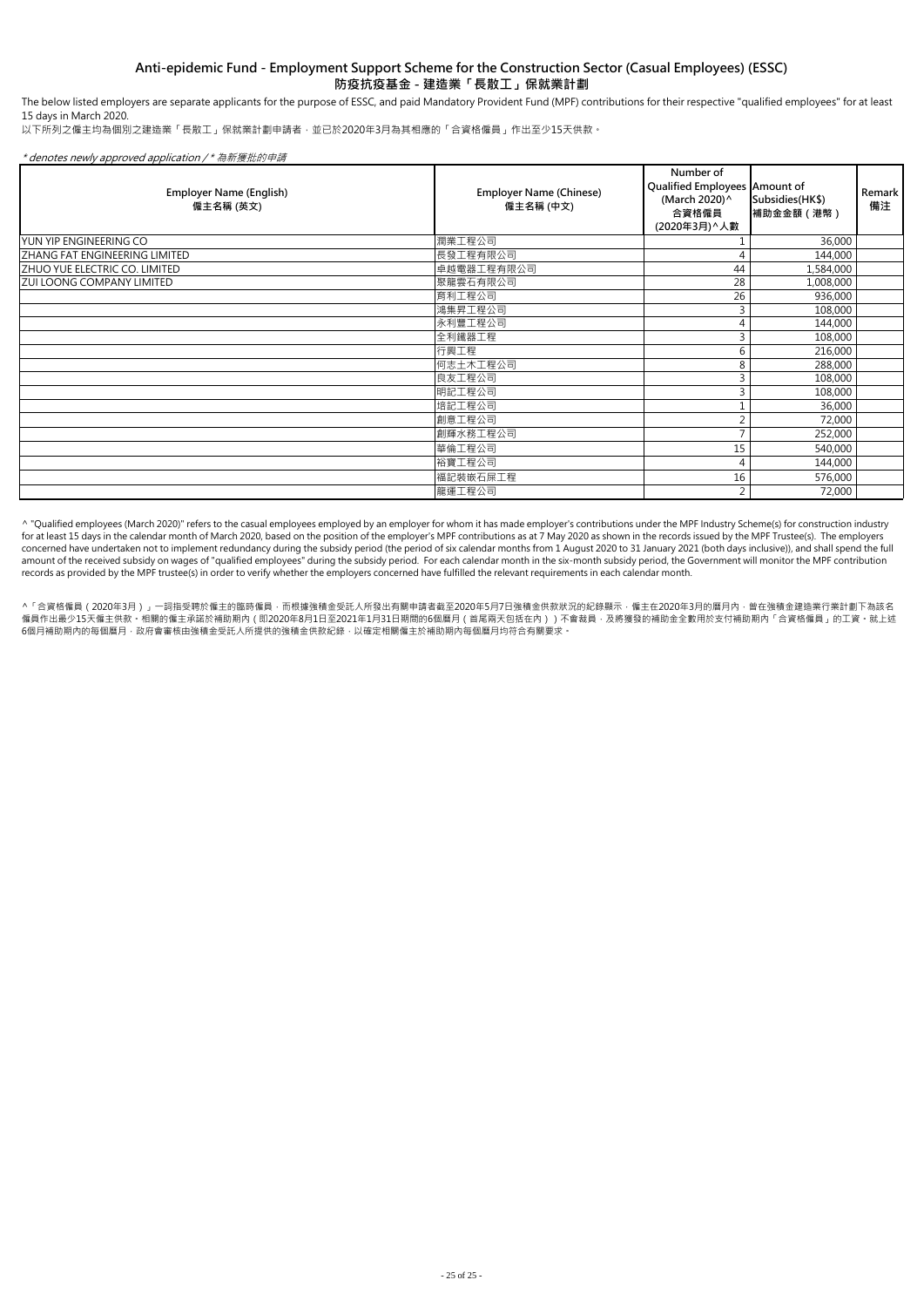## Anti-epidemic Fund - Employment Support Scheme for the Construction Sector (Casual Employees) (ESSC)
## 防疫抗疫基金 - 建造業「長散工」保就業計劃

The below listed employers are separate applicants for the purpose of ESSC, and paid Mandatory Provident Fund (MPF) contributions for their respective "qualified employees" for at least 15 days in March 2020.

以下所列之僱主均為個別之建造業「長散工」保就業計劃申請者，並已於2020年3月為其相應的「合資格僱員」作出至少15天供款。

*\* denotes newly approved application / \* 為新獲批的申請*

| Employer Name (English) 僱主名稱 (英文) | Employer Name (Chinese) 僱主名稱 (中文) | Number of Qualified Employees (March 2020)^ 合資格僱員 (2020年3月)^人數 | Amount of Subsidies(HK$) 補助金金額（港幣） | Remark 備注 |
|---|---|---|---|---|
| YUN YIP ENGINEERING CO | 潤業工程公司 | 1 | 36,000 | |
| ZHANG FAT ENGINEERING LIMITED | 長發工程有限公司 | 4 | 144,000 | |
| ZHUO YUE ELECTRIC CO. LIMITED | 卓越電器工程有限公司 | 44 | 1,584,000 | |
| ZUI LOONG COMPANY LIMITED | 聚龍雲石有限公司 | 28 | 1,008,000 | |
| | 育利工程公司 | 26 | 936,000 | |
| | 鴻集昇工程公司 | 3 | 108,000 | |
| | 永利豐工程公司 | 4 | 144,000 | |
| | 全利鐵器工程 | 3 | 108,000 | |
| | 行興工程 | 6 | 216,000 | |
| | 何志土木工程公司 | 8 | 288,000 | |
| | 良友工程公司 | 3 | 108,000 | |
| | 明記工程公司 | 3 | 108,000 | |
| | 培記工程公司 | 1 | 36,000 | |
| | 創意工程公司 | 2 | 72,000 | |
| | 創輝水務工程公司 | 7 | 252,000 | |
| | 華倫工程公司 | 15 | 540,000 | |
| | 裕寶工程公司 | 4 | 144,000 | |
| | 福記裝嵌石屎工程 | 16 | 576,000 | |
| | 麗蓮工程公司 | 2 | 72,000 | |

^ "Qualified employees (March 2020)" refers to the casual employees employed by an employer for whom it has made employer's contributions under the MPF Industry Scheme(s) for construction industry for at least 15 days in the calendar month of March 2020, based on the position of the employer's MPF contributions as at 7 May 2020 as shown in the records issued by the MPF Trustee(s). The employers concerned have undertaken not to implement redundancy during the subsidy period (the period of six calendar months from 1 August 2020 to 31 January 2021 (both days inclusive)), and shall spend the full amount of the received subsidy on wages of "qualified employees" during the subsidy period. For each calendar month in the six-month subsidy period, the Government will monitor the MPF contribution records as provided by the MPF trustee(s) in order to verify whether the employers concerned have fulfilled the relevant requirements in each calendar month.

^「合資格僱員（2020年3月）」一詞指受聘於僱主的臨時僱員，而根據強積金受託人所發出有關申請者截至2020年5月7日強積金供款狀況的紀錄顯示，僱主在2020年3月的曆月內，曾在強積金建造業行業計劃下為該名僱員作出最少15天僱主供款。相關的僱主承諾於補助期內（即2020年8月1日至2021年1月31日期間的6個曆月（首尾兩天包括在內））不會裁員，及將獲發的補助金全數用於支付補助期內「合資格僱員」的工資。就上述6個月補助期內的每個曆月，政府會審核由強積金受託人所提供的強積金供款紀錄，以確定相關僱主於補助期內每個曆月均符合有關要求。